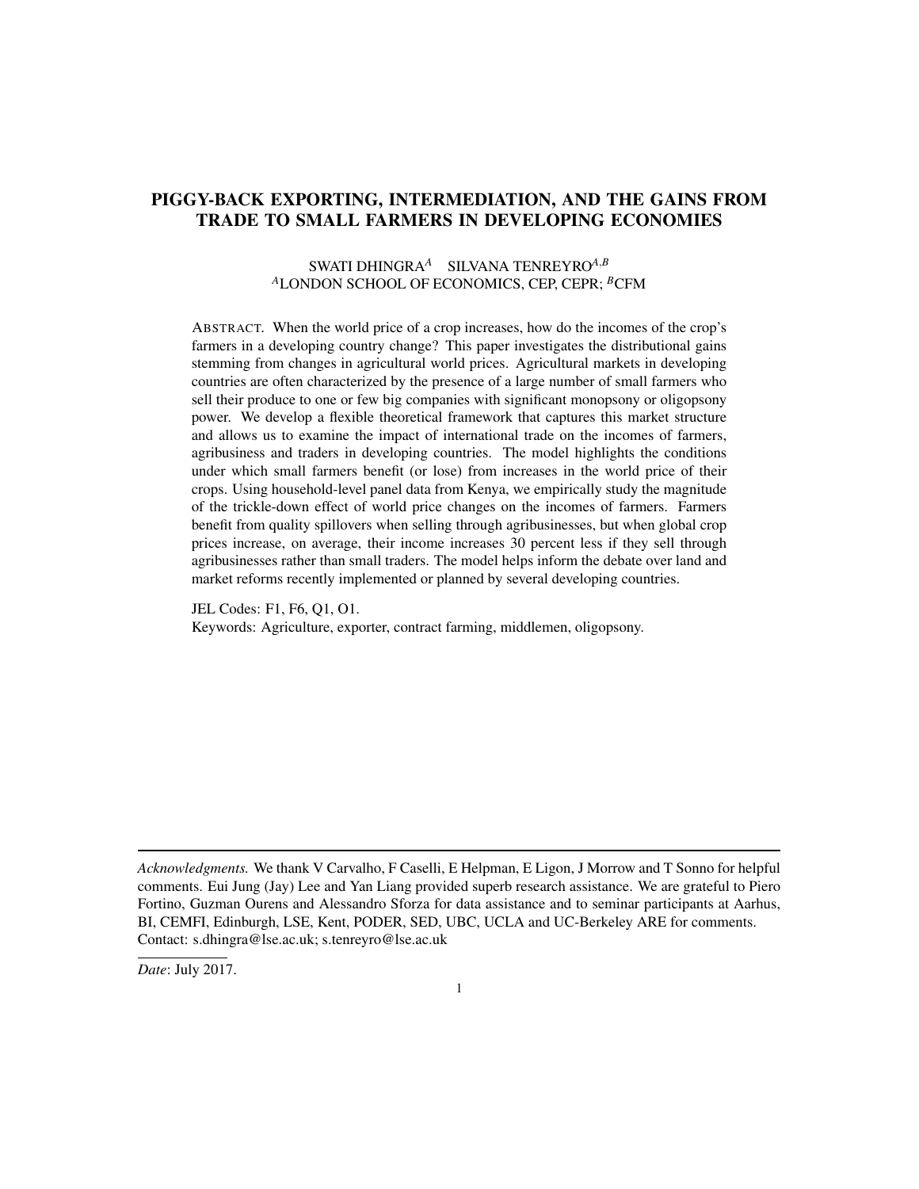# PIGGY-BACK EXPORTING, INTERMEDIATION, AND THE GAINS FROM TRADE TO SMALL FARMERS IN DEVELOPING ECONOMIES

SWATI DHINGRA[A] SILVANA TENREYRO[A,B]
[A]LONDON SCHOOL OF ECONOMICS, CEP, CEPR; [B]CFM

ABSTRACT. When the world price of a crop increases, how do the incomes of the crop's farmers in a developing country change? This paper investigates the distributional gains stemming from changes in agricultural world prices. Agricultural markets in developing countries are often characterized by the presence of a large number of small farmers who sell their produce to one or few big companies with significant monopsony or oligopsony power. We develop a flexible theoretical framework that captures this market structure and allows us to examine the impact of international trade on the incomes of farmers, agribusiness and traders in developing countries. The model highlights the conditions under which small farmers benefit (or lose) from increases in the world price of their crops. Using household-level panel data from Kenya, we empirically study the magnitude of the trickle-down effect of world price changes on the incomes of farmers. Farmers benefit from quality spillovers when selling through agribusinesses, but when global crop prices increase, on average, their income increases 30 percent less if they sell through agribusinesses rather than small traders. The model helps inform the debate over land and market reforms recently implemented or planned by several developing countries.

JEL Codes: F1, F6, Q1, O1.
Keywords: Agriculture, exporter, contract farming, middlemen, oligopsony.

---

*Acknowledgments.* We thank V Carvalho, F Caselli, E Helpman, E Ligon, J Morrow and T Sonno for helpful comments. Eui Jung (Jay) Lee and Yan Liang provided superb research assistance. We are grateful to Piero Fortino, Guzman Ourens and Alessandro Sforza for data assistance and to seminar participants at Aarhus, BI, CEMFI, Edinburgh, LSE, Kent, PODER, SED, UBC, UCLA and UC-Berkeley ARE for comments. Contact: s.dhingra@lse.ac.uk; s.tenreyro@lse.ac.uk

*Date*: July 2017.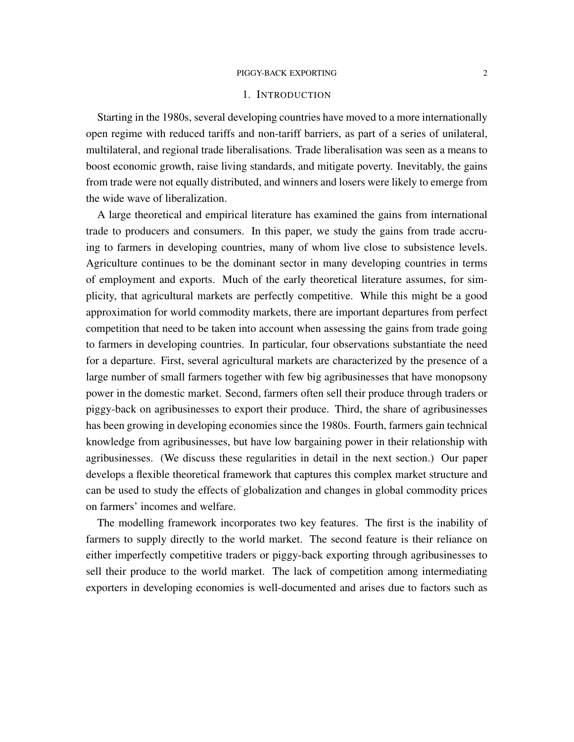## 1. Introduction

Starting in the 1980s, several developing countries have moved to a more internationally open regime with reduced tariffs and non-tariff barriers, as part of a series of unilateral, multilateral, and regional trade liberalisations. Trade liberalisation was seen as a means to boost economic growth, raise living standards, and mitigate poverty. Inevitably, the gains from trade were not equally distributed, and winners and losers were likely to emerge from the wide wave of liberalization.

A large theoretical and empirical literature has examined the gains from international trade to producers and consumers. In this paper, we study the gains from trade accruing to farmers in developing countries, many of whom live close to subsistence levels. Agriculture continues to be the dominant sector in many developing countries in terms of employment and exports. Much of the early theoretical literature assumes, for simplicity, that agricultural markets are perfectly competitive. While this might be a good approximation for world commodity markets, there are important departures from perfect competition that need to be taken into account when assessing the gains from trade going to farmers in developing countries. In particular, four observations substantiate the need for a departure. First, several agricultural markets are characterized by the presence of a large number of small farmers together with few big agribusinesses that have monopsony power in the domestic market. Second, farmers often sell their produce through traders or piggy-back on agribusinesses to export their produce. Third, the share of agribusinesses has been growing in developing economies since the 1980s. Fourth, farmers gain technical knowledge from agribusinesses, but have low bargaining power in their relationship with agribusinesses. (We discuss these regularities in detail in the next section.) Our paper develops a flexible theoretical framework that captures this complex market structure and can be used to study the effects of globalization and changes in global commodity prices on farmers' incomes and welfare.

The modelling framework incorporates two key features. The first is the inability of farmers to supply directly to the world market. The second feature is their reliance on either imperfectly competitive traders or piggy-back exporting through agribusinesses to sell their produce to the world market. The lack of competition among intermediating exporters in developing economies is well-documented and arises due to factors such as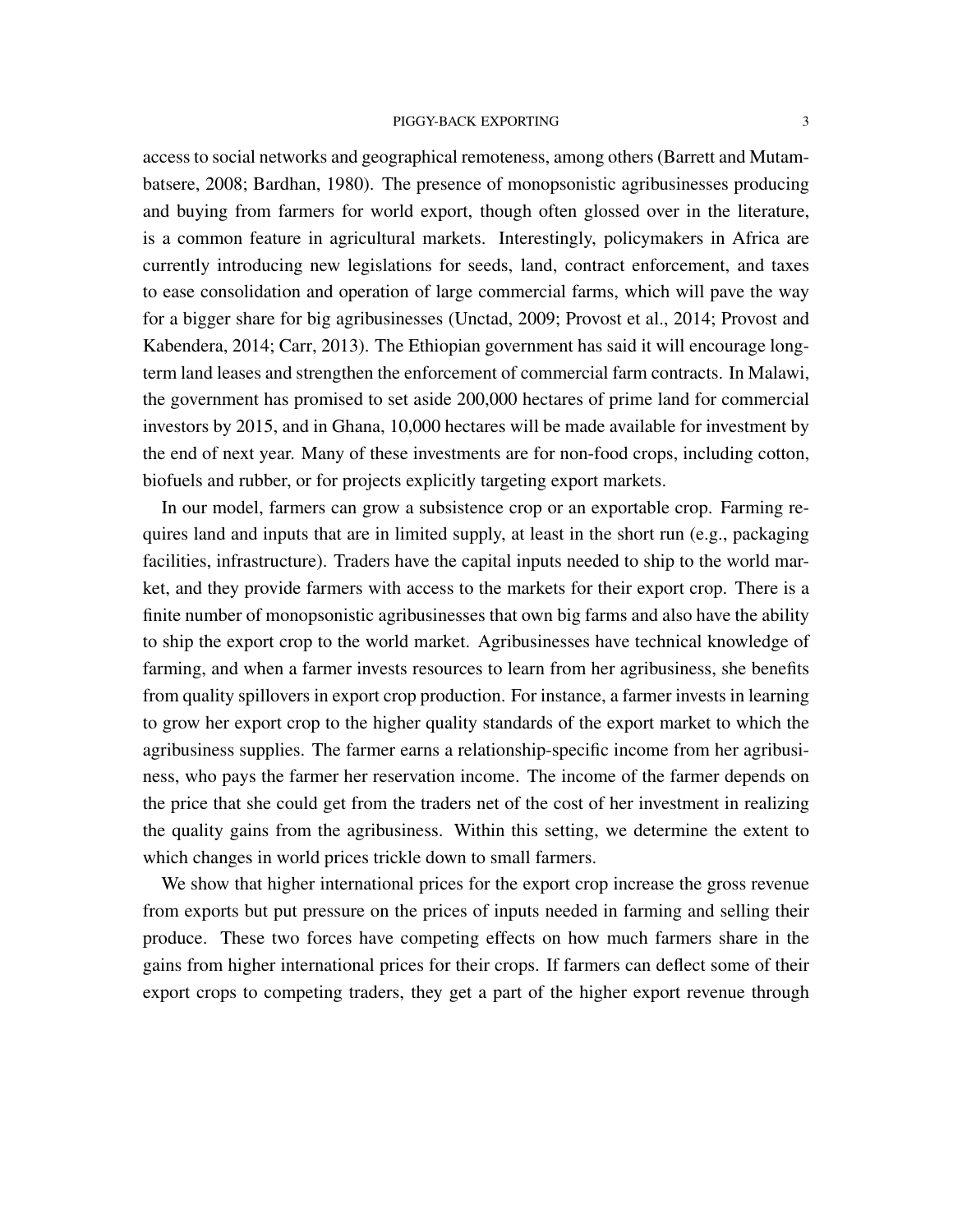access to social networks and geographical remoteness, among others (Barrett and Mutambatsere, 2008; Bardhan, 1980). The presence of monopsonistic agribusinesses producing and buying from farmers for world export, though often glossed over in the literature, is a common feature in agricultural markets. Interestingly, policymakers in Africa are currently introducing new legislations for seeds, land, contract enforcement, and taxes to ease consolidation and operation of large commercial farms, which will pave the way for a bigger share for big agribusinesses (Unctad, 2009; Provost et al., 2014; Provost and Kabendera, 2014; Carr, 2013). The Ethiopian government has said it will encourage long-term land leases and strengthen the enforcement of commercial farm contracts. In Malawi, the government has promised to set aside 200,000 hectares of prime land for commercial investors by 2015, and in Ghana, 10,000 hectares will be made available for investment by the end of next year. Many of these investments are for non-food crops, including cotton, biofuels and rubber, or for projects explicitly targeting export markets.

In our model, farmers can grow a subsistence crop or an exportable crop. Farming requires land and inputs that are in limited supply, at least in the short run (e.g., packaging facilities, infrastructure). Traders have the capital inputs needed to ship to the world market, and they provide farmers with access to the markets for their export crop. There is a finite number of monopsonistic agribusinesses that own big farms and also have the ability to ship the export crop to the world market. Agribusinesses have technical knowledge of farming, and when a farmer invests resources to learn from her agribusiness, she benefits from quality spillovers in export crop production. For instance, a farmer invests in learning to grow her export crop to the higher quality standards of the export market to which the agribusiness supplies. The farmer earns a relationship-specific income from her agribusiness, who pays the farmer her reservation income. The income of the farmer depends on the price that she could get from the traders net of the cost of her investment in realizing the quality gains from the agribusiness. Within this setting, we determine the extent to which changes in world prices trickle down to small farmers.

We show that higher international prices for the export crop increase the gross revenue from exports but put pressure on the prices of inputs needed in farming and selling their produce. These two forces have competing effects on how much farmers share in the gains from higher international prices for their crops. If farmers can deflect some of their export crops to competing traders, they get a part of the higher export revenue through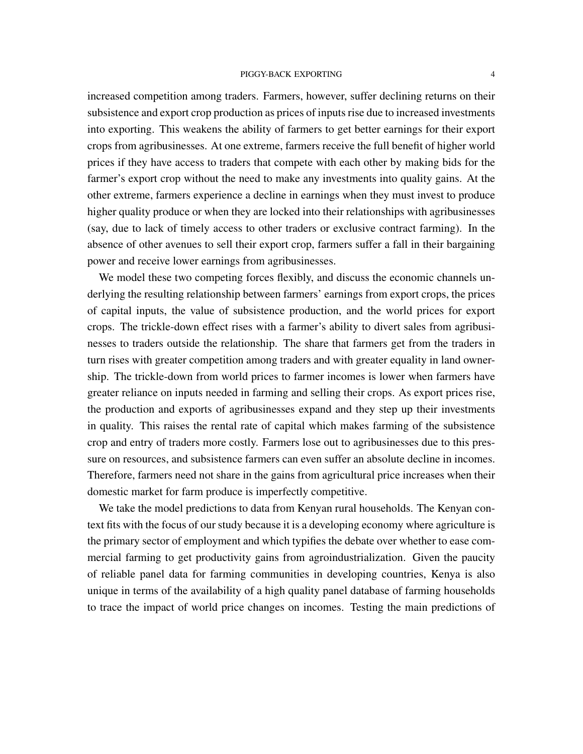increased competition among traders. Farmers, however, suffer declining returns on their subsistence and export crop production as prices of inputs rise due to increased investments into exporting. This weakens the ability of farmers to get better earnings for their export crops from agribusinesses. At one extreme, farmers receive the full benefit of higher world prices if they have access to traders that compete with each other by making bids for the farmer's export crop without the need to make any investments into quality gains. At the other extreme, farmers experience a decline in earnings when they must invest to produce higher quality produce or when they are locked into their relationships with agribusinesses (say, due to lack of timely access to other traders or exclusive contract farming). In the absence of other avenues to sell their export crop, farmers suffer a fall in their bargaining power and receive lower earnings from agribusinesses.

We model these two competing forces flexibly, and discuss the economic channels underlying the resulting relationship between farmers' earnings from export crops, the prices of capital inputs, the value of subsistence production, and the world prices for export crops. The trickle-down effect rises with a farmer's ability to divert sales from agribusinesses to traders outside the relationship. The share that farmers get from the traders in turn rises with greater competition among traders and with greater equality in land ownership. The trickle-down from world prices to farmer incomes is lower when farmers have greater reliance on inputs needed in farming and selling their crops. As export prices rise, the production and exports of agribusinesses expand and they step up their investments in quality. This raises the rental rate of capital which makes farming of the subsistence crop and entry of traders more costly. Farmers lose out to agribusinesses due to this pressure on resources, and subsistence farmers can even suffer an absolute decline in incomes. Therefore, farmers need not share in the gains from agricultural price increases when their domestic market for farm produce is imperfectly competitive.

We take the model predictions to data from Kenyan rural households. The Kenyan context fits with the focus of our study because it is a developing economy where agriculture is the primary sector of employment and which typifies the debate over whether to ease commercial farming to get productivity gains from agroindustrialization. Given the paucity of reliable panel data for farming communities in developing countries, Kenya is also unique in terms of the availability of a high quality panel database of farming households to trace the impact of world price changes on incomes. Testing the main predictions of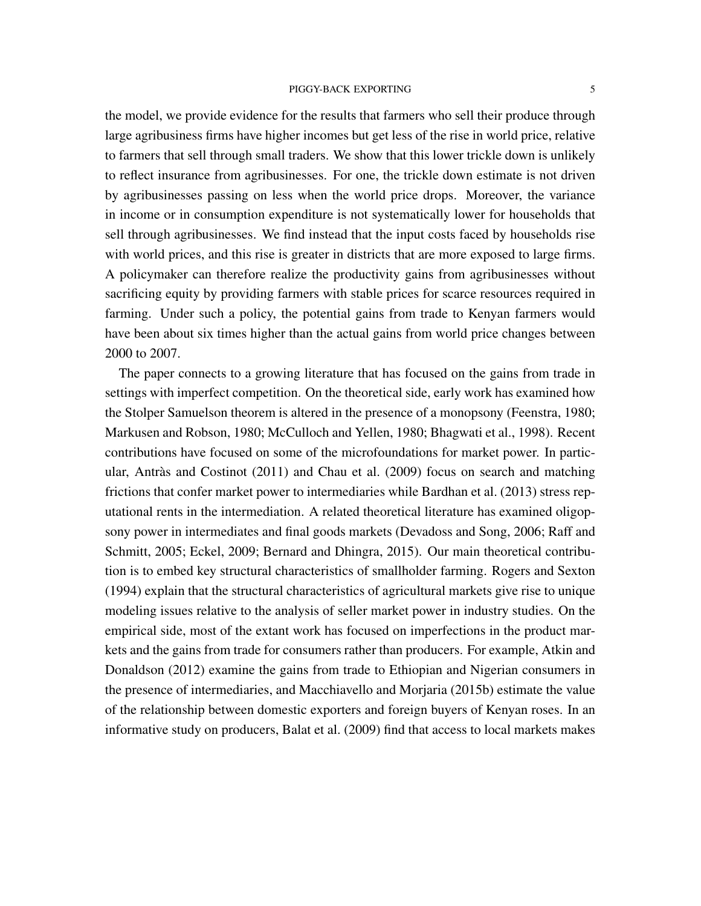the model, we provide evidence for the results that farmers who sell their produce through large agribusiness firms have higher incomes but get less of the rise in world price, relative to farmers that sell through small traders. We show that this lower trickle down is unlikely to reflect insurance from agribusinesses. For one, the trickle down estimate is not driven by agribusinesses passing on less when the world price drops. Moreover, the variance in income or in consumption expenditure is not systematically lower for households that sell through agribusinesses. We find instead that the input costs faced by households rise with world prices, and this rise is greater in districts that are more exposed to large firms. A policymaker can therefore realize the productivity gains from agribusinesses without sacrificing equity by providing farmers with stable prices for scarce resources required in farming. Under such a policy, the potential gains from trade to Kenyan farmers would have been about six times higher than the actual gains from world price changes between 2000 to 2007.

The paper connects to a growing literature that has focused on the gains from trade in settings with imperfect competition. On the theoretical side, early work has examined how the Stolper Samuelson theorem is altered in the presence of a monopsony (Feenstra, 1980; Markusen and Robson, 1980; McCulloch and Yellen, 1980; Bhagwati et al., 1998). Recent contributions have focused on some of the microfoundations for market power. In particular, Antràs and Costinot (2011) and Chau et al. (2009) focus on search and matching frictions that confer market power to intermediaries while Bardhan et al. (2013) stress reputational rents in the intermediation. A related theoretical literature has examined oligopsony power in intermediates and final goods markets (Devadoss and Song, 2006; Raff and Schmitt, 2005; Eckel, 2009; Bernard and Dhingra, 2015). Our main theoretical contribution is to embed key structural characteristics of smallholder farming. Rogers and Sexton (1994) explain that the structural characteristics of agricultural markets give rise to unique modeling issues relative to the analysis of seller market power in industry studies. On the empirical side, most of the extant work has focused on imperfections in the product markets and the gains from trade for consumers rather than producers. For example, Atkin and Donaldson (2012) examine the gains from trade to Ethiopian and Nigerian consumers in the presence of intermediaries, and Macchiavello and Morjaria (2015b) estimate the value of the relationship between domestic exporters and foreign buyers of Kenyan roses. In an informative study on producers, Balat et al. (2009) find that access to local markets makes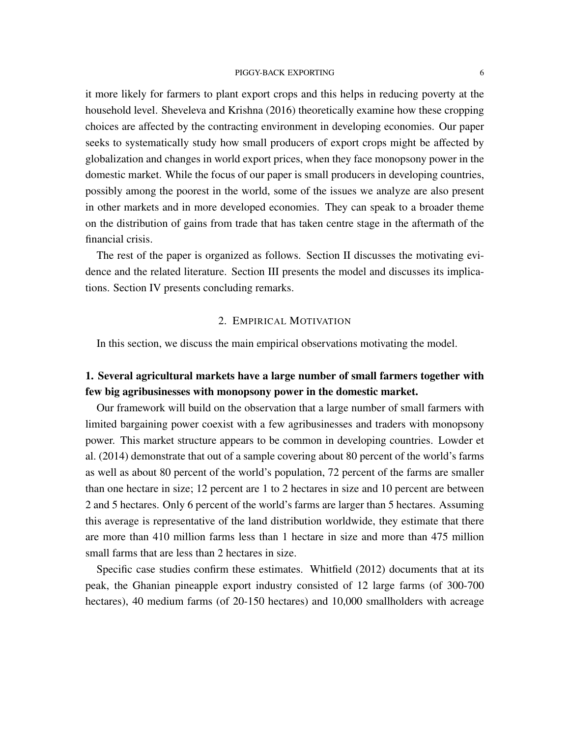it more likely for farmers to plant export crops and this helps in reducing poverty at the household level. Sheveleva and Krishna (2016) theoretically examine how these cropping choices are affected by the contracting environment in developing economies. Our paper seeks to systematically study how small producers of export crops might be affected by globalization and changes in world export prices, when they face monopsony power in the domestic market. While the focus of our paper is small producers in developing countries, possibly among the poorest in the world, some of the issues we analyze are also present in other markets and in more developed economies. They can speak to a broader theme on the distribution of gains from trade that has taken centre stage in the aftermath of the financial crisis.

The rest of the paper is organized as follows. Section II discusses the motivating evidence and the related literature. Section III presents the model and discusses its implications. Section IV presents concluding remarks.

## 2. Empirical Motivation

In this section, we discuss the main empirical observations motivating the model.

**1. Several agricultural markets have a large number of small farmers together with few big agribusinesses with monopsony power in the domestic market.**

Our framework will build on the observation that a large number of small farmers with limited bargaining power coexist with a few agribusinesses and traders with monopsony power. This market structure appears to be common in developing countries. Lowder et al. (2014) demonstrate that out of a sample covering about 80 percent of the world's farms as well as about 80 percent of the world's population, 72 percent of the farms are smaller than one hectare in size; 12 percent are 1 to 2 hectares in size and 10 percent are between 2 and 5 hectares. Only 6 percent of the world's farms are larger than 5 hectares. Assuming this average is representative of the land distribution worldwide, they estimate that there are more than 410 million farms less than 1 hectare in size and more than 475 million small farms that are less than 2 hectares in size.

Specific case studies confirm these estimates. Whitfield (2012) documents that at its peak, the Ghanian pineapple export industry consisted of 12 large farms (of 300-700 hectares), 40 medium farms (of 20-150 hectares) and 10,000 smallholders with acreage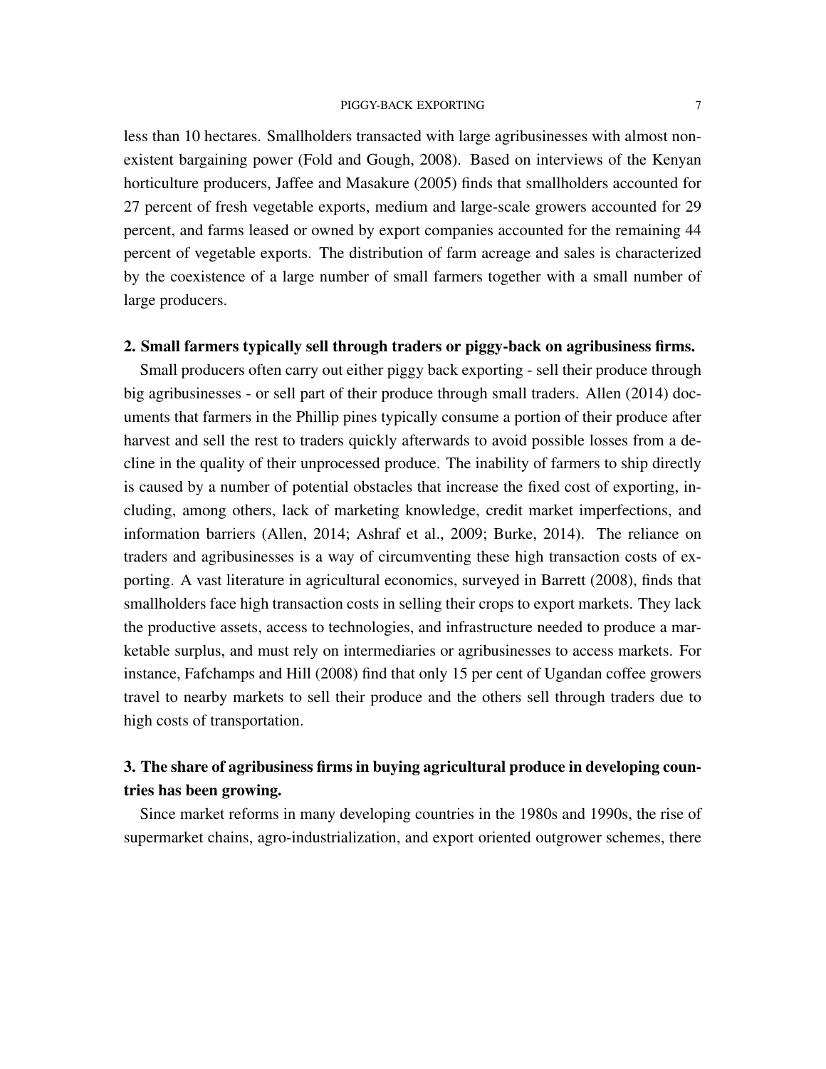less than 10 hectares. Smallholders transacted with large agribusinesses with almost non-existent bargaining power (Fold and Gough, 2008). Based on interviews of the Kenyan horticulture producers, Jaffee and Masakure (2005) finds that smallholders accounted for 27 percent of fresh vegetable exports, medium and large-scale growers accounted for 29 percent, and farms leased or owned by export companies accounted for the remaining 44 percent of vegetable exports. The distribution of farm acreage and sales is characterized by the coexistence of a large number of small farmers together with a small number of large producers.

**2. Small farmers typically sell through traders or piggy-back on agribusiness firms.**

Small producers often carry out either piggy back exporting - sell their produce through big agribusinesses - or sell part of their produce through small traders. Allen (2014) documents that farmers in the Phillip pines typically consume a portion of their produce after harvest and sell the rest to traders quickly afterwards to avoid possible losses from a decline in the quality of their unprocessed produce. The inability of farmers to ship directly is caused by a number of potential obstacles that increase the fixed cost of exporting, including, among others, lack of marketing knowledge, credit market imperfections, and information barriers (Allen, 2014; Ashraf et al., 2009; Burke, 2014). The reliance on traders and agribusinesses is a way of circumventing these high transaction costs of exporting. A vast literature in agricultural economics, surveyed in Barrett (2008), finds that smallholders face high transaction costs in selling their crops to export markets. They lack the productive assets, access to technologies, and infrastructure needed to produce a marketable surplus, and must rely on intermediaries or agribusinesses to access markets. For instance, Fafchamps and Hill (2008) find that only 15 per cent of Ugandan coffee growers travel to nearby markets to sell their produce and the others sell through traders due to high costs of transportation.

**3. The share of agribusiness firms in buying agricultural produce in developing countries has been growing.**

Since market reforms in many developing countries in the 1980s and 1990s, the rise of supermarket chains, agro-industrialization, and export oriented outgrower schemes, there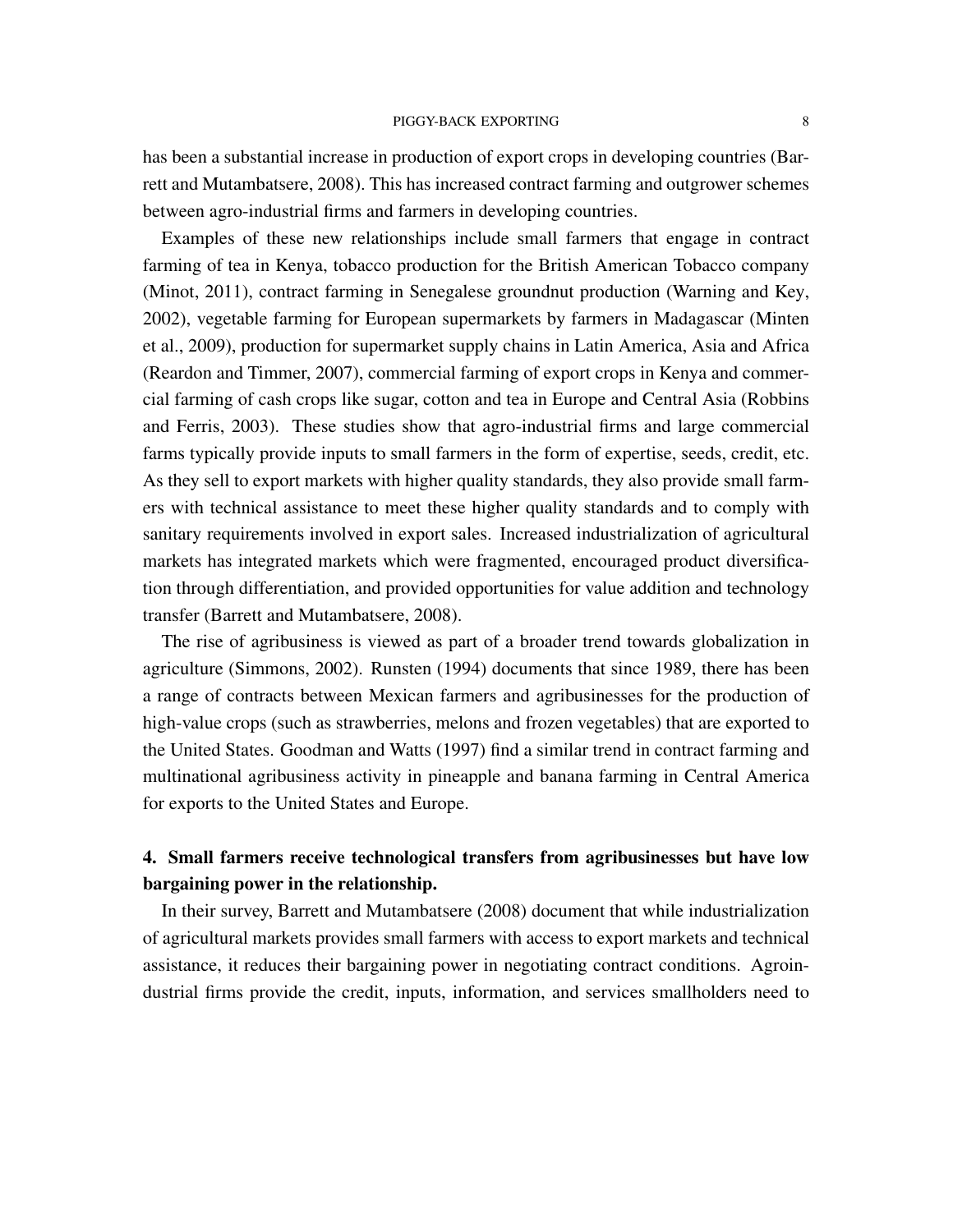has been a substantial increase in production of export crops in developing countries (Barrett and Mutambatsere, 2008). This has increased contract farming and outgrower schemes between agro-industrial firms and farmers in developing countries.

Examples of these new relationships include small farmers that engage in contract farming of tea in Kenya, tobacco production for the British American Tobacco company (Minot, 2011), contract farming in Senegalese groundnut production (Warning and Key, 2002), vegetable farming for European supermarkets by farmers in Madagascar (Minten et al., 2009), production for supermarket supply chains in Latin America, Asia and Africa (Reardon and Timmer, 2007), commercial farming of export crops in Kenya and commercial farming of cash crops like sugar, cotton and tea in Europe and Central Asia (Robbins and Ferris, 2003). These studies show that agro-industrial firms and large commercial farms typically provide inputs to small farmers in the form of expertise, seeds, credit, etc. As they sell to export markets with higher quality standards, they also provide small farmers with technical assistance to meet these higher quality standards and to comply with sanitary requirements involved in export sales. Increased industrialization of agricultural markets has integrated markets which were fragmented, encouraged product diversification through differentiation, and provided opportunities for value addition and technology transfer (Barrett and Mutambatsere, 2008).

The rise of agribusiness is viewed as part of a broader trend towards globalization in agriculture (Simmons, 2002). Runsten (1994) documents that since 1989, there has been a range of contracts between Mexican farmers and agribusinesses for the production of high-value crops (such as strawberries, melons and frozen vegetables) that are exported to the United States. Goodman and Watts (1997) find a similar trend in contract farming and multinational agribusiness activity in pineapple and banana farming in Central America for exports to the United States and Europe.

**4. Small farmers receive technological transfers from agribusinesses but have low bargaining power in the relationship.**

In their survey, Barrett and Mutambatsere (2008) document that while industrialization of agricultural markets provides small farmers with access to export markets and technical assistance, it reduces their bargaining power in negotiating contract conditions. Agroindustrial firms provide the credit, inputs, information, and services smallholders need to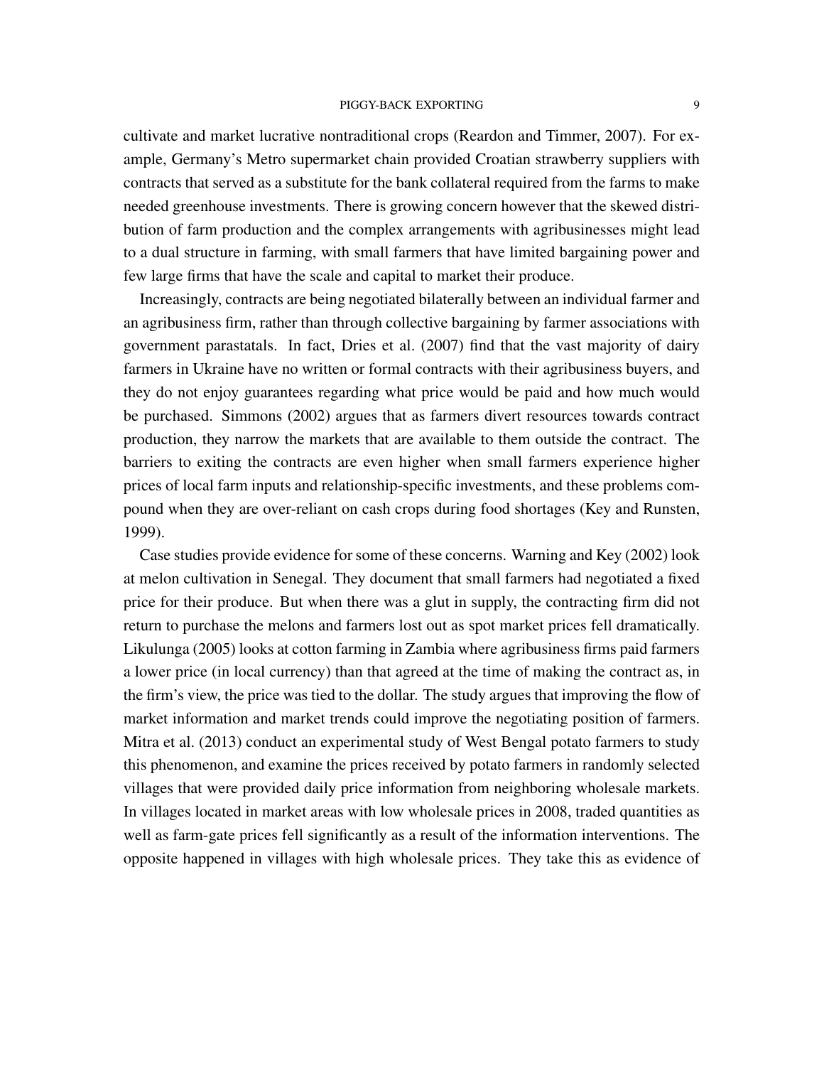cultivate and market lucrative nontraditional crops (Reardon and Timmer, 2007). For example, Germany's Metro supermarket chain provided Croatian strawberry suppliers with contracts that served as a substitute for the bank collateral required from the farms to make needed greenhouse investments. There is growing concern however that the skewed distribution of farm production and the complex arrangements with agribusinesses might lead to a dual structure in farming, with small farmers that have limited bargaining power and few large firms that have the scale and capital to market their produce.

Increasingly, contracts are being negotiated bilaterally between an individual farmer and an agribusiness firm, rather than through collective bargaining by farmer associations with government parastatals. In fact, Dries et al. (2007) find that the vast majority of dairy farmers in Ukraine have no written or formal contracts with their agribusiness buyers, and they do not enjoy guarantees regarding what price would be paid and how much would be purchased. Simmons (2002) argues that as farmers divert resources towards contract production, they narrow the markets that are available to them outside the contract. The barriers to exiting the contracts are even higher when small farmers experience higher prices of local farm inputs and relationship-specific investments, and these problems compound when they are over-reliant on cash crops during food shortages (Key and Runsten, 1999).

Case studies provide evidence for some of these concerns. Warning and Key (2002) look at melon cultivation in Senegal. They document that small farmers had negotiated a fixed price for their produce. But when there was a glut in supply, the contracting firm did not return to purchase the melons and farmers lost out as spot market prices fell dramatically. Likulunga (2005) looks at cotton farming in Zambia where agribusiness firms paid farmers a lower price (in local currency) than that agreed at the time of making the contract as, in the firm's view, the price was tied to the dollar. The study argues that improving the flow of market information and market trends could improve the negotiating position of farmers. Mitra et al. (2013) conduct an experimental study of West Bengal potato farmers to study this phenomenon, and examine the prices received by potato farmers in randomly selected villages that were provided daily price information from neighboring wholesale markets. In villages located in market areas with low wholesale prices in 2008, traded quantities as well as farm-gate prices fell significantly as a result of the information interventions. The opposite happened in villages with high wholesale prices. They take this as evidence of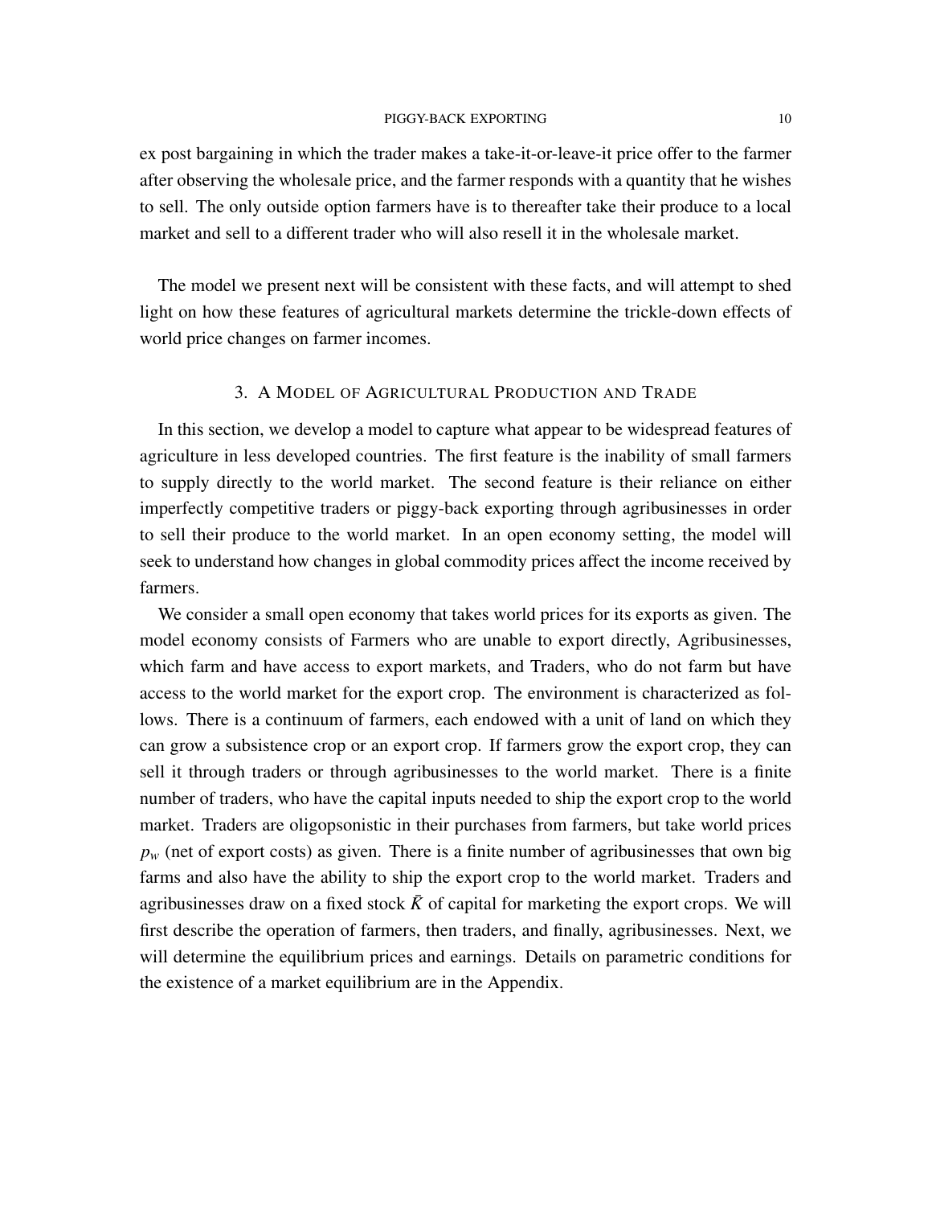ex post bargaining in which the trader makes a take-it-or-leave-it price offer to the farmer after observing the wholesale price, and the farmer responds with a quantity that he wishes to sell. The only outside option farmers have is to thereafter take their produce to a local market and sell to a different trader who will also resell it in the wholesale market.

The model we present next will be consistent with these facts, and will attempt to shed light on how these features of agricultural markets determine the trickle-down effects of world price changes on farmer incomes.

## 3. A Model of Agricultural Production and Trade

In this section, we develop a model to capture what appear to be widespread features of agriculture in less developed countries. The first feature is the inability of small farmers to supply directly to the world market. The second feature is their reliance on either imperfectly competitive traders or piggy-back exporting through agribusinesses in order to sell their produce to the world market. In an open economy setting, the model will seek to understand how changes in global commodity prices affect the income received by farmers.

We consider a small open economy that takes world prices for its exports as given. The model economy consists of Farmers who are unable to export directly, Agribusinesses, which farm and have access to export markets, and Traders, who do not farm but have access to the world market for the export crop. The environment is characterized as follows. There is a continuum of farmers, each endowed with a unit of land on which they can grow a subsistence crop or an export crop. If farmers grow the export crop, they can sell it through traders or through agribusinesses to the world market. There is a finite number of traders, who have the capital inputs needed to ship the export crop to the world market. Traders are oligopsonistic in their purchases from farmers, but take world prices $p_w$ (net of export costs) as given. There is a finite number of agribusinesses that own big farms and also have the ability to ship the export crop to the world market. Traders and agribusinesses draw on a fixed stock $\bar{K}$ of capital for marketing the export crops. We will first describe the operation of farmers, then traders, and finally, agribusinesses. Next, we will determine the equilibrium prices and earnings. Details on parametric conditions for the existence of a market equilibrium are in the Appendix.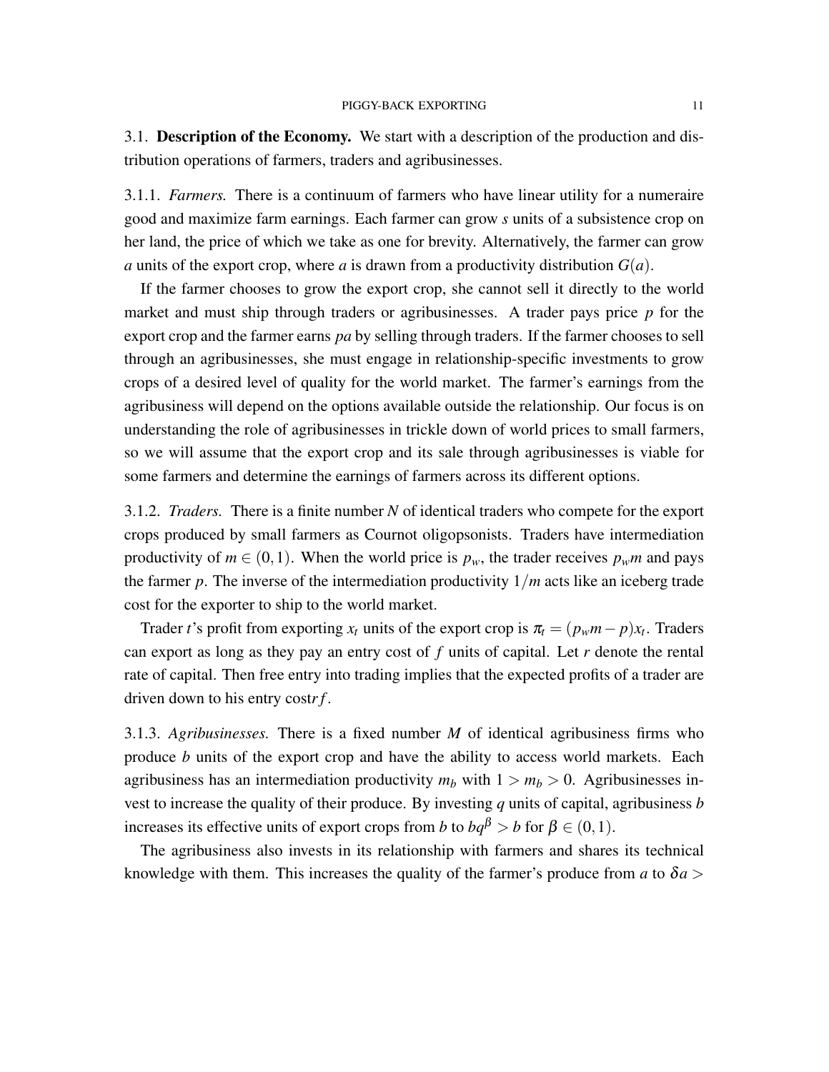### 3.1. **Description of the Economy.**

We start with a description of the production and distribution operations of farmers, traders and agribusinesses.

#### 3.1.1. *Farmers.*

There is a continuum of farmers who have linear utility for a numeraire good and maximize farm earnings. Each farmer can grow $s$ units of a subsistence crop on her land, the price of which we take as one for brevity. Alternatively, the farmer can grow $a$ units of the export crop, where $a$ is drawn from a productivity distribution $G(a)$.

If the farmer chooses to grow the export crop, she cannot sell it directly to the world market and must ship through traders or agribusinesses. A trader pays price $p$ for the export crop and the farmer earns $pa$ by selling through traders. If the farmer chooses to sell through an agribusinesses, she must engage in relationship-specific investments to grow crops of a desired level of quality for the world market. The farmer's earnings from the agribusiness will depend on the options available outside the relationship. Our focus is on understanding the role of agribusinesses in trickle down of world prices to small farmers, so we will assume that the export crop and its sale through agribusinesses is viable for some farmers and determine the earnings of farmers across its different options.

#### 3.1.2. *Traders.*

There is a finite number $N$ of identical traders who compete for the export crops produced by small farmers as Cournot oligopsonists. Traders have intermediation productivity of $m \in (0,1)$. When the world price is $p_w$, the trader receives $p_w m$ and pays the farmer $p$. The inverse of the intermediation productivity $1/m$ acts like an iceberg trade cost for the exporter to ship to the world market.

Trader $t$'s profit from exporting $x_t$ units of the export crop is $\pi_t = (p_w m - p)x_t$. Traders can export as long as they pay an entry cost of $f$ units of capital. Let $r$ denote the rental rate of capital. Then free entry into trading implies that the expected profits of a trader are driven down to his entry cost$rf$.

#### 3.1.3. *Agribusinesses.*

There is a fixed number $M$ of identical agribusiness firms who produce $b$ units of the export crop and have the ability to access world markets. Each agribusiness has an intermediation productivity $m_b$ with $1 > m_b > 0$. Agribusinesses invest to increase the quality of their produce. By investing $q$ units of capital, agribusiness $b$ increases its effective units of export crops from $b$ to $bq^{\beta} > b$ for $\beta \in (0,1)$.

The agribusiness also invests in its relationship with farmers and shares its technical knowledge with them. This increases the quality of the farmer's produce from $a$ to $\delta a >$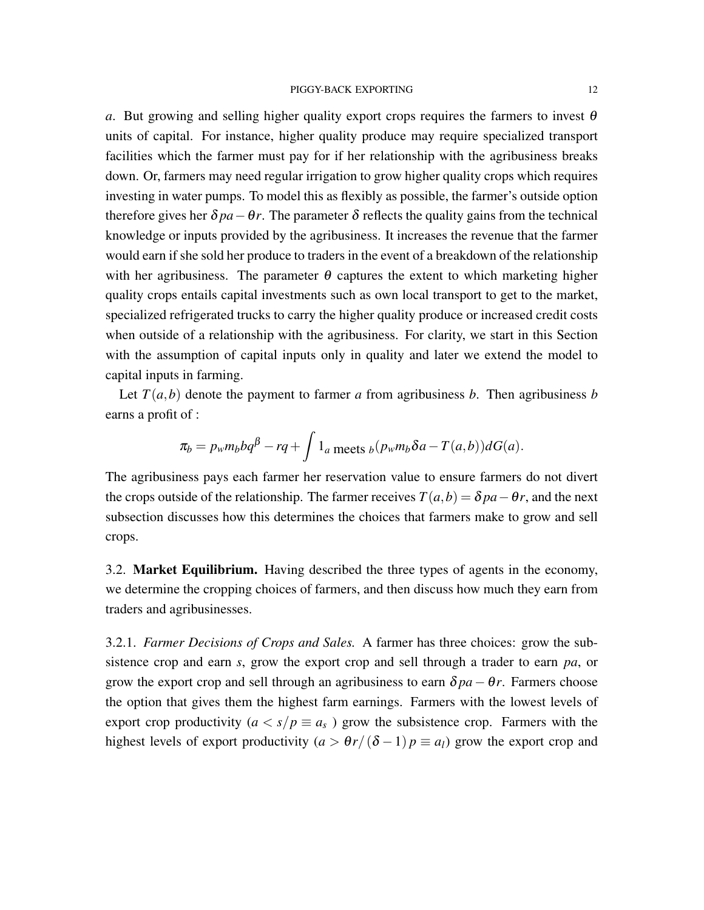$a$. But growing and selling higher quality export crops requires the farmers to invest $\theta$ units of capital. For instance, higher quality produce may require specialized transport facilities which the farmer must pay for if her relationship with the agribusiness breaks down. Or, farmers may need regular irrigation to grow higher quality crops which requires investing in water pumps. To model this as flexibly as possible, the farmer's outside option therefore gives her $\delta pa - \theta r$. The parameter $\delta$ reflects the quality gains from the technical knowledge or inputs provided by the agribusiness. It increases the revenue that the farmer would earn if she sold her produce to traders in the event of a breakdown of the relationship with her agribusiness. The parameter $\theta$ captures the extent to which marketing higher quality crops entails capital investments such as own local transport to get to the market, specialized refrigerated trucks to carry the higher quality produce or increased credit costs when outside of a relationship with the agribusiness. For clarity, we start in this Section with the assumption of capital inputs only in quality and later we extend the model to capital inputs in farming.

Let $T(a,b)$ denote the payment to farmer $a$ from agribusiness $b$. Then agribusiness $b$ earns a profit of :

$$\pi_b = p_w m_b b q^{\beta} - rq + \int 1_{a \text{ meets } b}(p_w m_b \delta a - T(a,b)) dG(a).$$

The agribusiness pays each farmer her reservation value to ensure farmers do not divert the crops outside of the relationship. The farmer receives $T(a,b) = \delta pa - \theta r$, and the next subsection discusses how this determines the choices that farmers make to grow and sell crops.

## 3.2. **Market Equilibrium.**

Having described the three types of agents in the economy, we determine the cropping choices of farmers, and then discuss how much they earn from traders and agribusinesses.

### 3.2.1. *Farmer Decisions of Crops and Sales.*

A farmer has three choices: grow the subsistence crop and earn $s$, grow the export crop and sell through a trader to earn $pa$, or grow the export crop and sell through an agribusiness to earn $\delta pa - \theta r$. Farmers choose the option that gives them the highest farm earnings. Farmers with the lowest levels of export crop productivity ($a < s/p \equiv a_s$ ) grow the subsistence crop. Farmers with the highest levels of export productivity ($a > \theta r / (\delta - 1) p \equiv a_l$) grow the export crop and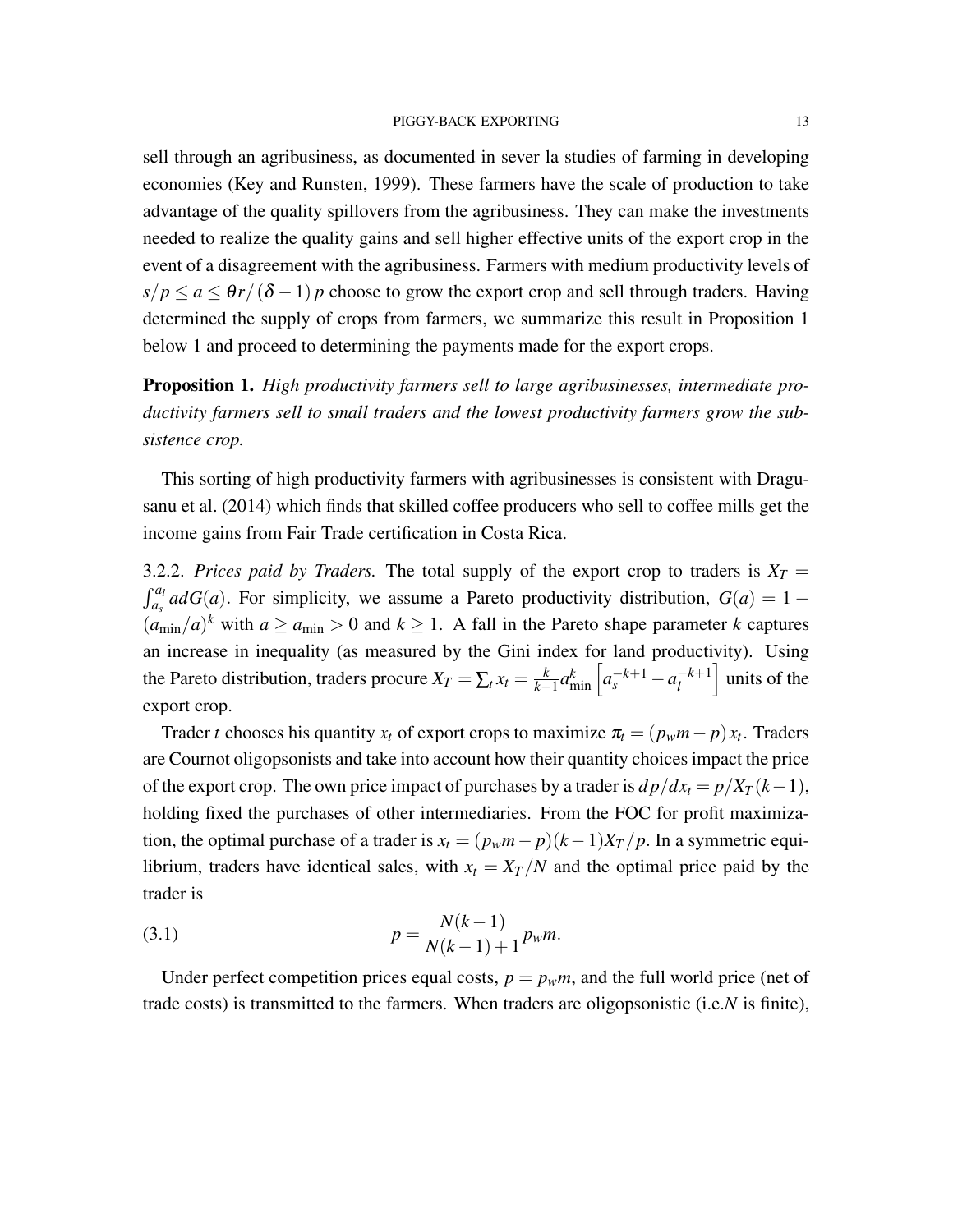sell through an agribusiness, as documented in sever la studies of farming in developing economies (Key and Runsten, 1999). These farmers have the scale of production to take advantage of the quality spillovers from the agribusiness. They can make the investments needed to realize the quality gains and sell higher effective units of the export crop in the event of a disagreement with the agribusiness. Farmers with medium productivity levels of $s/p \leq a \leq \theta r/(\delta - 1)p$ choose to grow the export crop and sell through traders. Having determined the supply of crops from farmers, we summarize this result in Proposition 1 below 1 and proceed to determining the payments made for the export crops.

**Proposition 1.** *High productivity farmers sell to large agribusinesses, intermediate productivity farmers sell to small traders and the lowest productivity farmers grow the subsistence crop.*

This sorting of high productivity farmers with agribusinesses is consistent with Dragusanu et al. (2014) which finds that skilled coffee producers who sell to coffee mills get the income gains from Fair Trade certification in Costa Rica.

3.2.2. *Prices paid by Traders.* The total supply of the export crop to traders is $X_T = \int_{a_s}^{a_l} a dG(a)$. For simplicity, we assume a Pareto productivity distribution, $G(a) = 1 - (a_{\min}/a)^k$ with $a \geq a_{\min} > 0$ and $k \geq 1$. A fall in the Pareto shape parameter $k$ captures an increase in inequality (as measured by the Gini index for land productivity). Using the Pareto distribution, traders procure $X_T = \sum_t x_t = \frac{k}{k-1} a_{\min}^k \left[ a_s^{-k+1} - a_l^{-k+1} \right]$ units of the export crop.

Trader $t$ chooses his quantity $x_t$ of export crops to maximize $\pi_t = (p_w m - p) x_t$. Traders are Cournot oligopsonists and take into account how their quantity choices impact the price of the export crop. The own price impact of purchases by a trader is $dp/dx_t = p/X_T(k-1)$, holding fixed the purchases of other intermediaries. From the FOC for profit maximization, the optimal purchase of a trader is $x_t = (p_w m - p)(k-1)X_T/p$. In a symmetric equilibrium, traders have identical sales, with $x_t = X_T/N$ and the optimal price paid by the trader is

$$p = \frac{N(k-1)}{N(k-1)+1} p_w m. \tag{3.1}$$

Under perfect competition prices equal costs, $p = p_w m$, and the full world price (net of trade costs) is transmitted to the farmers. When traders are oligopsonistic (i.e.$N$ is finite),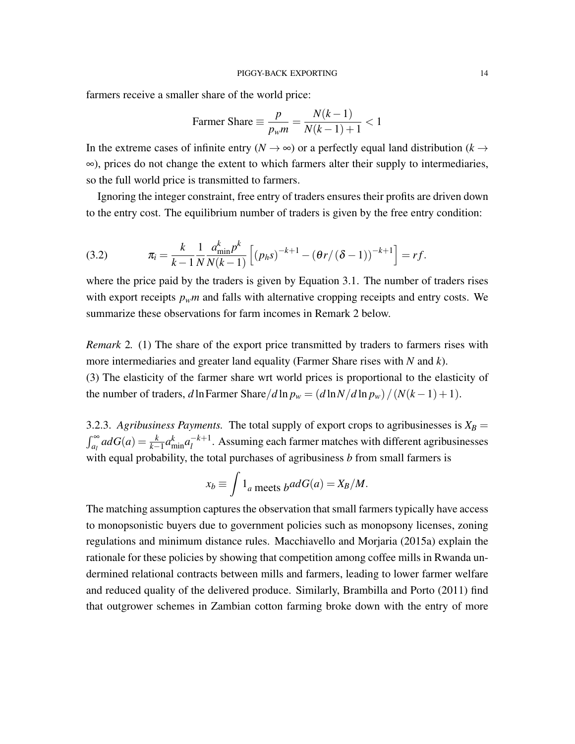farmers receive a smaller share of the world price:

$$\text{Farmer Share} \equiv \frac{p}{p_w m} = \frac{N(k-1)}{N(k-1)+1} < 1$$

In the extreme cases of infinite entry ($N \to \infty$) or a perfectly equal land distribution ($k \to \infty$), prices do not change the extent to which farmers alter their supply to intermediaries, so the full world price is transmitted to farmers.

Ignoring the integer constraint, free entry of traders ensures their profits are driven down to the entry cost. The equilibrium number of traders is given by the free entry condition:

$$\pi_i = \frac{k}{k-1}\frac{1}{N}\frac{a_{\min}^k p^k}{N(k-1)}\left[(p_h s)^{-k+1} - (\theta r/(\delta-1))^{-k+1}\right] = rf. \tag{3.2}$$

where the price paid by the traders is given by Equation 3.1. The number of traders rises with export receipts $p_w m$ and falls with alternative cropping receipts and entry costs. We summarize these observations for farm incomes in Remark 2 below.

*Remark* 2. (1) The share of the export price transmitted by traders to farmers rises with more intermediaries and greater land equality (Farmer Share rises with $N$ and $k$).
(3) The elasticity of the farmer share wrt world prices is proportional to the elasticity of the number of traders, $d\ln\text{Farmer Share}/d\ln p_w = (d\ln N/d\ln p_w)/(N(k-1)+1)$.

3.2.3. *Agribusiness Payments.* The total supply of export crops to agribusinesses is $X_B = \int_{a_l}^{\infty} a dG(a) = \frac{k}{k-1}a_{\min}^k a_l^{-k+1}$. Assuming each farmer matches with different agribusinesses with equal probability, the total purchases of agribusiness $b$ from small farmers is

$$x_b \equiv \int 1_{a \text{ meets } b} a dG(a) = X_B/M.$$

The matching assumption captures the observation that small farmers typically have access to monopsonistic buyers due to government policies such as monopsony licenses, zoning regulations and minimum distance rules. Macchiavello and Morjaria (2015a) explain the rationale for these policies by showing that competition among coffee mills in Rwanda undermined relational contracts between mills and farmers, leading to lower farmer welfare and reduced quality of the delivered produce. Similarly, Brambilla and Porto (2011) find that outgrower schemes in Zambian cotton farming broke down with the entry of more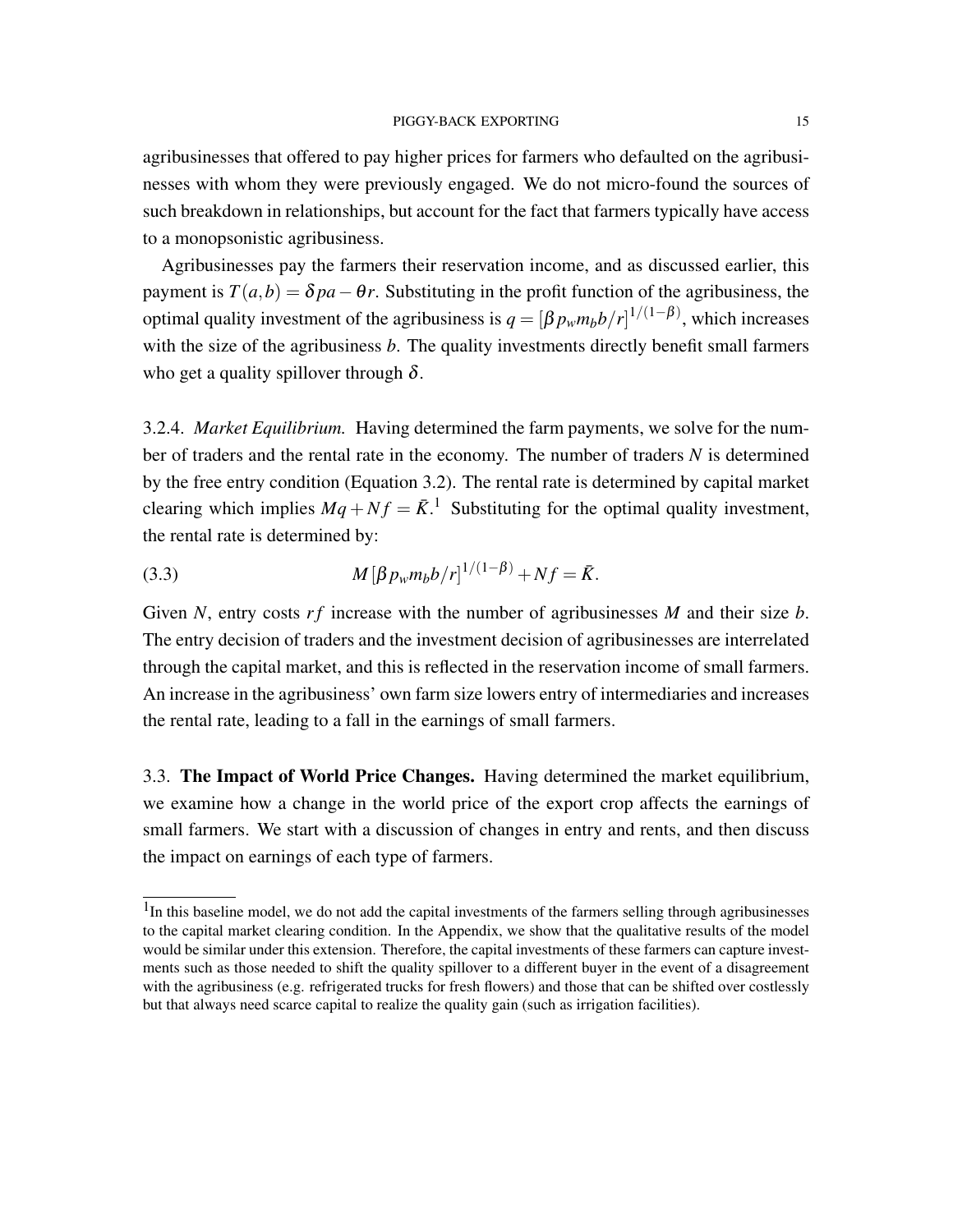agribusinesses that offered to pay higher prices for farmers who defaulted on the agribusinesses with whom they were previously engaged. We do not micro-found the sources of such breakdown in relationships, but account for the fact that farmers typically have access to a monopsonistic agribusiness.

Agribusinesses pay the farmers their reservation income, and as discussed earlier, this payment is $T(a,b) = \delta pa - \theta r$. Substituting in the profit function of the agribusiness, the optimal quality investment of the agribusiness is $q = [\beta p_w m_b b/r]^{1/(1-\beta)}$, which increases with the size of the agribusiness $b$. The quality investments directly benefit small farmers who get a quality spillover through $\delta$.

3.2.4. *Market Equilibrium.* Having determined the farm payments, we solve for the number of traders and the rental rate in the economy. The number of traders $N$ is determined by the free entry condition (Equation 3.2). The rental rate is determined by capital market clearing which implies $Mq + Nf = \bar{K}$.[1] Substituting for the optimal quality investment, the rental rate is determined by:

$$M[\beta p_w m_b b/r]^{1/(1-\beta)} + Nf = \bar{K}. \tag{3.3}$$

Given $N$, entry costs $rf$ increase with the number of agribusinesses $M$ and their size $b$. The entry decision of traders and the investment decision of agribusinesses are interrelated through the capital market, and this is reflected in the reservation income of small farmers. An increase in the agribusiness' own farm size lowers entry of intermediaries and increases the rental rate, leading to a fall in the earnings of small farmers.

3.3. **The Impact of World Price Changes.** Having determined the market equilibrium, we examine how a change in the world price of the export crop affects the earnings of small farmers. We start with a discussion of changes in entry and rents, and then discuss the impact on earnings of each type of farmers.

[1] In this baseline model, we do not add the capital investments of the farmers selling through agribusinesses to the capital market clearing condition. In the Appendix, we show that the qualitative results of the model would be similar under this extension. Therefore, the capital investments of these farmers can capture investments such as those needed to shift the quality spillover to a different buyer in the event of a disagreement with the agribusiness (e.g. refrigerated trucks for fresh flowers) and those that can be shifted over costlessly but that always need scarce capital to realize the quality gain (such as irrigation facilities).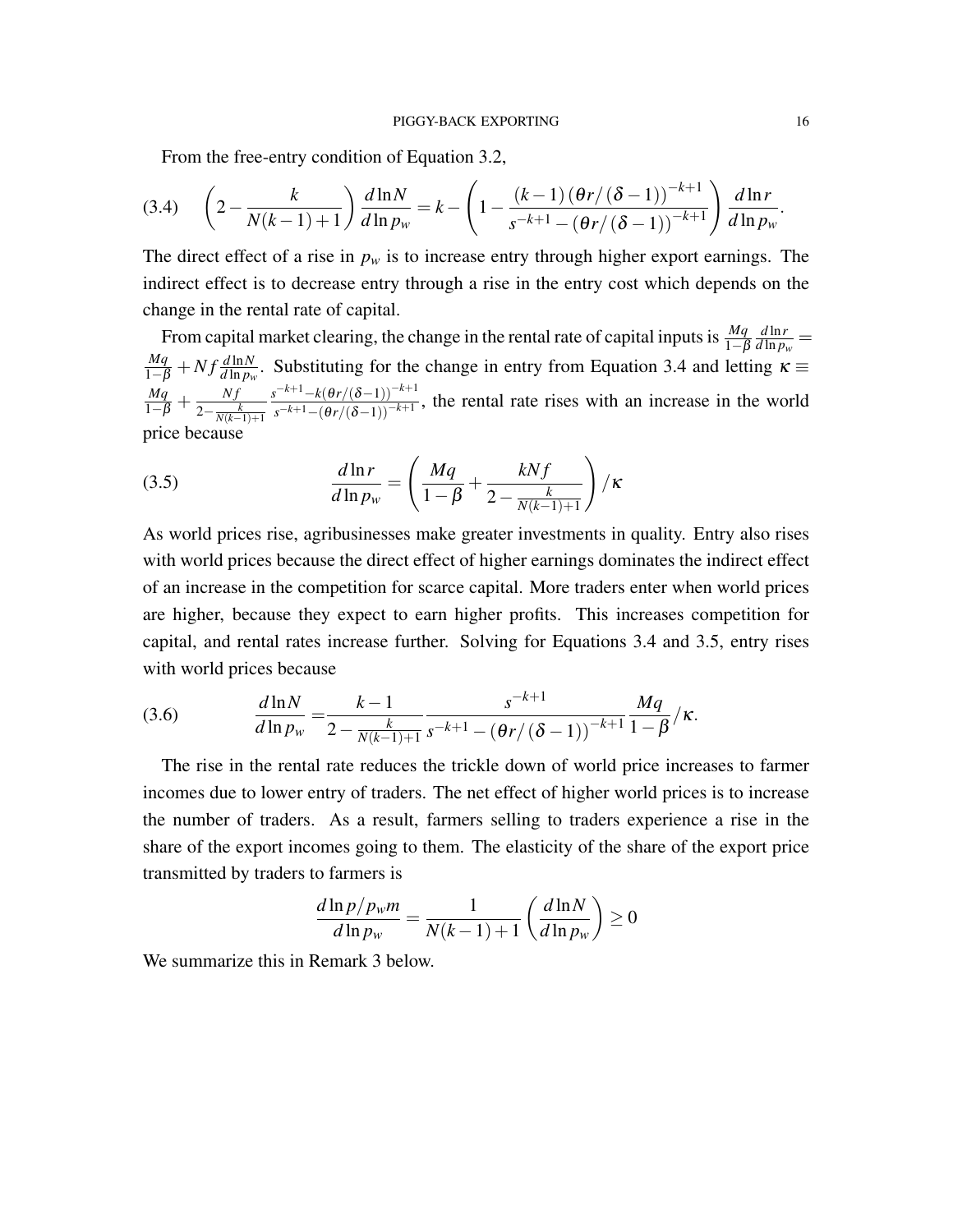From the free-entry condition of Equation 3.2,

$$\left(2-\frac{k}{N(k-1)+1}\right)\frac{d\ln N}{d\ln p_w}=k-\left(1-\frac{(k-1)\left(\theta r/(\delta-1)\right)^{-k+1}}{s^{-k+1}-\left(\theta r/(\delta-1)\right)^{-k+1}}\right)\frac{d\ln r}{d\ln p_w}. \tag{3.4}$$

The direct effect of a rise in $p_w$ is to increase entry through higher export earnings. The indirect effect is to decrease entry through a rise in the entry cost which depends on the change in the rental rate of capital.

From capital market clearing, the change in the rental rate of capital inputs is $\frac{Mq}{1-\beta}\frac{d\ln r}{d\ln p_w}=\frac{Mq}{1-\beta}+Nf\frac{d\ln N}{d\ln p_w}$. Substituting for the change in entry from Equation 3.4 and letting $\kappa\equiv\frac{Mq}{1-\beta}+\frac{Nf}{2-\frac{k}{N(k-1)+1}}\frac{s^{-k+1}-k(\theta r/(\delta-1))^{-k+1}}{s^{-k+1}-(\theta r/(\delta-1))^{-k+1}}$, the rental rate rises with an increase in the world price because

$$\frac{d\ln r}{d\ln p_w}=\left(\frac{Mq}{1-\beta}+\frac{kNf}{2-\frac{k}{N(k-1)+1}}\right)/\kappa \tag{3.5}$$

As world prices rise, agribusinesses make greater investments in quality. Entry also rises with world prices because the direct effect of higher earnings dominates the indirect effect of an increase in the competition for scarce capital. More traders enter when world prices are higher, because they expect to earn higher profits. This increases competition for capital, and rental rates increase further. Solving for Equations 3.4 and 3.5, entry rises with world prices because

$$\frac{d\ln N}{d\ln p_w}=\frac{k-1}{2-\frac{k}{N(k-1)+1}}\frac{s^{-k+1}}{s^{-k+1}-\left(\theta r/(\delta-1)\right)^{-k+1}}\frac{Mq}{1-\beta}/\kappa. \tag{3.6}$$

The rise in the rental rate reduces the trickle down of world price increases to farmer incomes due to lower entry of traders. The net effect of higher world prices is to increase the number of traders. As a result, farmers selling to traders experience a rise in the share of the export incomes going to them. The elasticity of the share of the export price transmitted by traders to farmers is

$$\frac{d\ln p/p_w m}{d\ln p_w}=\frac{1}{N(k-1)+1}\left(\frac{d\ln N}{d\ln p_w}\right)\geq 0$$

We summarize this in Remark 3 below.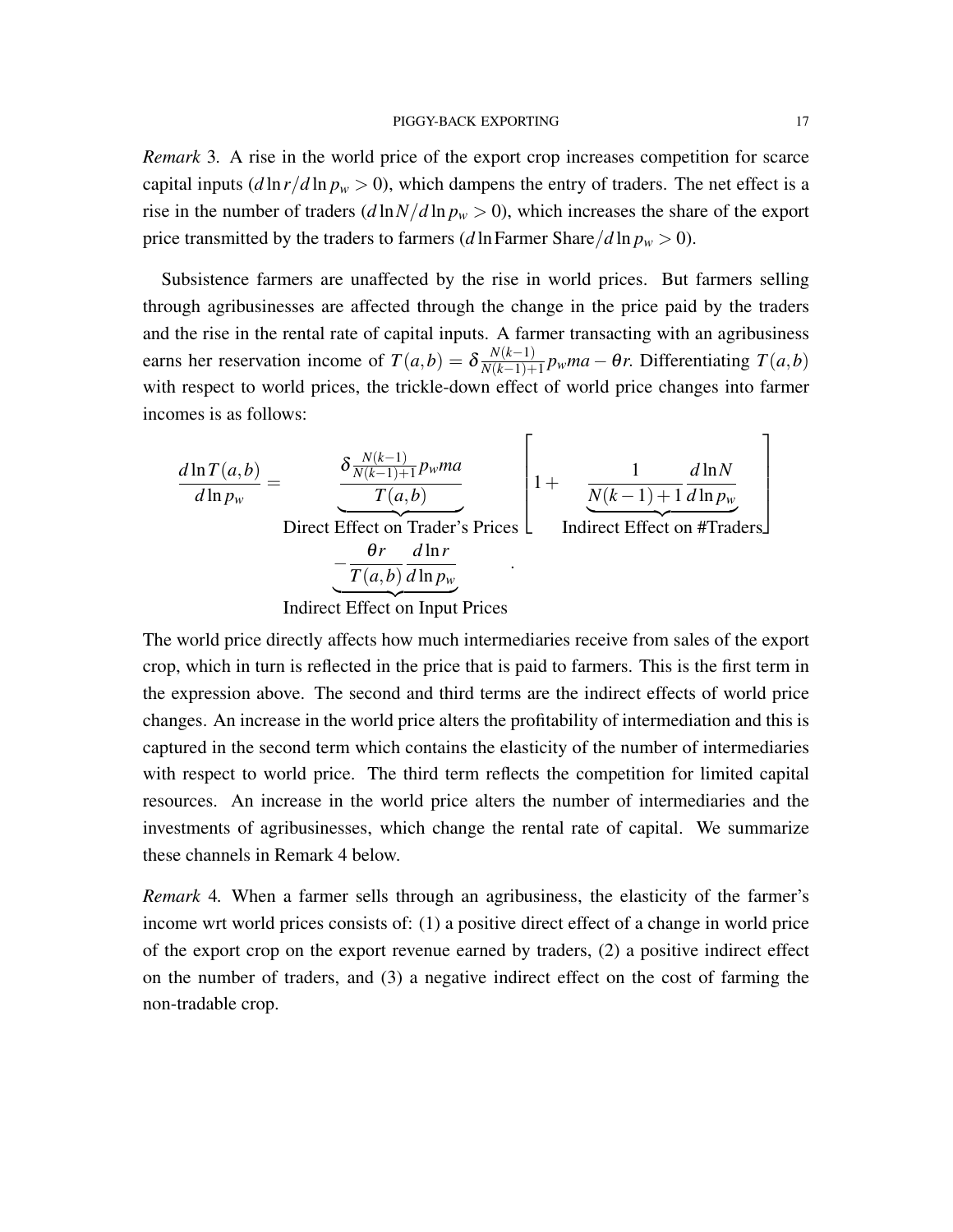*Remark* 3. A rise in the world price of the export crop increases competition for scarce capital inputs ($d\ln r/d\ln p_w > 0$), which dampens the entry of traders. The net effect is a rise in the number of traders ($d\ln N/d\ln p_w > 0$), which increases the share of the export price transmitted by the traders to farmers ($d\ln \text{Farmer Share}/d\ln p_w > 0$).

Subsistence farmers are unaffected by the rise in world prices. But farmers selling through agribusinesses are affected through the change in the price paid by the traders and the rise in the rental rate of capital inputs. A farmer transacting with an agribusiness earns her reservation income of $T(a,b) = \delta \frac{N(k-1)}{N(k-1)+1} p_w ma - \theta r$. Differentiating $T(a,b)$ with respect to world prices, the trickle-down effect of world price changes into farmer incomes is as follows:

$$\frac{d\ln T(a,b)}{d\ln p_w} = \underbrace{\frac{\delta \frac{N(k-1)}{N(k-1)+1} p_w ma}{T(a,b)}}_{\text{Direct Effect on Trader's Prices}} \left[ 1 + \underbrace{\frac{1}{N(k-1)+1} \frac{d\ln N}{d\ln p_w}}_{\text{Indirect Effect on \#Traders}} \right] \underbrace{- \frac{\theta r}{T(a,b)} \frac{d\ln r}{d\ln p_w}}_{\text{Indirect Effect on Input Prices}}.$$

The world price directly affects how much intermediaries receive from sales of the export crop, which in turn is reflected in the price that is paid to farmers. This is the first term in the expression above. The second and third terms are the indirect effects of world price changes. An increase in the world price alters the profitability of intermediation and this is captured in the second term which contains the elasticity of the number of intermediaries with respect to world price. The third term reflects the competition for limited capital resources. An increase in the world price alters the number of intermediaries and the investments of agribusinesses, which change the rental rate of capital. We summarize these channels in Remark 4 below.

*Remark* 4. When a farmer sells through an agribusiness, the elasticity of the farmer's income wrt world prices consists of: (1) a positive direct effect of a change in world price of the export crop on the export revenue earned by traders, (2) a positive indirect effect on the number of traders, and (3) a negative indirect effect on the cost of farming the non-tradable crop.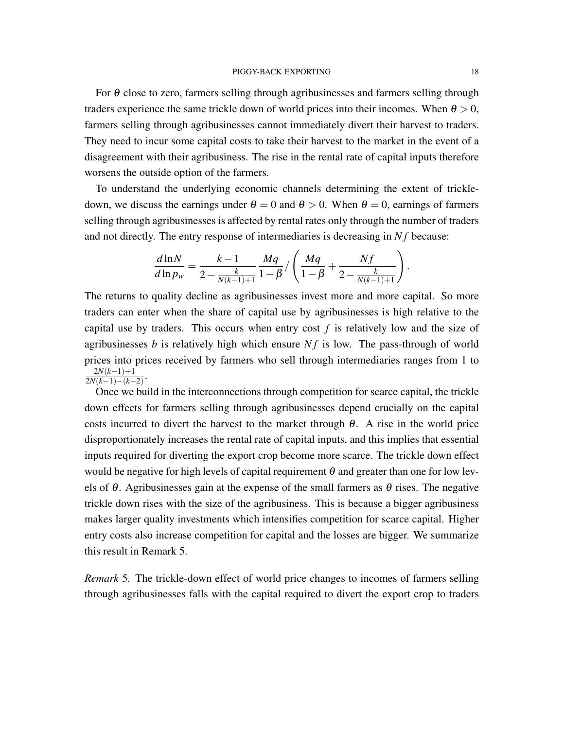For $\theta$ close to zero, farmers selling through agribusinesses and farmers selling through traders experience the same trickle down of world prices into their incomes. When $\theta > 0$, farmers selling through agribusinesses cannot immediately divert their harvest to traders. They need to incur some capital costs to take their harvest to the market in the event of a disagreement with their agribusiness. The rise in the rental rate of capital inputs therefore worsens the outside option of the farmers.

To understand the underlying economic channels determining the extent of trickle-down, we discuss the earnings under $\theta = 0$ and $\theta > 0$. When $\theta = 0$, earnings of farmers selling through agribusinesses is affected by rental rates only through the number of traders and not directly. The entry response of intermediaries is decreasing in $Nf$ because:

$$\frac{d \ln N}{d \ln p_w} = \frac{k-1}{2 - \frac{k}{N(k-1)+1}} \frac{Mq}{1-\beta} \Big/ \left( \frac{Mq}{1-\beta} + \frac{Nf}{2 - \frac{k}{N(k-1)+1}} \right).$$

The returns to quality decline as agribusinesses invest more and more capital. So more traders can enter when the share of capital use by agribusinesses is high relative to the capital use by traders. This occurs when entry cost $f$ is relatively low and the size of agribusinesses $b$ is relatively high which ensure $Nf$ is low. The pass-through of world prices into prices received by farmers who sell through intermediaries ranges from 1 to $\frac{2N(k-1)+1}{2N(k-1)-(k-2)}$.

Once we build in the interconnections through competition for scarce capital, the trickle down effects for farmers selling through agribusinesses depend crucially on the capital costs incurred to divert the harvest to the market through $\theta$. A rise in the world price disproportionately increases the rental rate of capital inputs, and this implies that essential inputs required for diverting the export crop become more scarce. The trickle down effect would be negative for high levels of capital requirement $\theta$ and greater than one for low levels of $\theta$. Agribusinesses gain at the expense of the small farmers as $\theta$ rises. The negative trickle down rises with the size of the agribusiness. This is because a bigger agribusiness makes larger quality investments which intensifies competition for scarce capital. Higher entry costs also increase competition for capital and the losses are bigger. We summarize this result in Remark 5.

*Remark* 5. The trickle-down effect of world price changes to incomes of farmers selling through agribusinesses falls with the capital required to divert the export crop to traders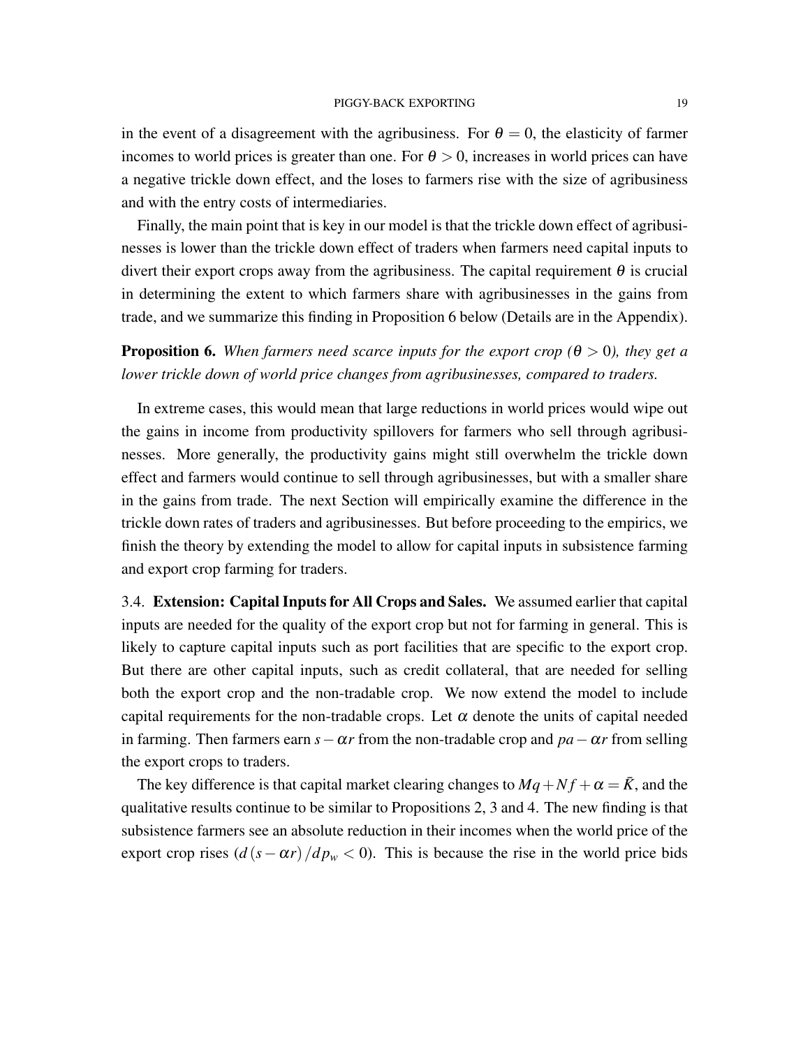in the event of a disagreement with the agribusiness. For $\theta = 0$, the elasticity of farmer incomes to world prices is greater than one. For $\theta > 0$, increases in world prices can have a negative trickle down effect, and the loses to farmers rise with the size of agribusiness and with the entry costs of intermediaries.

Finally, the main point that is key in our model is that the trickle down effect of agribusinesses is lower than the trickle down effect of traders when farmers need capital inputs to divert their export crops away from the agribusiness. The capital requirement $\theta$ is crucial in determining the extent to which farmers share with agribusinesses in the gains from trade, and we summarize this finding in Proposition 6 below (Details are in the Appendix).

**Proposition 6.** *When farmers need scarce inputs for the export crop ($\theta > 0$), they get a lower trickle down of world price changes from agribusinesses, compared to traders.*

In extreme cases, this would mean that large reductions in world prices would wipe out the gains in income from productivity spillovers for farmers who sell through agribusinesses. More generally, the productivity gains might still overwhelm the trickle down effect and farmers would continue to sell through agribusinesses, but with a smaller share in the gains from trade. The next Section will empirically examine the difference in the trickle down rates of traders and agribusinesses. But before proceeding to the empirics, we finish the theory by extending the model to allow for capital inputs in subsistence farming and export crop farming for traders.

3.4. **Extension: Capital Inputs for All Crops and Sales.** We assumed earlier that capital inputs are needed for the quality of the export crop but not for farming in general. This is likely to capture capital inputs such as port facilities that are specific to the export crop. But there are other capital inputs, such as credit collateral, that are needed for selling both the export crop and the non-tradable crop. We now extend the model to include capital requirements for the non-tradable crops. Let $\alpha$ denote the units of capital needed in farming. Then farmers earn $s - \alpha r$ from the non-tradable crop and $pa - \alpha r$ from selling the export crops to traders.

The key difference is that capital market clearing changes to $Mq + Nf + \alpha = \bar{K}$, and the qualitative results continue to be similar to Propositions 2, 3 and 4. The new finding is that subsistence farmers see an absolute reduction in their incomes when the world price of the export crop rises ($d(s - \alpha r)/dp_w < 0$). This is because the rise in the world price bids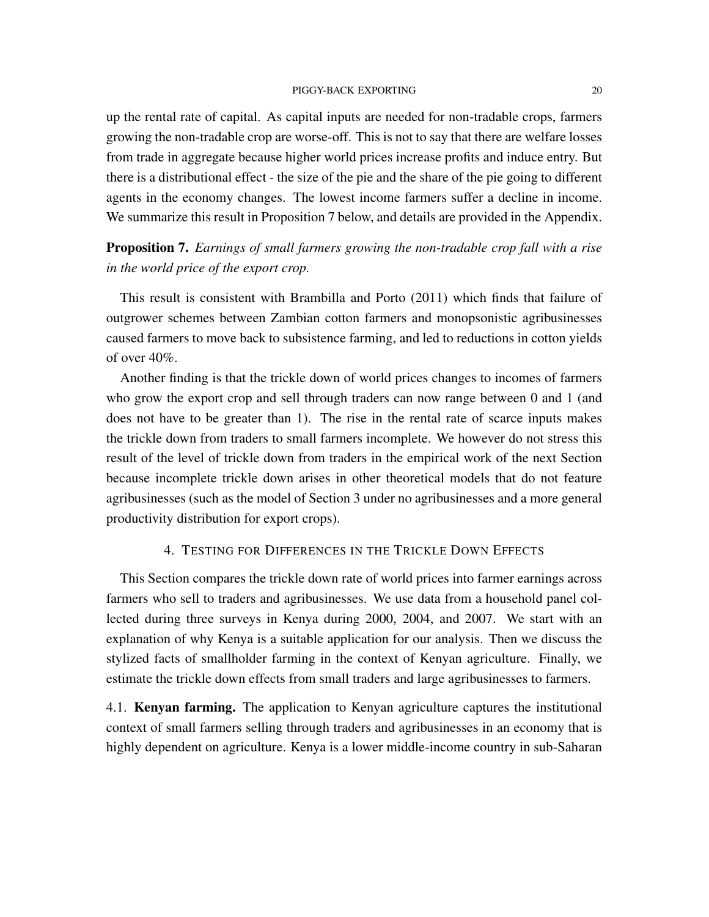up the rental rate of capital. As capital inputs are needed for non-tradable crops, farmers growing the non-tradable crop are worse-off. This is not to say that there are welfare losses from trade in aggregate because higher world prices increase profits and induce entry. But there is a distributional effect - the size of the pie and the share of the pie going to different agents in the economy changes. The lowest income farmers suffer a decline in income. We summarize this result in Proposition 7 below, and details are provided in the Appendix.

**Proposition 7.** *Earnings of small farmers growing the non-tradable crop fall with a rise in the world price of the export crop.*

This result is consistent with Brambilla and Porto (2011) which finds that failure of outgrower schemes between Zambian cotton farmers and monopsonistic agribusinesses caused farmers to move back to subsistence farming, and led to reductions in cotton yields of over 40%.

Another finding is that the trickle down of world prices changes to incomes of farmers who grow the export crop and sell through traders can now range between 0 and 1 (and does not have to be greater than 1). The rise in the rental rate of scarce inputs makes the trickle down from traders to small farmers incomplete. We however do not stress this result of the level of trickle down from traders in the empirical work of the next Section because incomplete trickle down arises in other theoretical models that do not feature agribusinesses (such as the model of Section 3 under no agribusinesses and a more general productivity distribution for export crops).

## 4. Testing for Differences in the Trickle Down Effects

This Section compares the trickle down rate of world prices into farmer earnings across farmers who sell to traders and agribusinesses. We use data from a household panel collected during three surveys in Kenya during 2000, 2004, and 2007. We start with an explanation of why Kenya is a suitable application for our analysis. Then we discuss the stylized facts of smallholder farming in the context of Kenyan agriculture. Finally, we estimate the trickle down effects from small traders and large agribusinesses to farmers.

### 4.1. Kenyan farming.

The application to Kenyan agriculture captures the institutional context of small farmers selling through traders and agribusinesses in an economy that is highly dependent on agriculture. Kenya is a lower middle-income country in sub-Saharan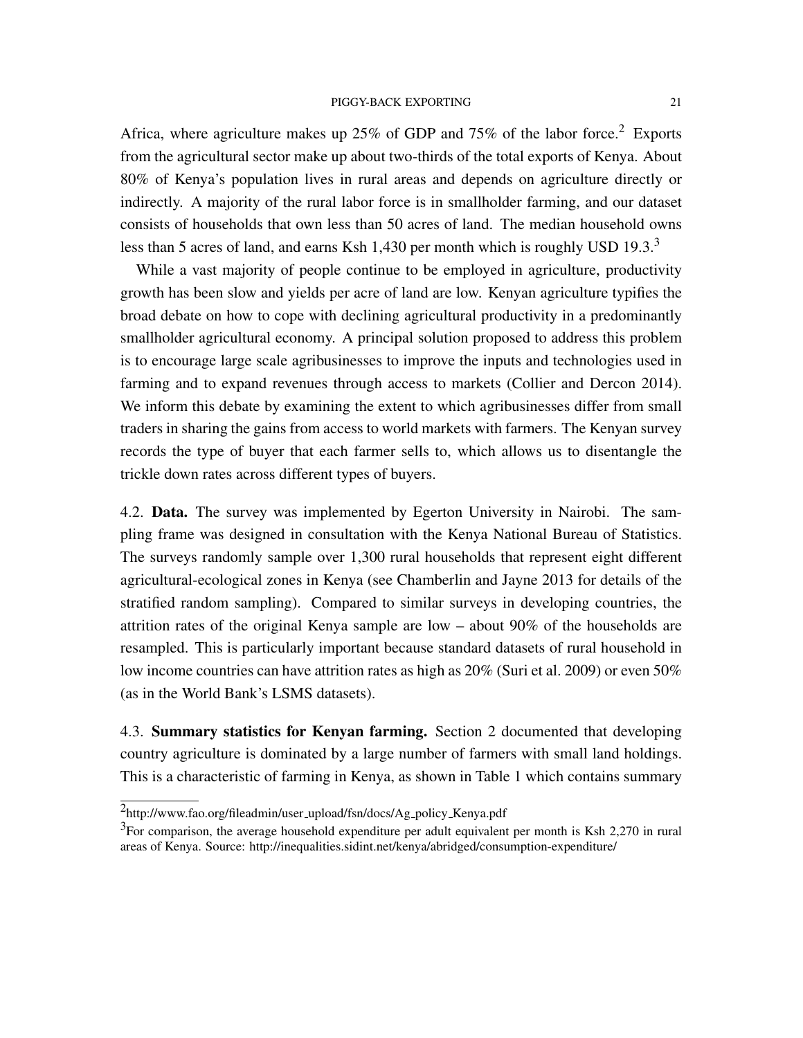Africa, where agriculture makes up 25% of GDP and 75% of the labor force.[2] Exports from the agricultural sector make up about two-thirds of the total exports of Kenya. About 80% of Kenya's population lives in rural areas and depends on agriculture directly or indirectly. A majority of the rural labor force is in smallholder farming, and our dataset consists of households that own less than 50 acres of land. The median household owns less than 5 acres of land, and earns Ksh 1,430 per month which is roughly USD 19.3.[3]

While a vast majority of people continue to be employed in agriculture, productivity growth has been slow and yields per acre of land are low. Kenyan agriculture typifies the broad debate on how to cope with declining agricultural productivity in a predominantly smallholder agricultural economy. A principal solution proposed to address this problem is to encourage large scale agribusinesses to improve the inputs and technologies used in farming and to expand revenues through access to markets (Collier and Dercon 2014). We inform this debate by examining the extent to which agribusinesses differ from small traders in sharing the gains from access to world markets with farmers. The Kenyan survey records the type of buyer that each farmer sells to, which allows us to disentangle the trickle down rates across different types of buyers.

4.2. **Data.** The survey was implemented by Egerton University in Nairobi. The sampling frame was designed in consultation with the Kenya National Bureau of Statistics. The surveys randomly sample over 1,300 rural households that represent eight different agricultural-ecological zones in Kenya (see Chamberlin and Jayne 2013 for details of the stratified random sampling). Compared to similar surveys in developing countries, the attrition rates of the original Kenya sample are low – about 90% of the households are resampled. This is particularly important because standard datasets of rural household in low income countries can have attrition rates as high as 20% (Suri et al. 2009) or even 50% (as in the World Bank's LSMS datasets).

4.3. **Summary statistics for Kenyan farming.** Section 2 documented that developing country agriculture is dominated by a large number of farmers with small land holdings. This is a characteristic of farming in Kenya, as shown in Table 1 which contains summary

[2] http://www.fao.org/fileadmin/user_upload/fsn/docs/Ag_policy_Kenya.pdf

[3] For comparison, the average household expenditure per adult equivalent per month is Ksh 2,270 in rural areas of Kenya. Source: http://inequalities.sidint.net/kenya/abridged/consumption-expenditure/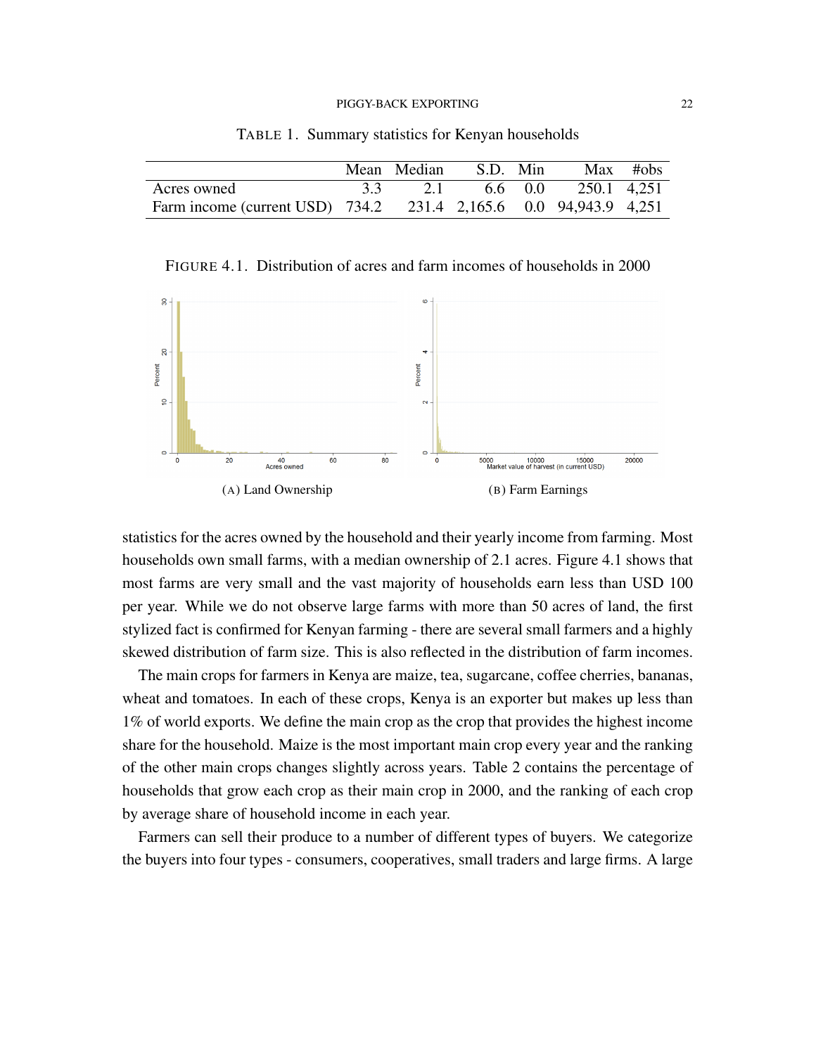TABLE 1. Summary statistics for Kenyan households

| | Mean | Median | S.D. | Min | Max | #obs |
|---|---|---|---|---|---|---|
| Acres owned | 3.3 | 2.1 | 6.6 | 0.0 | 250.1 | 4,251 |
| Farm income (current USD) | 734.2 | 231.4 | 2,165.6 | 0.0 | 94,943.9 | 4,251 |

FIGURE 4.1. Distribution of acres and farm incomes of households in 2000

(A) Land Ownership

(B) Farm Earnings

statistics for the acres owned by the household and their yearly income from farming. Most households own small farms, with a median ownership of 2.1 acres. Figure 4.1 shows that most farms are very small and the vast majority of households earn less than USD 100 per year. While we do not observe large farms with more than 50 acres of land, the first stylized fact is confirmed for Kenyan farming - there are several small farmers and a highly skewed distribution of farm size. This is also reflected in the distribution of farm incomes.

The main crops for farmers in Kenya are maize, tea, sugarcane, coffee cherries, bananas, wheat and tomatoes. In each of these crops, Kenya is an exporter but makes up less than 1% of world exports. We define the main crop as the crop that provides the highest income share for the household. Maize is the most important main crop every year and the ranking of the other main crops changes slightly across years. Table 2 contains the percentage of households that grow each crop as their main crop in 2000, and the ranking of each crop by average share of household income in each year.

Farmers can sell their produce to a number of different types of buyers. We categorize the buyers into four types - consumers, cooperatives, small traders and large firms. A large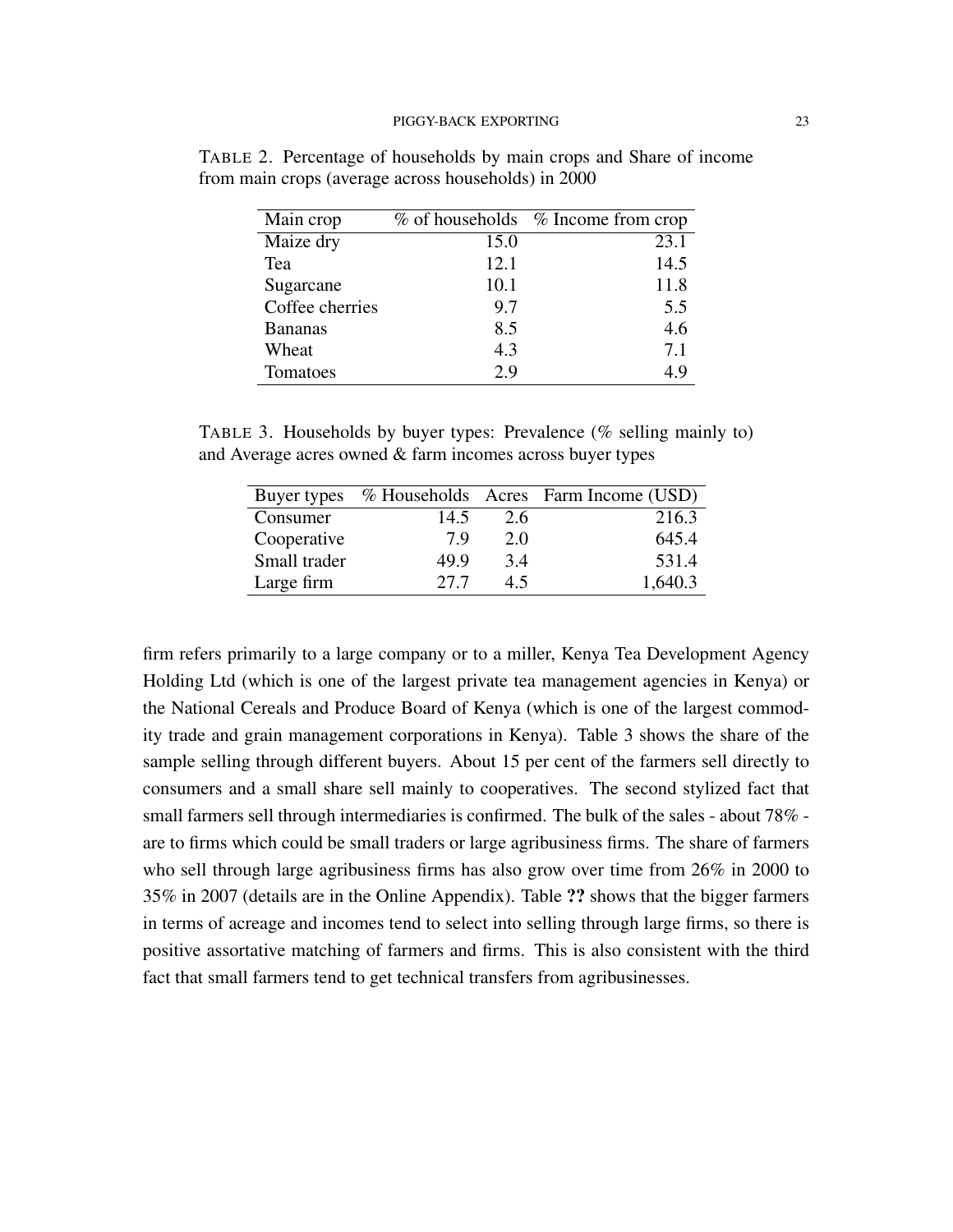TABLE 2. Percentage of households by main crops and Share of income from main crops (average across households) in 2000

| Main crop | % of households | % Income from crop |
|---|---|---|
| Maize dry | 15.0 | 23.1 |
| Tea | 12.1 | 14.5 |
| Sugarcane | 10.1 | 11.8 |
| Coffee cherries | 9.7 | 5.5 |
| Bananas | 8.5 | 4.6 |
| Wheat | 4.3 | 7.1 |
| Tomatoes | 2.9 | 4.9 |

TABLE 3. Households by buyer types: Prevalence (% selling mainly to) and Average acres owned & farm incomes across buyer types

| Buyer types | % Households | Acres | Farm Income (USD) |
|---|---|---|---|
| Consumer | 14.5 | 2.6 | 216.3 |
| Cooperative | 7.9 | 2.0 | 645.4 |
| Small trader | 49.9 | 3.4 | 531.4 |
| Large firm | 27.7 | 4.5 | 1,640.3 |

firm refers primarily to a large company or to a miller, Kenya Tea Development Agency Holding Ltd (which is one of the largest private tea management agencies in Kenya) or the National Cereals and Produce Board of Kenya (which is one of the largest commodity trade and grain management corporations in Kenya). Table 3 shows the share of the sample selling through different buyers. About 15 per cent of the farmers sell directly to consumers and a small share sell mainly to cooperatives. The second stylized fact that small farmers sell through intermediaries is confirmed. The bulk of the sales - about 78% - are to firms which could be small traders or large agribusiness firms. The share of farmers who sell through large agribusiness firms has also grow over time from 26% in 2000 to 35% in 2007 (details are in the Online Appendix). Table **??** shows that the bigger farmers in terms of acreage and incomes tend to select into selling through large firms, so there is positive assortative matching of farmers and firms. This is also consistent with the third fact that small farmers tend to get technical transfers from agribusinesses.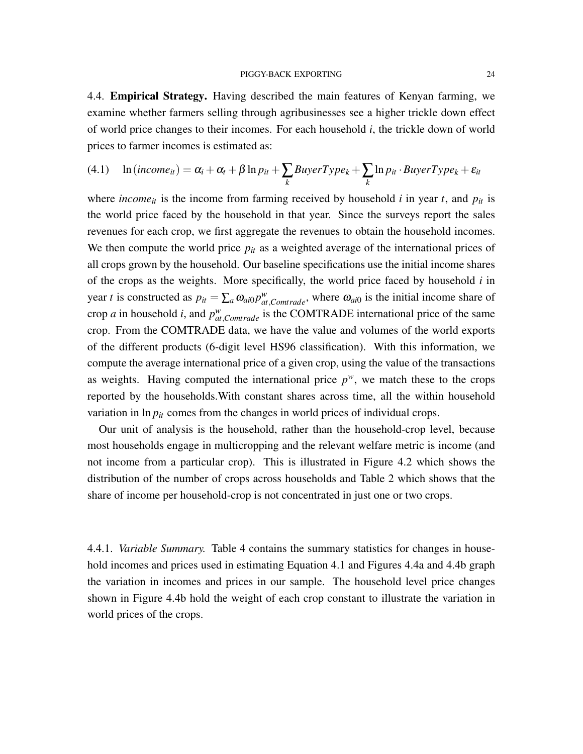4.4. **Empirical Strategy.** Having described the main features of Kenyan farming, we examine whether farmers selling through agribusinesses see a higher trickle down effect of world price changes to their incomes. For each household $i$, the trickle down of world prices to farmer incomes is estimated as:

$$\ln(income_{it}) = \alpha_i + \alpha_t + \beta \ln p_{it} + \sum_k BuyerType_k + \sum_k \ln p_{it} \cdot BuyerType_k + \varepsilon_{it} \tag{4.1}$$

where $income_{it}$ is the income from farming received by household $i$ in year $t$, and $p_{it}$ is the world price faced by the household in that year. Since the surveys report the sales revenues for each crop, we first aggregate the revenues to obtain the household incomes. We then compute the world price $p_{it}$ as a weighted average of the international prices of all crops grown by the household. Our baseline specifications use the initial income shares of the crops as the weights. More specifically, the world price faced by household $i$ in year $t$ is constructed as $p_{it} = \sum_a \omega_{ai0} p^w_{at,Comtrade}$, where $\omega_{ai0}$ is the initial income share of crop $a$ in household $i$, and $p^w_{at,Comtrade}$ is the COMTRADE international price of the same crop. From the COMTRADE data, we have the value and volumes of the world exports of the different products (6-digit level HS96 classification). With this information, we compute the average international price of a given crop, using the value of the transactions as weights. Having computed the international price $p^w$, we match these to the crops reported by the households.With constant shares across time, all the within household variation in $\ln p_{it}$ comes from the changes in world prices of individual crops.

Our unit of analysis is the household, rather than the household-crop level, because most households engage in multicropping and the relevant welfare metric is income (and not income from a particular crop). This is illustrated in Figure 4.2 which shows the distribution of the number of crops across households and Table 2 which shows that the share of income per household-crop is not concentrated in just one or two crops.

4.4.1. *Variable Summary.* Table 4 contains the summary statistics for changes in household incomes and prices used in estimating Equation 4.1 and Figures 4.4a and 4.4b graph the variation in incomes and prices in our sample. The household level price changes shown in Figure 4.4b hold the weight of each crop constant to illustrate the variation in world prices of the crops.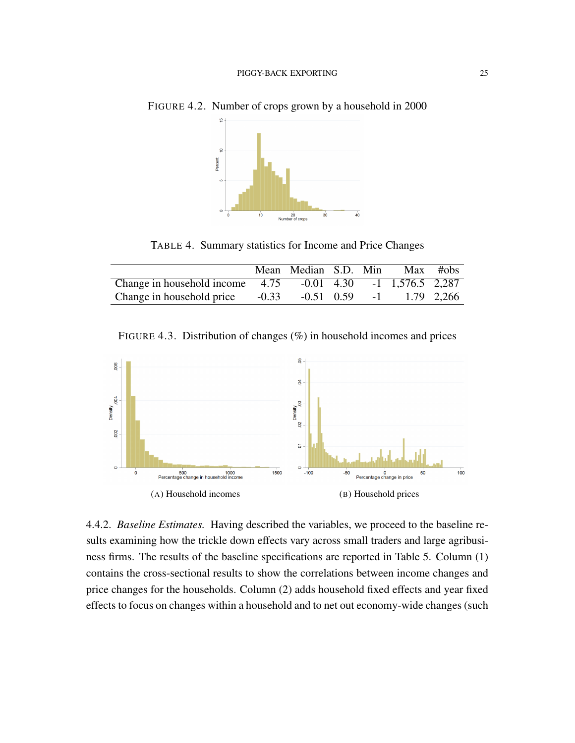FIGURE 4.2. Number of crops grown by a household in 2000

TABLE 4. Summary statistics for Income and Price Changes

| | Mean | Median | S.D. | Min | Max | #obs |
|---|---|---|---|---|---|---|
| Change in household income | 4.75 | -0.01 | 4.30 | -1 | 1,576.5 | 2,287 |
| Change in household price | -0.33 | -0.51 | 0.59 | -1 | 1.79 | 2,266 |

FIGURE 4.3. Distribution of changes (%) in household incomes and prices

(A) Household incomes

(B) Household prices

4.4.2. *Baseline Estimates.* Having described the variables, we proceed to the baseline results examining how the trickle down effects vary across small traders and large agribusiness firms. The results of the baseline specifications are reported in Table 5. Column (1) contains the cross-sectional results to show the correlations between income changes and price changes for the households. Column (2) adds household fixed effects and year fixed effects to focus on changes within a household and to net out economy-wide changes (such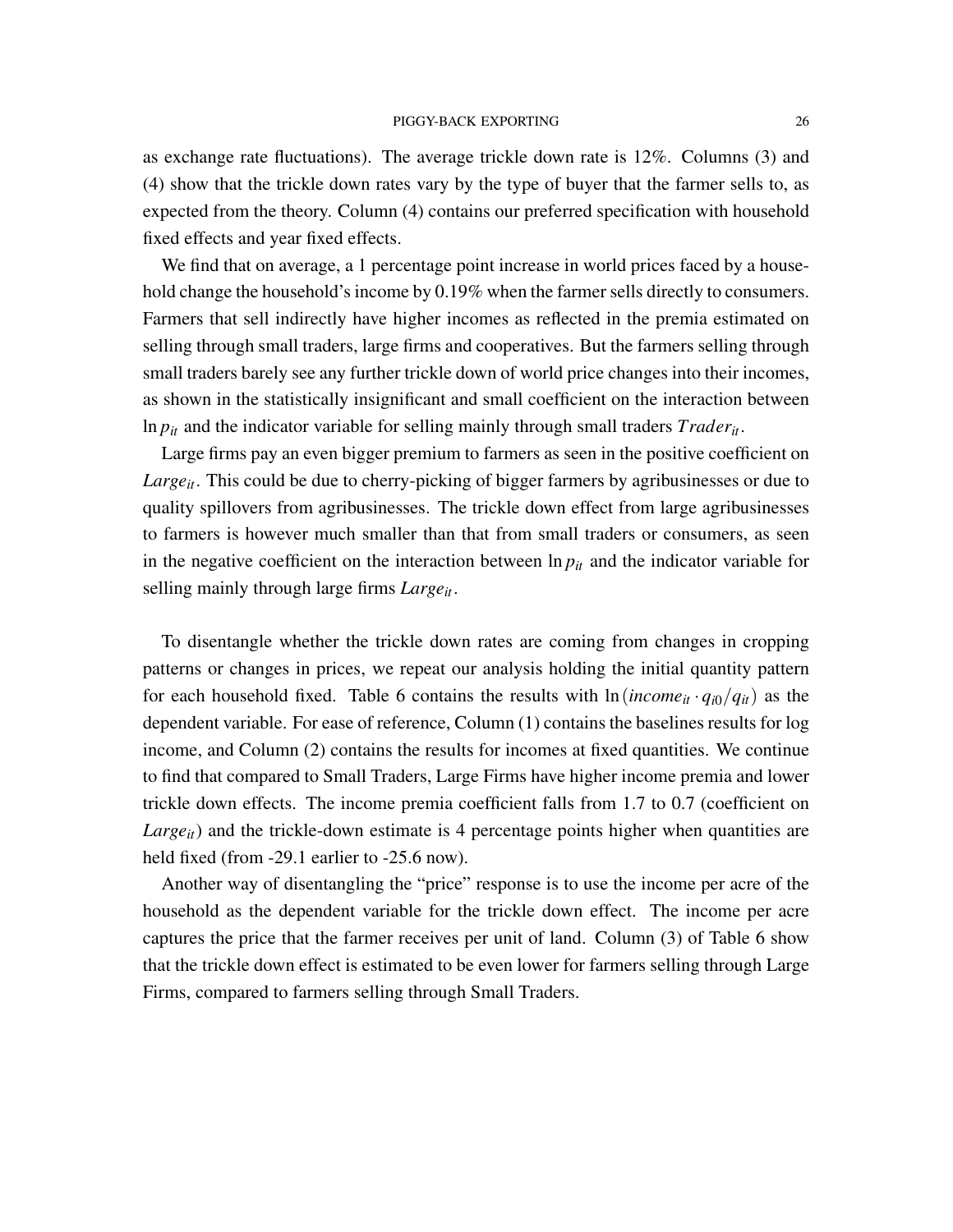as exchange rate fluctuations). The average trickle down rate is 12%. Columns (3) and (4) show that the trickle down rates vary by the type of buyer that the farmer sells to, as expected from the theory. Column (4) contains our preferred specification with household fixed effects and year fixed effects.

We find that on average, a 1 percentage point increase in world prices faced by a household change the household's income by 0.19% when the farmer sells directly to consumers. Farmers that sell indirectly have higher incomes as reflected in the premia estimated on selling through small traders, large firms and cooperatives. But the farmers selling through small traders barely see any further trickle down of world price changes into their incomes, as shown in the statistically insignificant and small coefficient on the interaction between $\ln p_{it}$ and the indicator variable for selling mainly through small traders $Trader_{it}$.

Large firms pay an even bigger premium to farmers as seen in the positive coefficient on $Large_{it}$. This could be due to cherry-picking of bigger farmers by agribusinesses or due to quality spillovers from agribusinesses. The trickle down effect from large agribusinesses to farmers is however much smaller than that from small traders or consumers, as seen in the negative coefficient on the interaction between $\ln p_{it}$ and the indicator variable for selling mainly through large firms $Large_{it}$.

To disentangle whether the trickle down rates are coming from changes in cropping patterns or changes in prices, we repeat our analysis holding the initial quantity pattern for each household fixed. Table 6 contains the results with $\ln(income_{it} \cdot q_{i0}/q_{it})$ as the dependent variable. For ease of reference, Column (1) contains the baselines results for log income, and Column (2) contains the results for incomes at fixed quantities. We continue to find that compared to Small Traders, Large Firms have higher income premia and lower trickle down effects. The income premia coefficient falls from 1.7 to 0.7 (coefficient on $Large_{it}$) and the trickle-down estimate is 4 percentage points higher when quantities are held fixed (from -29.1 earlier to -25.6 now).

Another way of disentangling the "price" response is to use the income per acre of the household as the dependent variable for the trickle down effect. The income per acre captures the price that the farmer receives per unit of land. Column (3) of Table 6 show that the trickle down effect is estimated to be even lower for farmers selling through Large Firms, compared to farmers selling through Small Traders.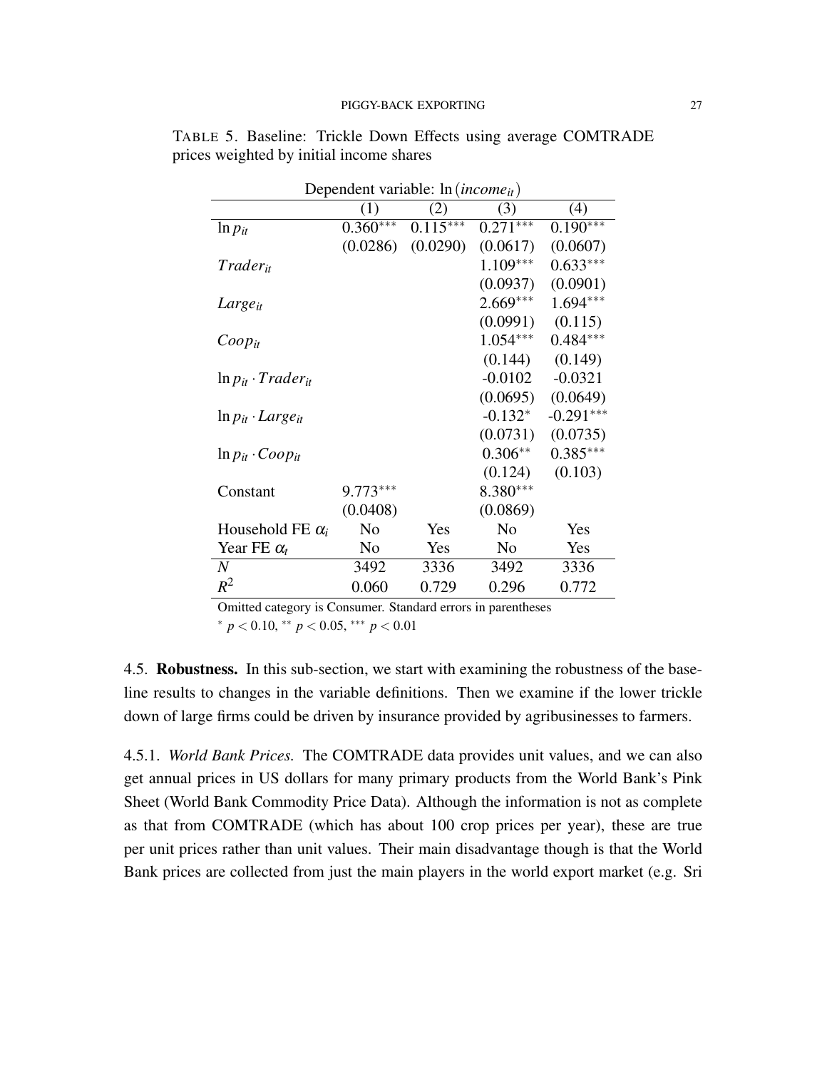TABLE 5. Baseline: Trickle Down Effects using average COMTRADE prices weighted by initial income shares

| Dependent variable: $\ln(income_{it})$ | | | | |
|---|---|---|---|---|
| | (1) | (2) | (3) | (4) |
| $\ln p_{it}$ | 0.360*** | 0.115*** | 0.271*** | 0.190*** |
| | (0.0286) | (0.0290) | (0.0617) | (0.0607) |
| $Trader_{it}$ | | | 1.109*** | 0.633*** |
| | | | (0.0937) | (0.0901) |
| $Large_{it}$ | | | 2.669*** | 1.694*** |
| | | | (0.0991) | (0.115) |
| $Coop_{it}$ | | | 1.054*** | 0.484*** |
| | | | (0.144) | (0.149) |
| $\ln p_{it} \cdot Trader_{it}$ | | | -0.0102 | -0.0321 |
| | | | (0.0695) | (0.0649) |
| $\ln p_{it} \cdot Large_{it}$ | | | -0.132* | -0.291*** |
| | | | (0.0731) | (0.0735) |
| $\ln p_{it} \cdot Coop_{it}$ | | | 0.306** | 0.385*** |
| | | | (0.124) | (0.103) |
| Constant | 9.773*** | | 8.380*** | |
| | (0.0408) | | (0.0869) | |
| Household FE $\alpha_i$ | No | Yes | No | Yes |
| Year FE $\alpha_t$ | No | Yes | No | Yes |
| $N$ | 3492 | 3336 | 3492 | 3336 |
| $R^2$ | 0.060 | 0.729 | 0.296 | 0.772 |

Omitted category is Consumer. Standard errors in parentheses

* $p < 0.10$, ** $p < 0.05$, *** $p < 0.01$

4.5. **Robustness.** In this sub-section, we start with examining the robustness of the baseline results to changes in the variable definitions. Then we examine if the lower trickle down of large firms could be driven by insurance provided by agribusinesses to farmers.

4.5.1. *World Bank Prices.* The COMTRADE data provides unit values, and we can also get annual prices in US dollars for many primary products from the World Bank's Pink Sheet (World Bank Commodity Price Data). Although the information is not as complete as that from COMTRADE (which has about 100 crop prices per year), these are true per unit prices rather than unit values. Their main disadvantage though is that the World Bank prices are collected from just the main players in the world export market (e.g. Sri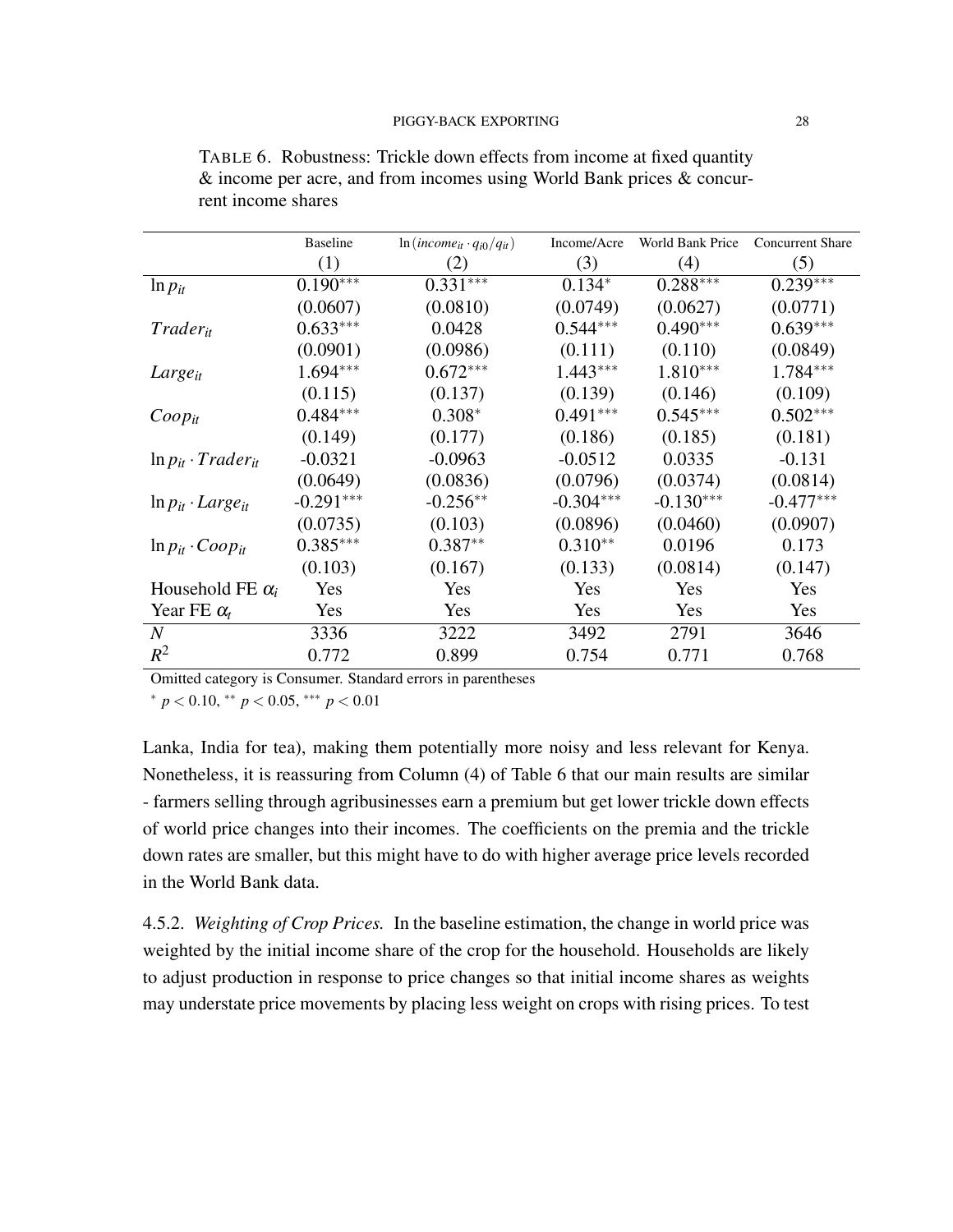TABLE 6. Robustness: Trickle down effects from income at fixed quantity & income per acre, and from incomes using World Bank prices & concurrent income shares

| | Baseline | $\ln(income_{it} \cdot q_{i0}/q_{it})$ | Income/Acre | World Bank Price | Concurrent Share |
|---|---|---|---|---|---|
| | (1) | (2) | (3) | (4) | (5) |
| $\ln p_{it}$ | 0.190*** | 0.331*** | 0.134* | 0.288*** | 0.239*** |
| | (0.0607) | (0.0810) | (0.0749) | (0.0627) | (0.0771) |
| $Trader_{it}$ | 0.633*** | 0.0428 | 0.544*** | 0.490*** | 0.639*** |
| | (0.0901) | (0.0986) | (0.111) | (0.110) | (0.0849) |
| $Large_{it}$ | 1.694*** | 0.672*** | 1.443*** | 1.810*** | 1.784*** |
| | (0.115) | (0.137) | (0.139) | (0.146) | (0.109) |
| $Coop_{it}$ | 0.484*** | 0.308* | 0.491*** | 0.545*** | 0.502*** |
| | (0.149) | (0.177) | (0.186) | (0.185) | (0.181) |
| $\ln p_{it} \cdot Trader_{it}$ | -0.0321 | -0.0963 | -0.0512 | 0.0335 | -0.131 |
| | (0.0649) | (0.0836) | (0.0796) | (0.0374) | (0.0814) |
| $\ln p_{it} \cdot Large_{it}$ | -0.291*** | -0.256** | -0.304*** | -0.130*** | -0.477*** |
| | (0.0735) | (0.103) | (0.0896) | (0.0460) | (0.0907) |
| $\ln p_{it} \cdot Coop_{it}$ | 0.385*** | 0.387** | 0.310** | 0.0196 | 0.173 |
| | (0.103) | (0.167) | (0.133) | (0.0814) | (0.147) |
| Household FE $\alpha_i$ | Yes | Yes | Yes | Yes | Yes |
| Year FE $\alpha_t$ | Yes | Yes | Yes | Yes | Yes |
| $N$ | 3336 | 3222 | 3492 | 2791 | 3646 |
| $R^2$ | 0.772 | 0.899 | 0.754 | 0.771 | 0.768 |

Omitted category is Consumer. Standard errors in parentheses

* $p < 0.10$, ** $p < 0.05$, *** $p < 0.01$

Lanka, India for tea), making them potentially more noisy and less relevant for Kenya. Nonetheless, it is reassuring from Column (4) of Table 6 that our main results are similar - farmers selling through agribusinesses earn a premium but get lower trickle down effects of world price changes into their incomes. The coefficients on the premia and the trickle down rates are smaller, but this might have to do with higher average price levels recorded in the World Bank data.

4.5.2. *Weighting of Crop Prices.* In the baseline estimation, the change in world price was weighted by the initial income share of the crop for the household. Households are likely to adjust production in response to price changes so that initial income shares as weights may understate price movements by placing less weight on crops with rising prices. To test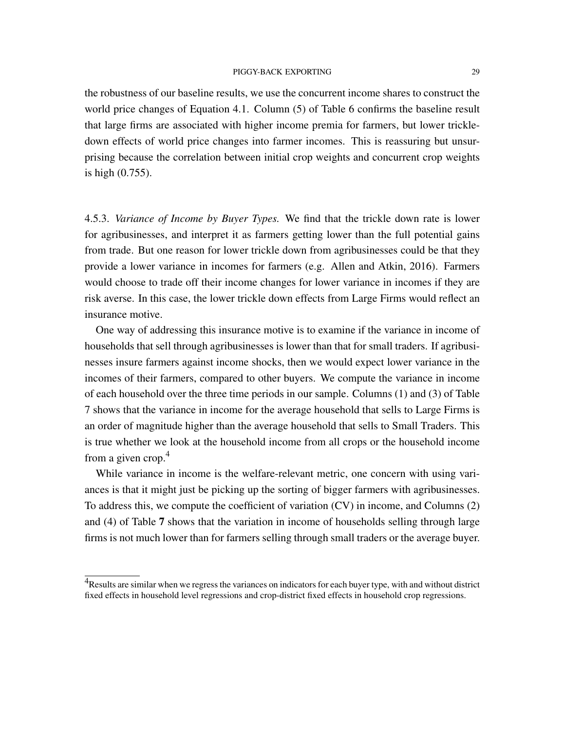the robustness of our baseline results, we use the concurrent income shares to construct the world price changes of Equation 4.1. Column (5) of Table 6 confirms the baseline result that large firms are associated with higher income premia for farmers, but lower trickle-down effects of world price changes into farmer incomes. This is reassuring but unsurprising because the correlation between initial crop weights and concurrent crop weights is high (0.755).

4.5.3. *Variance of Income by Buyer Types.* We find that the trickle down rate is lower for agribusinesses, and interpret it as farmers getting lower than the full potential gains from trade. But one reason for lower trickle down from agribusinesses could be that they provide a lower variance in incomes for farmers (e.g. Allen and Atkin, 2016). Farmers would choose to trade off their income changes for lower variance in incomes if they are risk averse. In this case, the lower trickle down effects from Large Firms would reflect an insurance motive.

One way of addressing this insurance motive is to examine if the variance in income of households that sell through agribusinesses is lower than that for small traders. If agribusinesses insure farmers against income shocks, then we would expect lower variance in the incomes of their farmers, compared to other buyers. We compute the variance in income of each household over the three time periods in our sample. Columns (1) and (3) of Table 7 shows that the variance in income for the average household that sells to Large Firms is an order of magnitude higher than the average household that sells to Small Traders. This is true whether we look at the household income from all crops or the household income from a given crop.[4]

While variance in income is the welfare-relevant metric, one concern with using variances is that it might just be picking up the sorting of bigger farmers with agribusinesses. To address this, we compute the coefficient of variation (CV) in income, and Columns (2) and (4) of Table **7** shows that the variation in income of households selling through large firms is not much lower than for farmers selling through small traders or the average buyer.

[4]Results are similar when we regress the variances on indicators for each buyer type, with and without district fixed effects in household level regressions and crop-district fixed effects in household crop regressions.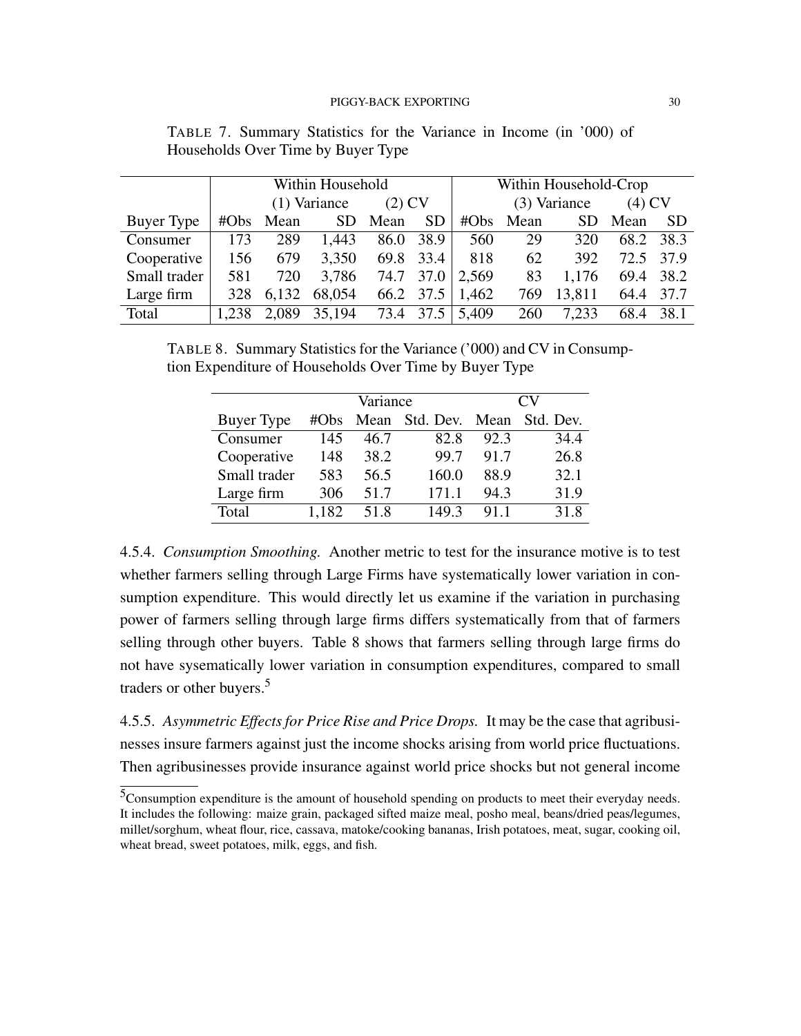TABLE 7. Summary Statistics for the Variance in Income (in '000) of Households Over Time by Buyer Type

| | Within Household | | | | | Within Household-Crop | | | | |
|---|---|---|---|---|---|---|---|---|---|---|
| | | (1) Variance | | (2) CV | | | (3) Variance | | (4) CV | |
| Buyer Type | #Obs | Mean | SD | Mean | SD | #Obs | Mean | SD | Mean | SD |
| Consumer | 173 | 289 | 1,443 | 86.0 | 38.9 | 560 | 29 | 320 | 68.2 | 38.3 |
| Cooperative | 156 | 679 | 3,350 | 69.8 | 33.4 | 818 | 62 | 392 | 72.5 | 37.9 |
| Small trader | 581 | 720 | 3,786 | 74.7 | 37.0 | 2,569 | 83 | 1,176 | 69.4 | 38.2 |
| Large firm | 328 | 6,132 | 68,054 | 66.2 | 37.5 | 1,462 | 769 | 13,811 | 64.4 | 37.7 |
| Total | 1,238 | 2,089 | 35,194 | 73.4 | 37.5 | 5,409 | 260 | 7,233 | 68.4 | 38.1 |

TABLE 8. Summary Statistics for the Variance ('000) and CV in Consumption Expenditure of Households Over Time by Buyer Type

| | | Variance | | CV | |
|---|---|---|---|---|---|
| Buyer Type | #Obs | Mean | Std. Dev. | Mean | Std. Dev. |
| Consumer | 145 | 46.7 | 82.8 | 92.3 | 34.4 |
| Cooperative | 148 | 38.2 | 99.7 | 91.7 | 26.8 |
| Small trader | 583 | 56.5 | 160.0 | 88.9 | 32.1 |
| Large firm | 306 | 51.7 | 171.1 | 94.3 | 31.9 |
| Total | 1,182 | 51.8 | 149.3 | 91.1 | 31.8 |

4.5.4. *Consumption Smoothing.* Another metric to test for the insurance motive is to test whether farmers selling through Large Firms have systematically lower variation in consumption expenditure. This would directly let us examine if the variation in purchasing power of farmers selling through large firms differs systematically from that of farmers selling through other buyers. Table 8 shows that farmers selling through large firms do not have sysematically lower variation in consumption expenditures, compared to small traders or other buyers.[5]

4.5.5. *Asymmetric Effects for Price Rise and Price Drops.* It may be the case that agribusinesses insure farmers against just the income shocks arising from world price fluctuations. Then agribusinesses provide insurance against world price shocks but not general income

[5]Consumption expenditure is the amount of household spending on products to meet their everyday needs. It includes the following: maize grain, packaged sifted maize meal, posho meal, beans/dried peas/legumes, millet/sorghum, wheat flour, rice, cassava, matoke/cooking bananas, Irish potatoes, meat, sugar, cooking oil, wheat bread, sweet potatoes, milk, eggs, and fish.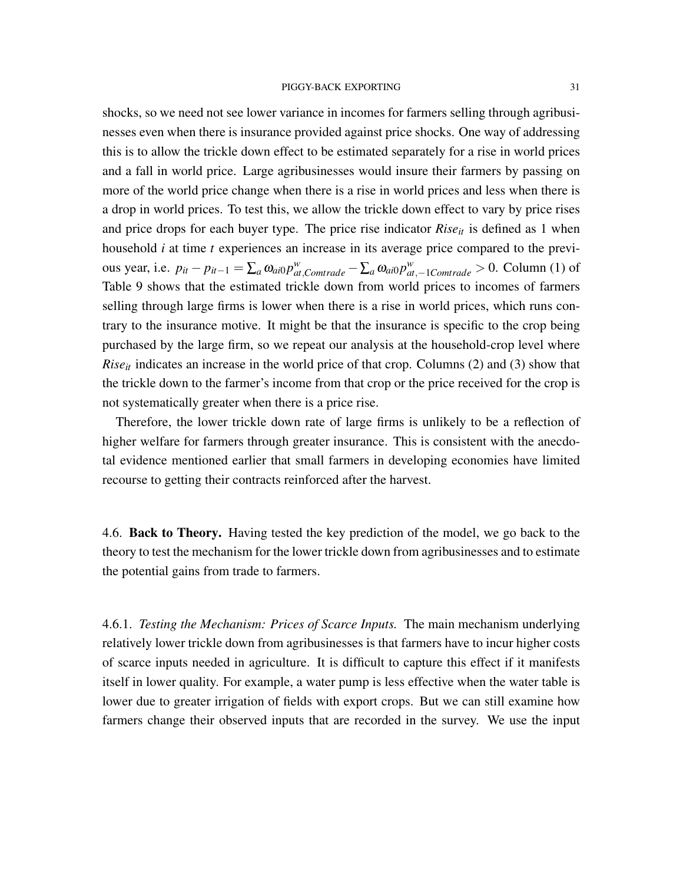shocks, so we need not see lower variance in incomes for farmers selling through agribusinesses even when there is insurance provided against price shocks. One way of addressing this is to allow the trickle down effect to be estimated separately for a rise in world prices and a fall in world price. Large agribusinesses would insure their farmers by passing on more of the world price change when there is a rise in world prices and less when there is a drop in world prices. To test this, we allow the trickle down effect to vary by price rises and price drops for each buyer type. The price rise indicator $Rise_{it}$ is defined as 1 when household $i$ at time $t$ experiences an increase in its average price compared to the previous year, i.e. $p_{it} - p_{it-1} = \sum_a \omega_{ai0} p^w_{at,Comtrade} - \sum_a \omega_{ai0} p^w_{at,-1Comtrade} > 0$. Column (1) of Table 9 shows that the estimated trickle down from world prices to incomes of farmers selling through large firms is lower when there is a rise in world prices, which runs contrary to the insurance motive. It might be that the insurance is specific to the crop being purchased by the large firm, so we repeat our analysis at the household-crop level where $Rise_{it}$ indicates an increase in the world price of that crop. Columns (2) and (3) show that the trickle down to the farmer's income from that crop or the price received for the crop is not systematically greater when there is a price rise.

Therefore, the lower trickle down rate of large firms is unlikely to be a reflection of higher welfare for farmers through greater insurance. This is consistent with the anecdotal evidence mentioned earlier that small farmers in developing economies have limited recourse to getting their contracts reinforced after the harvest.

## 4.6. **Back to Theory.**

Having tested the key prediction of the model, we go back to the theory to test the mechanism for the lower trickle down from agribusinesses and to estimate the potential gains from trade to farmers.

### 4.6.1. *Testing the Mechanism: Prices of Scarce Inputs.*

The main mechanism underlying relatively lower trickle down from agribusinesses is that farmers have to incur higher costs of scarce inputs needed in agriculture. It is difficult to capture this effect if it manifests itself in lower quality. For example, a water pump is less effective when the water table is lower due to greater irrigation of fields with export crops. But we can still examine how farmers change their observed inputs that are recorded in the survey. We use the input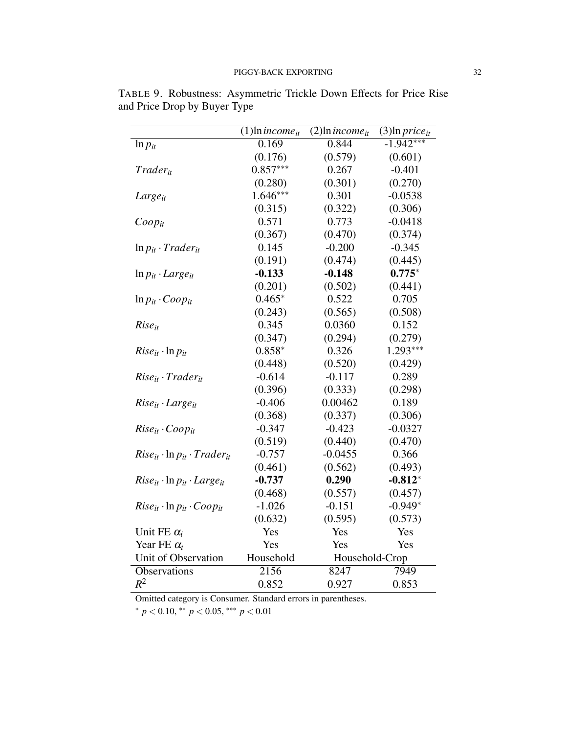TABLE 9. Robustness: Asymmetric Trickle Down Effects for Price Rise and Price Drop by Buyer Type

| | (1) $\ln income_{it}$ | (2) $\ln income_{it}$ | (3) $\ln price_{it}$ |
|---|---|---|---|
| $\ln p_{it}$ | 0.169 | 0.844 | -1.942$^{***}$ |
| | (0.176) | (0.579) | (0.601) |
| $Trader_{it}$ | 0.857$^{***}$ | 0.267 | -0.401 |
| | (0.280) | (0.301) | (0.270) |
| $Large_{it}$ | 1.646$^{***}$ | 0.301 | -0.0538 |
| | (0.315) | (0.322) | (0.306) |
| $Coop_{it}$ | 0.571 | 0.773 | -0.0418 |
| | (0.367) | (0.470) | (0.374) |
| $\ln p_{it} \cdot Trader_{it}$ | 0.145 | -0.200 | -0.345 |
| | (0.191) | (0.474) | (0.445) |
| $\ln p_{it} \cdot Large_{it}$ | **-0.133** | **-0.148** | **0.775**$^{*}$ |
| | (0.201) | (0.502) | (0.441) |
| $\ln p_{it} \cdot Coop_{it}$ | 0.465$^{*}$ | 0.522 | 0.705 |
| | (0.243) | (0.565) | (0.508) |
| $Rise_{it}$ | 0.345 | 0.0360 | 0.152 |
| | (0.347) | (0.294) | (0.279) |
| $Rise_{it} \cdot \ln p_{it}$ | 0.858$^{*}$ | 0.326 | 1.293$^{***}$ |
| | (0.448) | (0.520) | (0.429) |
| $Rise_{it} \cdot Trader_{it}$ | -0.614 | -0.117 | 0.289 |
| | (0.396) | (0.333) | (0.298) |
| $Rise_{it} \cdot Large_{it}$ | -0.406 | 0.00462 | 0.189 |
| | (0.368) | (0.337) | (0.306) |
| $Rise_{it} \cdot Coop_{it}$ | -0.347 | -0.423 | -0.0327 |
| | (0.519) | (0.440) | (0.470) |
| $Rise_{it} \cdot \ln p_{it} \cdot Trader_{it}$ | -0.757 | -0.0455 | 0.366 |
| | (0.461) | (0.562) | (0.493) |
| $Rise_{it} \cdot \ln p_{it} \cdot Large_{it}$ | **-0.737** | **0.290** | **-0.812**$^{*}$ |
| | (0.468) | (0.557) | (0.457) |
| $Rise_{it} \cdot \ln p_{it} \cdot Coop_{it}$ | -1.026 | -0.151 | -0.949$^{*}$ |
| | (0.632) | (0.595) | (0.573) |
| Unit FE $\alpha_i$ | Yes | Yes | Yes |
| Year FE $\alpha_t$ | Yes | Yes | Yes |
| Unit of Observation | Household | Household-Crop | |
| Observations | 2156 | 8247 | 7949 |
| $R^2$ | 0.852 | 0.927 | 0.853 |

Omitted category is Consumer. Standard errors in parentheses.

$^{*}$ $p < 0.10$, $^{**}$ $p < 0.05$, $^{***}$ $p < 0.01$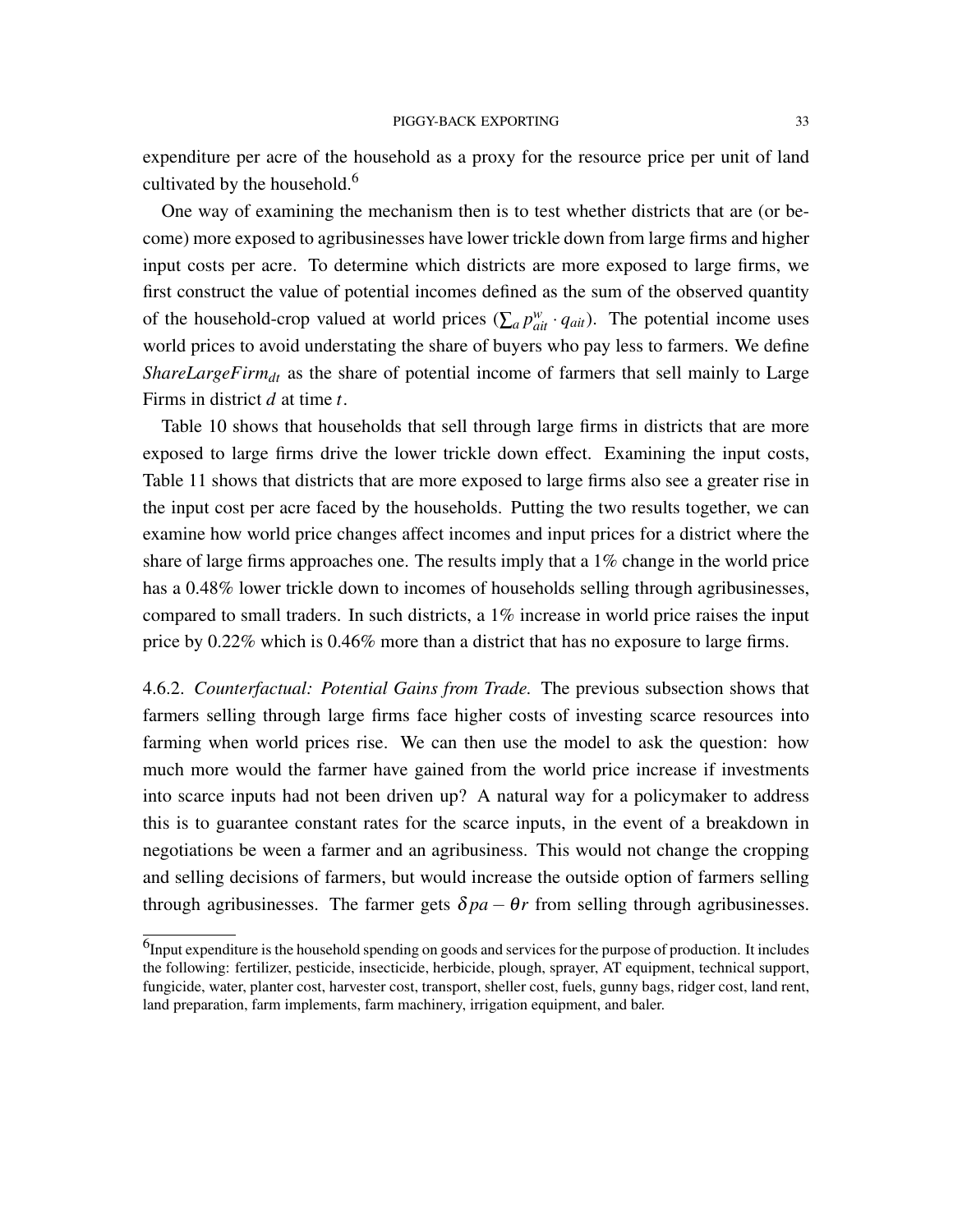expenditure per acre of the household as a proxy for the resource price per unit of land cultivated by the household.[6]

One way of examining the mechanism then is to test whether districts that are (or become) more exposed to agribusinesses have lower trickle down from large firms and higher input costs per acre. To determine which districts are more exposed to large firms, we first construct the value of potential incomes defined as the sum of the observed quantity of the household-crop valued at world prices ($\sum_a p^w_{ait} \cdot q_{ait}$). The potential income uses world prices to avoid understating the share of buyers who pay less to farmers. We define $ShareLargeFirm_{dt}$ as the share of potential income of farmers that sell mainly to Large Firms in district $d$ at time $t$.

Table 10 shows that households that sell through large firms in districts that are more exposed to large firms drive the lower trickle down effect. Examining the input costs, Table 11 shows that districts that are more exposed to large firms also see a greater rise in the input cost per acre faced by the households. Putting the two results together, we can examine how world price changes affect incomes and input prices for a district where the share of large firms approaches one. The results imply that a 1% change in the world price has a 0.48% lower trickle down to incomes of households selling through agribusinesses, compared to small traders. In such districts, a 1% increase in world price raises the input price by 0.22% which is 0.46% more than a district that has no exposure to large firms.

4.6.2. *Counterfactual: Potential Gains from Trade.* The previous subsection shows that farmers selling through large firms face higher costs of investing scarce resources into farming when world prices rise. We can then use the model to ask the question: how much more would the farmer have gained from the world price increase if investments into scarce inputs had not been driven up? A natural way for a policymaker to address this is to guarantee constant rates for the scarce inputs, in the event of a breakdown in negotiations be ween a farmer and an agribusiness. This would not change the cropping and selling decisions of farmers, but would increase the outside option of farmers selling through agribusinesses. The farmer gets $\delta pa - \theta r$ from selling through agribusinesses.

[6] Input expenditure is the household spending on goods and services for the purpose of production. It includes the following: fertilizer, pesticide, insecticide, herbicide, plough, sprayer, AT equipment, technical support, fungicide, water, planter cost, harvester cost, transport, sheller cost, fuels, gunny bags, ridger cost, land rent, land preparation, farm implements, farm machinery, irrigation equipment, and baler.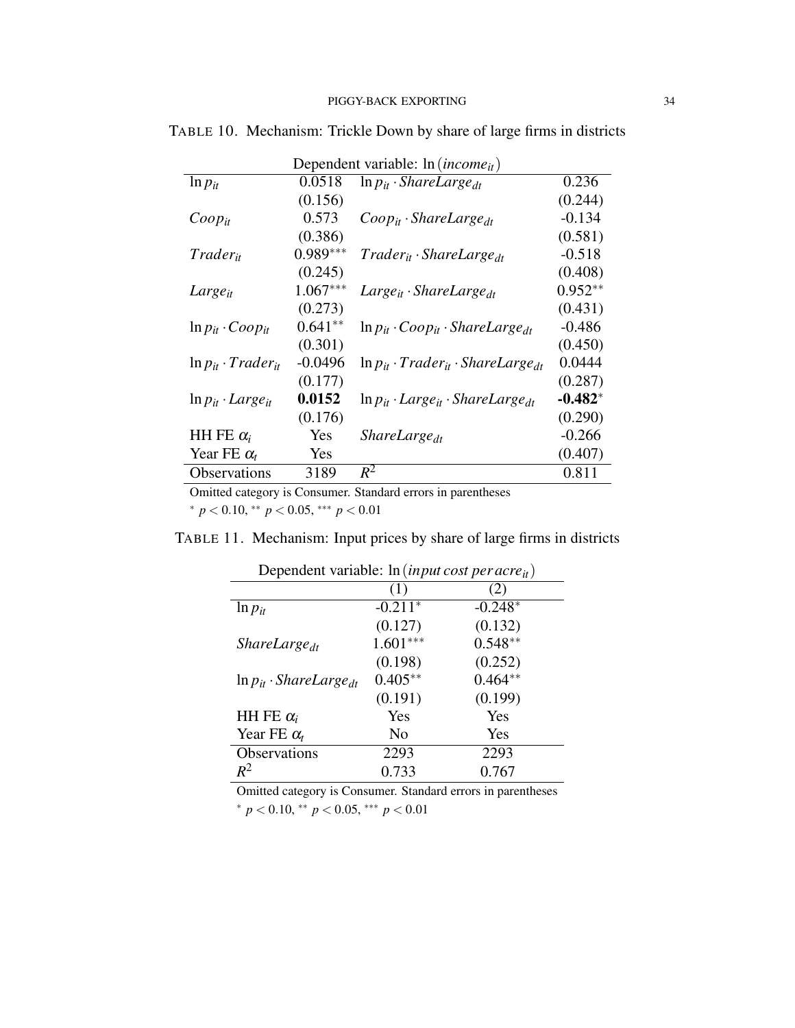TABLE 10. Mechanism: Trickle Down by share of large firms in districts

| Dependent variable: $\ln(income_{it})$ | | | |
|---|---|---|---|
| $\ln p_{it}$ | 0.0518 | $\ln p_{it} \cdot ShareLarge_{dt}$ | 0.236 |
| | (0.156) | | (0.244) |
| $Coop_{it}$ | 0.573 | $Coop_{it} \cdot ShareLarge_{dt}$ | -0.134 |
| | (0.386) | | (0.581) |
| $Trader_{it}$ | 0.989*** | $Trader_{it} \cdot ShareLarge_{dt}$ | -0.518 |
| | (0.245) | | (0.408) |
| $Large_{it}$ | 1.067*** | $Large_{it} \cdot ShareLarge_{dt}$ | 0.952** |
| | (0.273) | | (0.431) |
| $\ln p_{it} \cdot Coop_{it}$ | 0.641** | $\ln p_{it} \cdot Coop_{it} \cdot ShareLarge_{dt}$ | -0.486 |
| | (0.301) | | (0.450) |
| $\ln p_{it} \cdot Trader_{it}$ | -0.0496 | $\ln p_{it} \cdot Trader_{it} \cdot ShareLarge_{dt}$ | 0.0444 |
| | (0.177) | | (0.287) |
| $\ln p_{it} \cdot Large_{it}$ | **0.0152** | $\ln p_{it} \cdot Large_{it} \cdot ShareLarge_{dt}$ | **-0.482*** |
| | (0.176) | | (0.290) |
| HH FE $\alpha_i$ | Yes | $ShareLarge_{dt}$ | -0.266 |
| Year FE $\alpha_t$ | Yes | | (0.407) |
| Observations | 3189 | $R^2$ | 0.811 |

Omitted category is Consumer. Standard errors in parentheses

\* $p < 0.10$, ** $p < 0.05$, *** $p < 0.01$

TABLE 11. Mechanism: Input prices by share of large firms in districts

| Dependent variable: $\ln(input\,cost\,per\,acre_{it})$ | | |
|---|---|---|
| | (1) | (2) |
| $\ln p_{it}$ | -0.211* | -0.248* |
| | (0.127) | (0.132) |
| $ShareLarge_{dt}$ | 1.601*** | 0.548** |
| | (0.198) | (0.252) |
| $\ln p_{it} \cdot ShareLarge_{dt}$ | 0.405** | 0.464** |
| | (0.191) | (0.199) |
| HH FE $\alpha_i$ | Yes | Yes |
| Year FE $\alpha_t$ | No | Yes |
| Observations | 2293 | 2293 |
| $R^2$ | 0.733 | 0.767 |

Omitted category is Consumer. Standard errors in parentheses

\* $p < 0.10$, ** $p < 0.05$, *** $p < 0.01$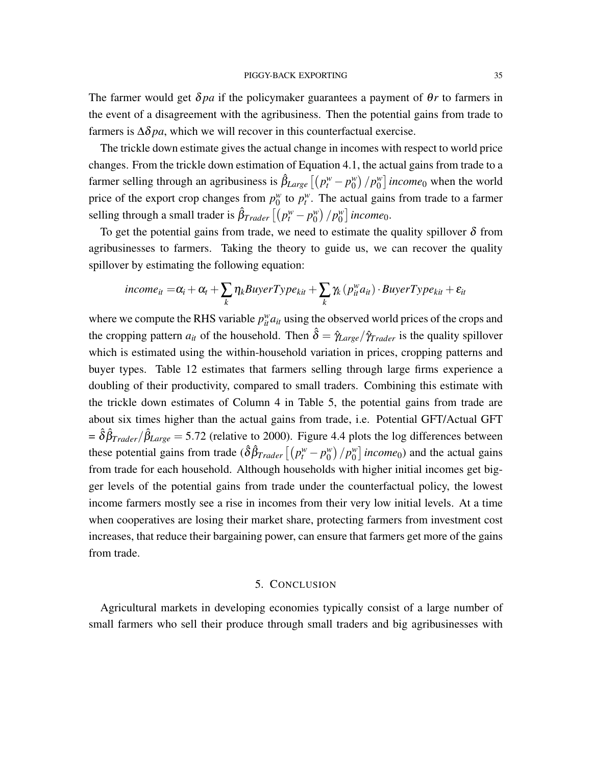The farmer would get $\delta pa$ if the policymaker guarantees a payment of $\theta r$ to farmers in the event of a disagreement with the agribusiness. Then the potential gains from trade to farmers is $\Delta\delta pa$, which we will recover in this counterfactual exercise.

The trickle down estimate gives the actual change in incomes with respect to world price changes. From the trickle down estimation of Equation 4.1, the actual gains from trade to a farmer selling through an agribusiness is $\hat{\beta}_{Large}\left[\left(p_t^w - p_0^w\right)/p_0^w\right] income_0$ when the world price of the export crop changes from $p_0^w$ to $p_t^w$. The actual gains from trade to a farmer selling through a small trader is $\hat{\beta}_{Trader}\left[\left(p_t^w - p_0^w\right)/p_0^w\right] income_0$.

To get the potential gains from trade, we need to estimate the quality spillover $\delta$ from agribusinesses to farmers. Taking the theory to guide us, we can recover the quality spillover by estimating the following equation:

$$income_{it} = \alpha_i + \alpha_t + \sum_k \eta_k BuyerType_{kit} + \sum_k \gamma_k \left(p_{it}^w a_{it}\right) \cdot BuyerType_{kit} + \varepsilon_{it}$$

where we compute the RHS variable $p_{it}^w a_{it}$ using the observed world prices of the crops and the cropping pattern $a_{it}$ of the household. Then $\hat{\delta} = \hat{\gamma}_{Large}/\hat{\gamma}_{Trader}$ is the quality spillover which is estimated using the within-household variation in prices, cropping patterns and buyer types. Table 12 estimates that farmers selling through large firms experience a doubling of their productivity, compared to small traders. Combining this estimate with the trickle down estimates of Column 4 in Table 5, the potential gains from trade are about six times higher than the actual gains from trade, i.e. Potential GFT/Actual GFT $= \hat{\delta}\hat{\beta}_{Trader}/\hat{\beta}_{Large} = 5.72$ (relative to 2000). Figure 4.4 plots the log differences between these potential gains from trade ($\hat{\delta}\hat{\beta}_{Trader}\left[\left(p_t^w - p_0^w\right)/p_0^w\right] income_0$) and the actual gains from trade for each household. Although households with higher initial incomes get bigger levels of the potential gains from trade under the counterfactual policy, the lowest income farmers mostly see a rise in incomes from their very low initial levels. At a time when cooperatives are losing their market share, protecting farmers from investment cost increases, that reduce their bargaining power, can ensure that farmers get more of the gains from trade.

## 5. Conclusion

Agricultural markets in developing economies typically consist of a large number of small farmers who sell their produce through small traders and big agribusinesses with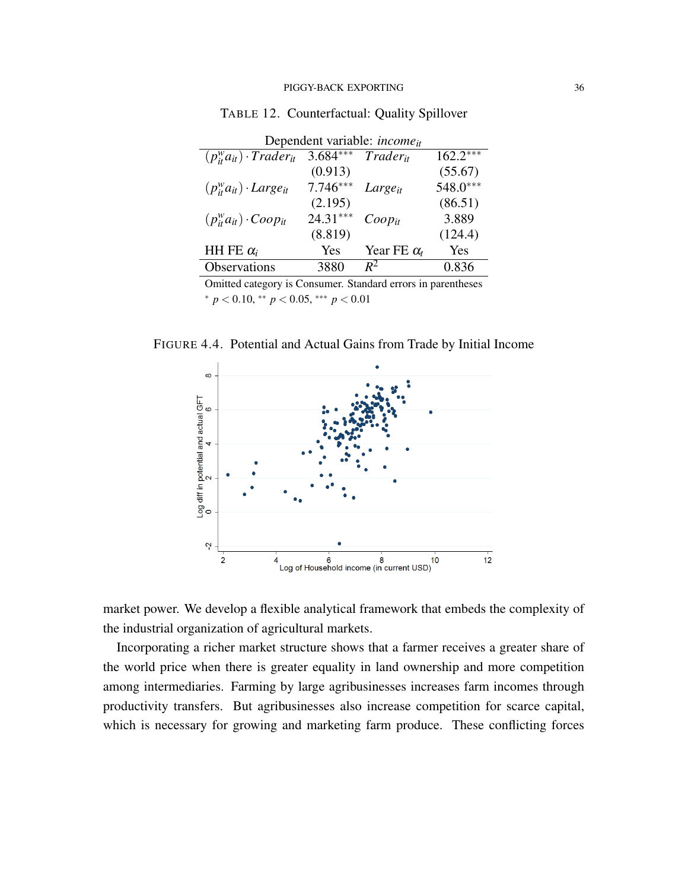TABLE 12. Counterfactual: Quality Spillover

| Dependent variable: $income_{it}$ | | | |
|---|---|---|---|
| $(p_{it}^{w} a_{it}) \cdot Trader_{it}$ | 3.684*** | $Trader_{it}$ | 162.2*** |
| | (0.913) | | (55.67) |
| $(p_{it}^{w} a_{it}) \cdot Large_{it}$ | 7.746*** | $Large_{it}$ | 548.0*** |
| | (2.195) | | (86.51) |
| $(p_{it}^{w} a_{it}) \cdot Coop_{it}$ | 24.31*** | $Coop_{it}$ | 3.889 |
| | (8.819) | | (124.4) |
| HH FE $\alpha_i$ | Yes | Year FE $\alpha_t$ | Yes |
| Observations | 3880 | $R^2$ | 0.836 |

Omitted category is Consumer. Standard errors in parentheses

* $p < 0.10$, ** $p < 0.05$, *** $p < 0.01$

FIGURE 4.4. Potential and Actual Gains from Trade by Initial Income

market power. We develop a flexible analytical framework that embeds the complexity of the industrial organization of agricultural markets.

Incorporating a richer market structure shows that a farmer receives a greater share of the world price when there is greater equality in land ownership and more competition among intermediaries. Farming by large agribusinesses increases farm incomes through productivity transfers. But agribusinesses also increase competition for scarce capital, which is necessary for growing and marketing farm produce. These conflicting forces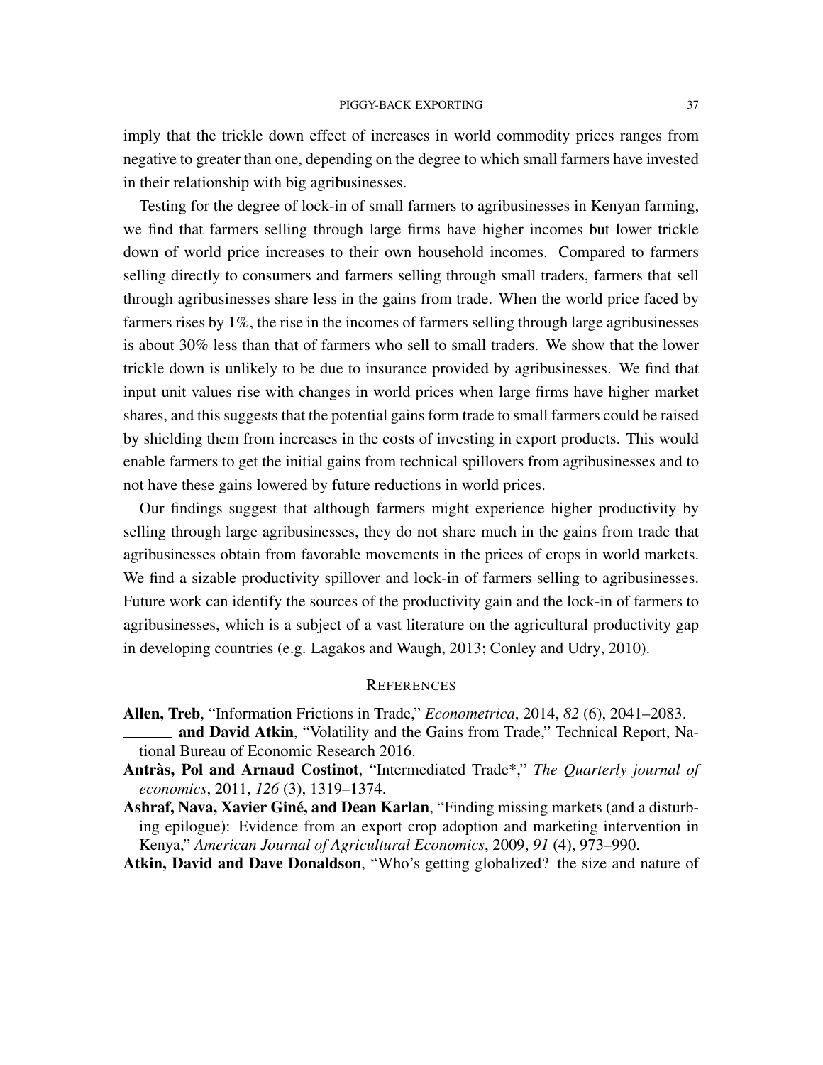imply that the trickle down effect of increases in world commodity prices ranges from negative to greater than one, depending on the degree to which small farmers have invested in their relationship with big agribusinesses.

Testing for the degree of lock-in of small farmers to agribusinesses in Kenyan farming, we find that farmers selling through large firms have higher incomes but lower trickle down of world price increases to their own household incomes. Compared to farmers selling directly to consumers and farmers selling through small traders, farmers that sell through agribusinesses share less in the gains from trade. When the world price faced by farmers rises by 1%, the rise in the incomes of farmers selling through large agribusinesses is about 30% less than that of farmers who sell to small traders. We show that the lower trickle down is unlikely to be due to insurance provided by agribusinesses. We find that input unit values rise with changes in world prices when large firms have higher market shares, and this suggests that the potential gains form trade to small farmers could be raised by shielding them from increases in the costs of investing in export products. This would enable farmers to get the initial gains from technical spillovers from agribusinesses and to not have these gains lowered by future reductions in world prices.

Our findings suggest that although farmers might experience higher productivity by selling through large agribusinesses, they do not share much in the gains from trade that agribusinesses obtain from favorable movements in the prices of crops in world markets. We find a sizable productivity spillover and lock-in of farmers selling to agribusinesses. Future work can identify the sources of the productivity gain and the lock-in of farmers to agribusinesses, which is a subject of a vast literature on the agricultural productivity gap in developing countries (e.g. Lagakos and Waugh, 2013; Conley and Udry, 2010).

## REFERENCES

**Allen, Treb**, "Information Frictions in Trade," *Econometrica*, 2014, *82* (6), 2041–2083.

______ **and David Atkin**, "Volatility and the Gains from Trade," Technical Report, National Bureau of Economic Research 2016.

**Antràs, Pol and Arnaud Costinot**, "Intermediated Trade*," *The Quarterly journal of economics*, 2011, *126* (3), 1319–1374.

**Ashraf, Nava, Xavier Giné, and Dean Karlan**, "Finding missing markets (and a disturbing epilogue): Evidence from an export crop adoption and marketing intervention in Kenya," *American Journal of Agricultural Economics*, 2009, *91* (4), 973–990.

**Atkin, David and Dave Donaldson**, "Who's getting globalized? the size and nature of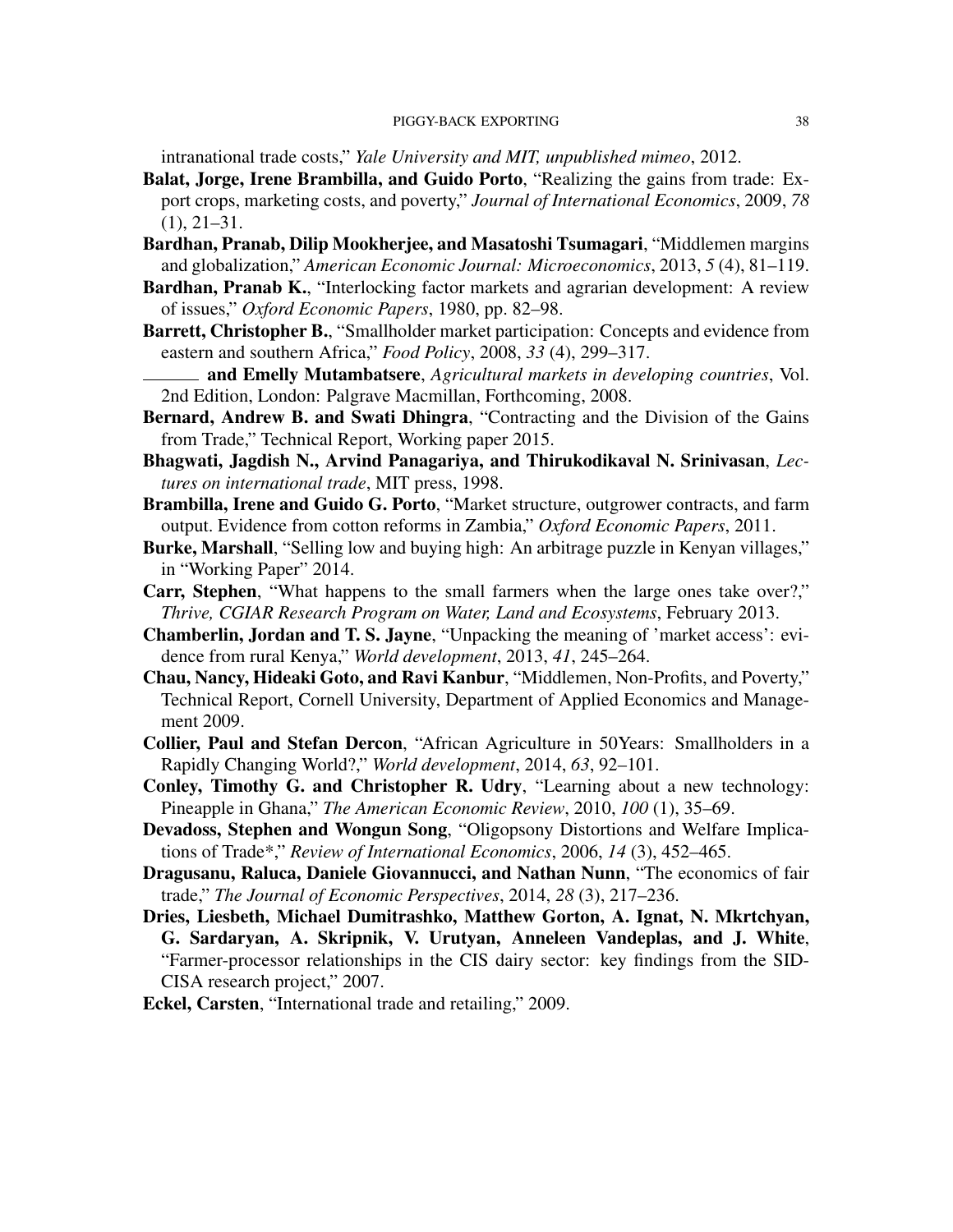intranational trade costs," *Yale University and MIT, unpublished mimeo*, 2012.

**Balat, Jorge, Irene Brambilla, and Guido Porto**, "Realizing the gains from trade: Export crops, marketing costs, and poverty," *Journal of International Economics*, 2009, *78* (1), 21–31.

**Bardhan, Pranab, Dilip Mookherjee, and Masatoshi Tsumagari**, "Middlemen margins and globalization," *American Economic Journal: Microeconomics*, 2013, *5* (4), 81–119.

**Bardhan, Pranab K.**, "Interlocking factor markets and agrarian development: A review of issues," *Oxford Economic Papers*, 1980, pp. 82–98.

**Barrett, Christopher B.**, "Smallholder market participation: Concepts and evidence from eastern and southern Africa," *Food Policy*, 2008, *33* (4), 299–317.

______ **and Emelly Mutambatsere**, *Agricultural markets in developing countries*, Vol. 2nd Edition, London: Palgrave Macmillan, Forthcoming, 2008.

**Bernard, Andrew B. and Swati Dhingra**, "Contracting and the Division of the Gains from Trade," Technical Report, Working paper 2015.

**Bhagwati, Jagdish N., Arvind Panagariya, and Thirukodikaval N. Srinivasan**, *Lectures on international trade*, MIT press, 1998.

**Brambilla, Irene and Guido G. Porto**, "Market structure, outgrower contracts, and farm output. Evidence from cotton reforms in Zambia," *Oxford Economic Papers*, 2011.

**Burke, Marshall**, "Selling low and buying high: An arbitrage puzzle in Kenyan villages," in "Working Paper" 2014.

**Carr, Stephen**, "What happens to the small farmers when the large ones take over?," *Thrive, CGIAR Research Program on Water, Land and Ecosystems*, February 2013.

**Chamberlin, Jordan and T. S. Jayne**, "Unpacking the meaning of 'market access': evidence from rural Kenya," *World development*, 2013, *41*, 245–264.

**Chau, Nancy, Hideaki Goto, and Ravi Kanbur**, "Middlemen, Non-Profits, and Poverty," Technical Report, Cornell University, Department of Applied Economics and Management 2009.

**Collier, Paul and Stefan Dercon**, "African Agriculture in 50Years: Smallholders in a Rapidly Changing World?," *World development*, 2014, *63*, 92–101.

**Conley, Timothy G. and Christopher R. Udry**, "Learning about a new technology: Pineapple in Ghana," *The American Economic Review*, 2010, *100* (1), 35–69.

**Devadoss, Stephen and Wongun Song**, "Oligopsony Distortions and Welfare Implications of Trade*," *Review of International Economics*, 2006, *14* (3), 452–465.

**Dragusanu, Raluca, Daniele Giovannucci, and Nathan Nunn**, "The economics of fair trade," *The Journal of Economic Perspectives*, 2014, *28* (3), 217–236.

**Dries, Liesbeth, Michael Dumitrashko, Matthew Gorton, A. Ignat, N. Mkrtchyan, G. Sardaryan, A. Skripnik, V. Urutyan, Anneleen Vandeplas, and J. White**, "Farmer-processor relationships in the CIS dairy sector: key findings from the SIDCISA research project," 2007.

**Eckel, Carsten**, "International trade and retailing," 2009.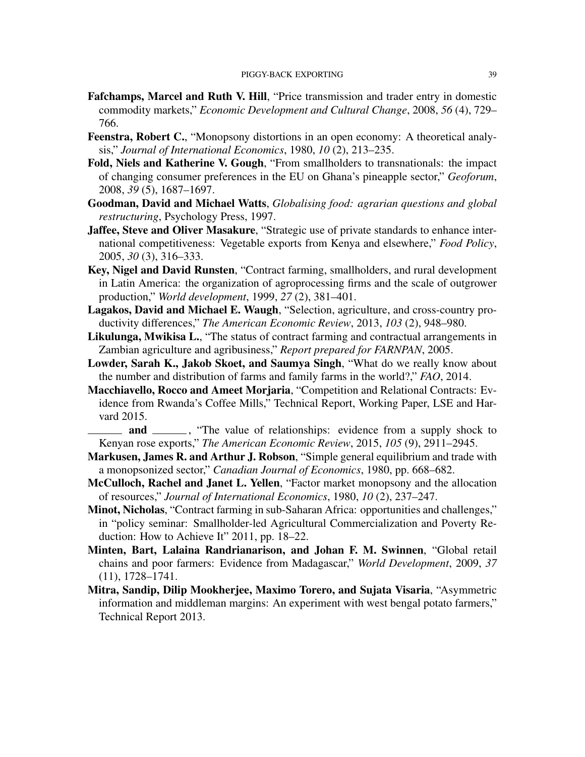**Fafchamps, Marcel and Ruth V. Hill**, "Price transmission and trader entry in domestic commodity markets," *Economic Development and Cultural Change*, 2008, *56* (4), 729–766.

**Feenstra, Robert C.**, "Monopsony distortions in an open economy: A theoretical analysis," *Journal of International Economics*, 1980, *10* (2), 213–235.

**Fold, Niels and Katherine V. Gough**, "From smallholders to transnationals: the impact of changing consumer preferences in the EU on Ghana's pineapple sector," *Geoforum*, 2008, *39* (5), 1687–1697.

**Goodman, David and Michael Watts**, *Globalising food: agrarian questions and global restructuring*, Psychology Press, 1997.

**Jaffee, Steve and Oliver Masakure**, "Strategic use of private standards to enhance international competitiveness: Vegetable exports from Kenya and elsewhere," *Food Policy*, 2005, *30* (3), 316–333.

**Key, Nigel and David Runsten**, "Contract farming, smallholders, and rural development in Latin America: the organization of agroprocessing firms and the scale of outgrower production," *World development*, 1999, *27* (2), 381–401.

**Lagakos, David and Michael E. Waugh**, "Selection, agriculture, and cross-country productivity differences," *The American Economic Review*, 2013, *103* (2), 948–980.

**Likulunga, Mwikisa L.**, "The status of contract farming and contractual arrangements in Zambian agriculture and agribusiness," *Report prepared for FARNPAN*, 2005.

**Lowder, Sarah K., Jakob Skoet, and Saumya Singh**, "What do we really know about the number and distribution of farms and family farms in the world?," *FAO*, 2014.

**Macchiavello, Rocco and Ameet Morjaria**, "Competition and Relational Contracts: Evidence from Rwanda's Coffee Mills," Technical Report, Working Paper, LSE and Harvard 2015.

**______ and ______**, "The value of relationships: evidence from a supply shock to Kenyan rose exports," *The American Economic Review*, 2015, *105* (9), 2911–2945.

**Markusen, James R. and Arthur J. Robson**, "Simple general equilibrium and trade with a monopsonized sector," *Canadian Journal of Economics*, 1980, pp. 668–682.

**McCulloch, Rachel and Janet L. Yellen**, "Factor market monopsony and the allocation of resources," *Journal of International Economics*, 1980, *10* (2), 237–247.

**Minot, Nicholas**, "Contract farming in sub-Saharan Africa: opportunities and challenges," in "policy seminar: Smallholder-led Agricultural Commercialization and Poverty Reduction: How to Achieve It" 2011, pp. 18–22.

**Minten, Bart, Lalaina Randrianarison, and Johan F. M. Swinnen**, "Global retail chains and poor farmers: Evidence from Madagascar," *World Development*, 2009, *37* (11), 1728–1741.

**Mitra, Sandip, Dilip Mookherjee, Maximo Torero, and Sujata Visaria**, "Asymmetric information and middleman margins: An experiment with west bengal potato farmers," Technical Report 2013.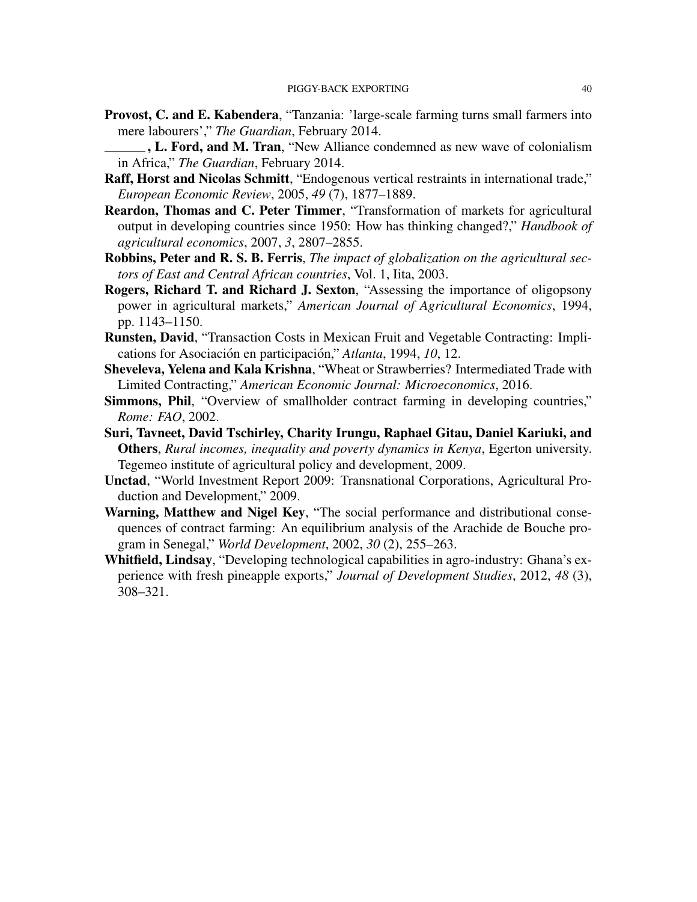**Provost, C. and E. Kabendera**, "Tanzania: 'large-scale farming turns small farmers into mere labourers'," *The Guardian*, February 2014.

______, **L. Ford, and M. Tran**, "New Alliance condemned as new wave of colonialism in Africa," *The Guardian*, February 2014.

**Raff, Horst and Nicolas Schmitt**, "Endogenous vertical restraints in international trade," *European Economic Review*, 2005, *49* (7), 1877–1889.

**Reardon, Thomas and C. Peter Timmer**, "Transformation of markets for agricultural output in developing countries since 1950: How has thinking changed?," *Handbook of agricultural economics*, 2007, *3*, 2807–2855.

**Robbins, Peter and R. S. B. Ferris**, *The impact of globalization on the agricultural sectors of East and Central African countries*, Vol. 1, Iita, 2003.

**Rogers, Richard T. and Richard J. Sexton**, "Assessing the importance of oligopsony power in agricultural markets," *American Journal of Agricultural Economics*, 1994, pp. 1143–1150.

**Runsten, David**, "Transaction Costs in Mexican Fruit and Vegetable Contracting: Implications for Asociación en participación," *Atlanta*, 1994, *10*, 12.

**Sheveleva, Yelena and Kala Krishna**, "Wheat or Strawberries? Intermediated Trade with Limited Contracting," *American Economic Journal: Microeconomics*, 2016.

**Simmons, Phil**, "Overview of smallholder contract farming in developing countries," *Rome: FAO*, 2002.

**Suri, Tavneet, David Tschirley, Charity Irungu, Raphael Gitau, Daniel Kariuki, and Others**, *Rural incomes, inequality and poverty dynamics in Kenya*, Egerton university. Tegemeo institute of agricultural policy and development, 2009.

**Unctad**, "World Investment Report 2009: Transnational Corporations, Agricultural Production and Development," 2009.

**Warning, Matthew and Nigel Key**, "The social performance and distributional consequences of contract farming: An equilibrium analysis of the Arachide de Bouche program in Senegal," *World Development*, 2002, *30* (2), 255–263.

**Whitfield, Lindsay**, "Developing technological capabilities in agro-industry: Ghana's experience with fresh pineapple exports," *Journal of Development Studies*, 2012, *48* (3), 308–321.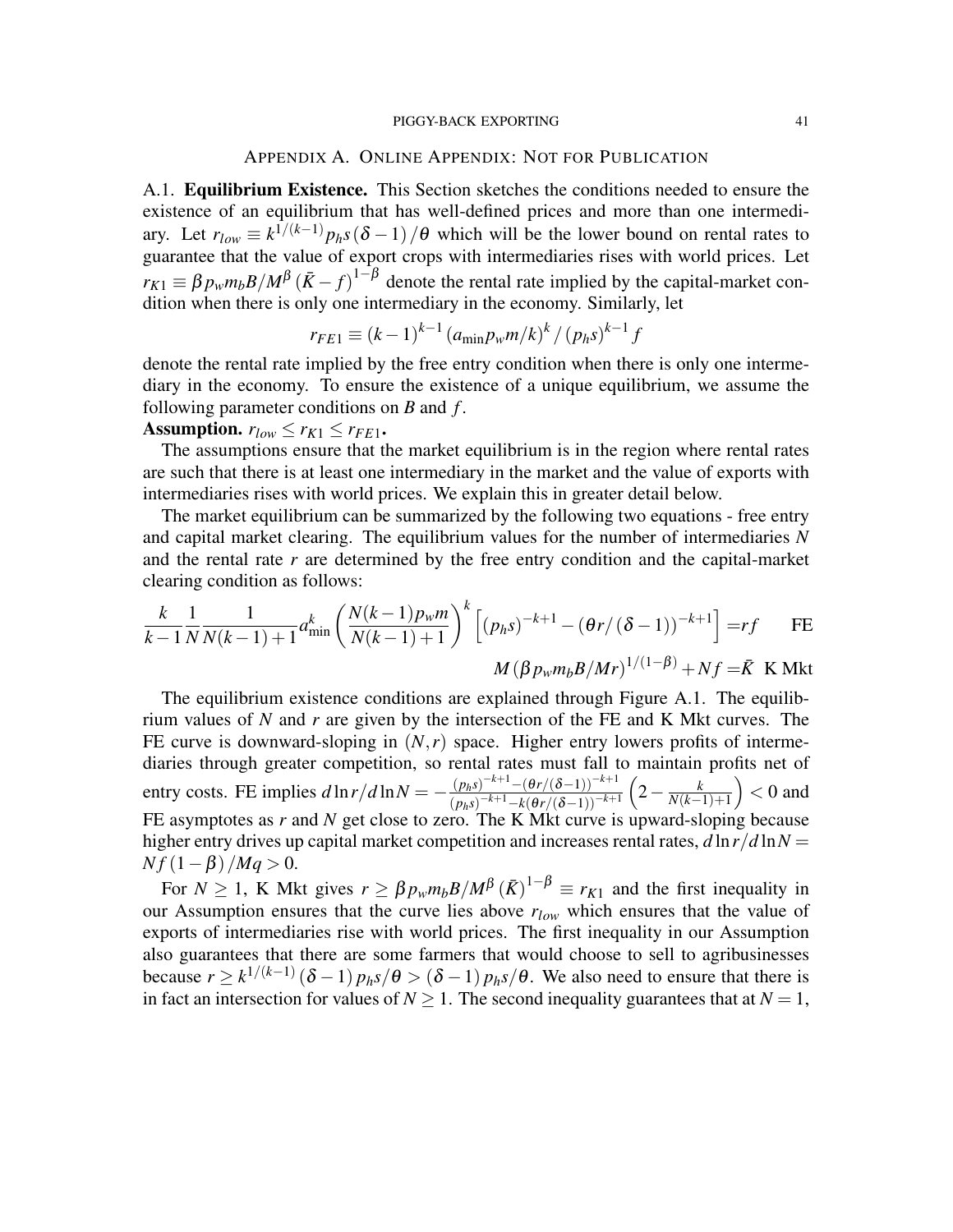# Appendix A. Online Appendix: Not for Publication

**A.1. Equilibrium Existence.** This Section sketches the conditions needed to ensure the existence of an equilibrium that has well-defined prices and more than one intermediary. Let $r_{low} \equiv k^{1/(k-1)} p_h s(\delta - 1)/\theta$ which will be the lower bound on rental rates to guarantee that the value of export crops with intermediaries rises with world prices. Let $r_{K1} \equiv \beta p_w m_b B/M^{\beta}(\bar{K} - f)^{1-\beta}$ denote the rental rate implied by the capital-market condition when there is only one intermediary in the economy. Similarly, let

$$r_{FE1} \equiv (k-1)^{k-1} (a_{\min} p_w m/k)^k / (p_h s)^{k-1} f$$

denote the rental rate implied by the free entry condition when there is only one intermediary in the economy. To ensure the existence of a unique equilibrium, we assume the following parameter conditions on $B$ and $f$.

**Assumption.** $r_{low} \leq r_{K1} \leq r_{FE1}$.

The assumptions ensure that the market equilibrium is in the region where rental rates are such that there is at least one intermediary in the market and the value of exports with intermediaries rises with world prices. We explain this in greater detail below.

The market equilibrium can be summarized by the following two equations - free entry and capital market clearing. The equilibrium values for the number of intermediaries $N$ and the rental rate $r$ are determined by the free entry condition and the capital-market clearing condition as follows:

$$\frac{k}{k-1}\frac{1}{N}\frac{1}{N(k-1)+1}a_{\min}^k\left(\frac{N(k-1)p_w m}{N(k-1)+1}\right)^k\left[(p_h s)^{-k+1} - (\theta r/(\delta-1))^{-k+1}\right] = rf \qquad \text{FE}$$

$$M(\beta p_w m_b B/Mr)^{1/(1-\beta)} + Nf = \bar{K} \quad \text{K Mkt}$$

The equilibrium existence conditions are explained through Figure A.1. The equilibrium values of $N$ and $r$ are given by the intersection of the FE and K Mkt curves. The FE curve is downward-sloping in $(N, r)$ space. Higher entry lowers profits of intermediaries through greater competition, so rental rates must fall to maintain profits net of entry costs. FE implies $d\ln r/d\ln N = -\frac{(p_h s)^{-k+1} - (\theta r/(\delta-1))^{-k+1}}{(p_h s)^{-k+1} - k(\theta r/(\delta-1))^{-k+1}}\left(2 - \frac{k}{N(k-1)+1}\right) < 0$ and FE asymptotes as $r$ and $N$ get close to zero. The K Mkt curve is upward-sloping because higher entry drives up capital market competition and increases rental rates, $d\ln r/d\ln N = Nf(1-\beta)/Mq > 0$.

For $N \geq 1$, K Mkt gives $r \geq \beta p_w m_b B/M^{\beta}(\bar{K})^{1-\beta} \equiv r_{K1}$ and the first inequality in our Assumption ensures that the curve lies above $r_{low}$ which ensures that the value of exports of intermediaries rise with world prices. The first inequality in our Assumption also guarantees that there are some farmers that would choose to sell to agribusinesses because $r \geq k^{1/(k-1)}(\delta-1)p_h s/\theta > (\delta-1)p_h s/\theta$. We also need to ensure that there is in fact an intersection for values of $N \geq 1$. The second inequality guarantees that at $N = 1$,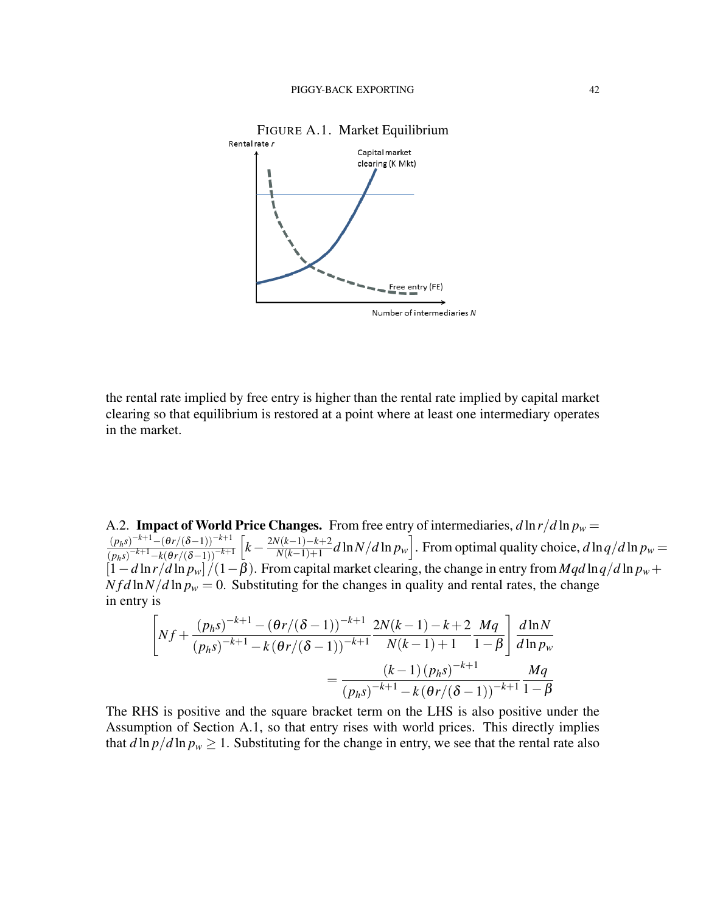FIGURE A.1. Market Equilibrium

the rental rate implied by free entry is higher than the rental rate implied by capital market clearing so that equilibrium is restored at a point where at least one intermediary operates in the market.

A.2. **Impact of World Price Changes.** From free entry of intermediaries, $d\ln r/d\ln p_w = \frac{(p_h s)^{-k+1} - (\theta r/(\delta-1))^{-k+1}}{(p_h s)^{-k+1} - k(\theta r/(\delta-1))^{-k+1}} \left[k - \frac{2N(k-1)-k+2}{N(k-1)+1} d\ln N/d\ln p_w\right]$. From optimal quality choice, $d\ln q/d\ln p_w = [1 - d\ln r/d\ln p_w]/(1-\beta)$. From capital market clearing, the change in entry from $Mqd\ln q/d\ln p_w + Nfd\ln N/d\ln p_w = 0$. Substituting for the changes in quality and rental rates, the change in entry is

$$\left[Nf + \frac{(p_h s)^{-k+1} - (\theta r/(\delta-1))^{-k+1}}{(p_h s)^{-k+1} - k(\theta r/(\delta-1))^{-k+1}} \frac{2N(k-1)-k+2}{N(k-1)+1} \frac{Mq}{1-\beta}\right] \frac{d\ln N}{d\ln p_w} = \frac{(k-1)(p_h s)^{-k+1}}{(p_h s)^{-k+1} - k(\theta r/(\delta-1))^{-k+1}} \frac{Mq}{1-\beta}$$

The RHS is positive and the square bracket term on the LHS is also positive under the Assumption of Section A.1, so that entry rises with world prices. This directly implies that $d\ln p/d\ln p_w \geq 1$. Substituting for the change in entry, we see that the rental rate also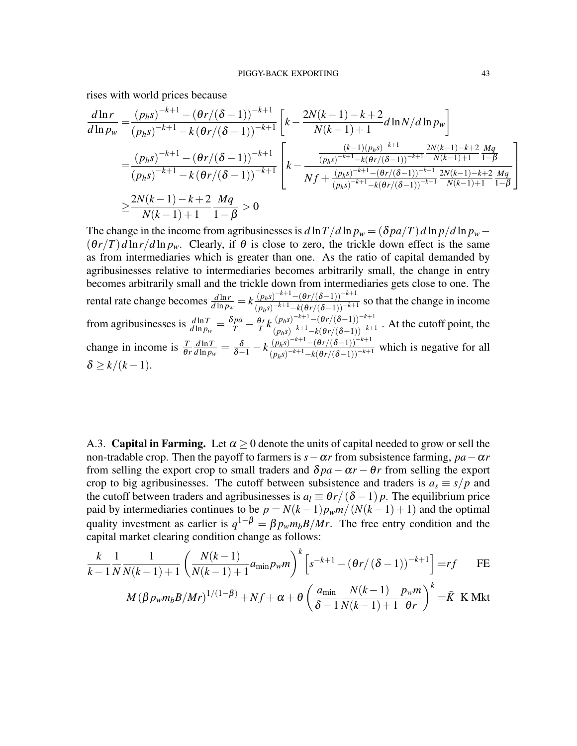rises with world prices because

$$
\begin{aligned}
\frac{d\ln r}{d\ln p_w} =& \frac{(p_h s)^{-k+1} - (\theta r/(\delta-1))^{-k+1}}{(p_h s)^{-k+1} - k(\theta r/(\delta-1))^{-k+1}} \left[ k - \frac{2N(k-1)-k+2}{N(k-1)+1} d\ln N/d\ln p_w \right] \\
=& \frac{(p_h s)^{-k+1} - (\theta r/(\delta-1))^{-k+1}}{(p_h s)^{-k+1} - k(\theta r/(\delta-1))^{-k+1}} \left[ k - \frac{\frac{(k-1)(p_h s)^{-k+1}}{(p_h s)^{-k+1} - k(\theta r/(\delta-1))^{-k+1}} \frac{2N(k-1)-k+2}{N(k-1)+1} \frac{Mq}{1-\beta}}{Nf + \frac{(p_h s)^{-k+1} - (\theta r/(\delta-1))^{-k+1}}{(p_h s)^{-k+1} - k(\theta r/(\delta-1))^{-k+1}} \frac{2N(k-1)-k+2}{N(k-1)+1} \frac{Mq}{1-\beta}} \right] \\
\geq& \frac{2N(k-1)-k+2}{N(k-1)+1} \frac{Mq}{1-\beta} > 0
\end{aligned}
$$

The change in the income from agribusinesses is $d\ln T/d\ln p_w = (\delta pa/T)\, d\ln p/d\ln p_w - (\theta r/T)\, d\ln r/d\ln p_w$. Clearly, if $\theta$ is close to zero, the trickle down effect is the same as from intermediaries which is greater than one. As the ratio of capital demanded by agribusinesses relative to intermediaries becomes arbitrarily small, the change in entry becomes arbitrarily small and the trickle down from intermediaries gets close to one. The rental rate change becomes $\frac{d\ln r}{d\ln p_w} = k \frac{(p_h s)^{-k+1} - (\theta r/(\delta-1))^{-k+1}}{(p_h s)^{-k+1} - k(\theta r/(\delta-1))^{-k+1}}$ so that the change in income from agribusinesses is $\frac{d\ln T}{d\ln p_w} = \frac{\delta pa}{T} - \frac{\theta r}{T} k \frac{(p_h s)^{-k+1} - (\theta r/(\delta-1))^{-k+1}}{(p_h s)^{-k+1} - k(\theta r/(\delta-1))^{-k+1}}$. At the cutoff point, the change in income is $\frac{T}{\theta r}\frac{d\ln T}{d\ln p_w} = \frac{\delta}{\delta-1} - k \frac{(p_h s)^{-k+1} - (\theta r/(\delta-1))^{-k+1}}{(p_h s)^{-k+1} - k(\theta r/(\delta-1))^{-k+1}}$ which is negative for all $\delta \geq k/(k-1)$.

A.3. **Capital in Farming.** Let $\alpha \geq 0$ denote the units of capital needed to grow or sell the non-tradable crop. Then the payoff to farmers is $s - \alpha r$ from subsistence farming, $pa - \alpha r$ from selling the export crop to small traders and $\delta pa - \alpha r - \theta r$ from selling the export crop to big agribusinesses. The cutoff between subsistence and traders is $a_s \equiv s/p$ and the cutoff between traders and agribusinesses is $a_l \equiv \theta r/(\delta-1)p$. The equilibrium price paid by intermediaries continues to be $p = N(k-1)p_w m/(N(k-1)+1)$ and the optimal quality investment as earlier is $q^{1-\beta} = \beta p_w m_b B/Mr$. The free entry condition and the capital market clearing condition change as follows:

$$
\frac{k}{k-1}\frac{1}{N}\frac{1}{N(k-1)+1}\left(\frac{N(k-1)}{N(k-1)+1}a_{\min} p_w m\right)^k \left[s^{-k+1} - (\theta r/(\delta-1))^{-k+1}\right] = rf \qquad \text{FE}
$$

$$
M(\beta p_w m_b B/Mr)^{1/(1-\beta)} + Nf + \alpha + \theta\left(\frac{a_{\min}}{\delta-1}\frac{N(k-1)}{N(k-1)+1}\frac{p_w m}{\theta r}\right)^k = \bar{K} \quad \text{K Mkt}
$$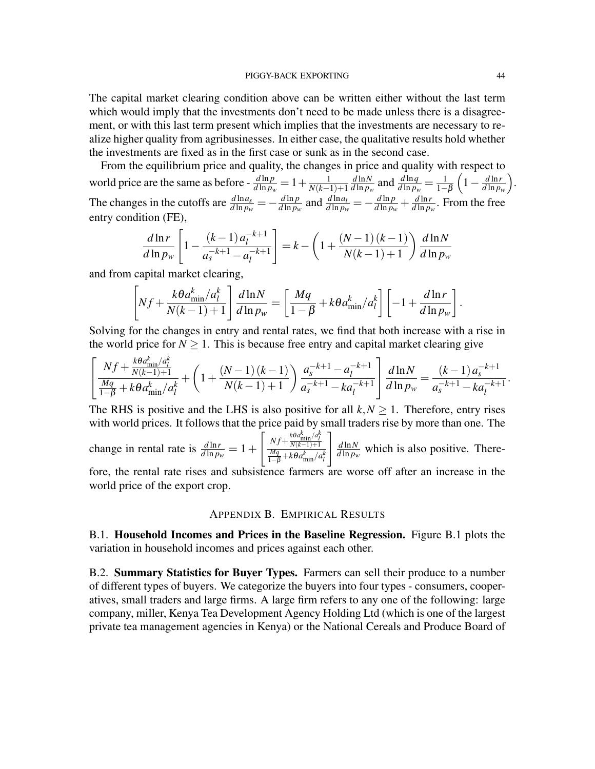The capital market clearing condition above can be written either without the last term which would imply that the investments don't need to be made unless there is a disagreement, or with this last term present which implies that the investments are necessary to realize higher quality from agribusinesses. In either case, the qualitative results hold whether the investments are fixed as in the first case or sunk as in the second case.

From the equilibrium price and quality, the changes in price and quality with respect to world price are the same as before - $\frac{d\ln p}{d\ln p_w} = 1 + \frac{1}{N(k-1)+1}\frac{d\ln N}{d\ln p_w}$ and $\frac{d\ln q}{d\ln p_w} = \frac{1}{1-\beta}\left(1 - \frac{d\ln r}{d\ln p_w}\right)$. The changes in the cutoffs are $\frac{d\ln a_s}{d\ln p_w} = -\frac{d\ln p}{d\ln p_w}$ and $\frac{d\ln a_l}{d\ln p_w} = -\frac{d\ln p}{d\ln p_w} + \frac{d\ln r}{d\ln p_w}$. From the free entry condition (FE),

$$\frac{d\ln r}{d\ln p_w}\left[1 - \frac{(k-1)\,a_l^{-k+1}}{a_s^{-k+1} - a_l^{-k+1}}\right] = k - \left(1 + \frac{(N-1)\,(k-1)}{N(k-1)+1}\right)\frac{d\ln N}{d\ln p_w}$$

and from capital market clearing,

$$\left[Nf + \frac{k\theta a_{\min}^k/a_l^k}{N(k-1)+1}\right]\frac{d\ln N}{d\ln p_w} = \left[\frac{Mq}{1-\beta} + k\theta a_{\min}^k/a_l^k\right]\left[-1 + \frac{d\ln r}{d\ln p_w}\right].$$

Solving for the changes in entry and rental rates, we find that both increase with a rise in the world price for $N \geq 1$. This is because free entry and capital market clearing give

$$\left[\frac{Nf + \frac{k\theta a_{\min}^k/a_l^k}{N(k-1)+1}}{\frac{Mq}{1-\beta} + k\theta a_{\min}^k/a_l^k} + \left(1 + \frac{(N-1)\,(k-1)}{N(k-1)+1}\right)\frac{a_s^{-k+1} - a_l^{-k+1}}{a_s^{-k+1} - ka_l^{-k+1}}\right]\frac{d\ln N}{d\ln p_w} = \frac{(k-1)\,a_s^{-k+1}}{a_s^{-k+1} - ka_l^{-k+1}}.$$

The RHS is positive and the LHS is also positive for all $k, N \geq 1$. Therefore, entry rises with world prices. It follows that the price paid by small traders rise by more than one. The change in rental rate is $\frac{d\ln r}{d\ln p_w} = 1 + \left[\frac{Nf + \frac{k\theta a_{\min}^k/a_l^k}{N(k-1)+1}}{\frac{Mq}{1-\beta} + k\theta a_{\min}^k/a_l^k}\right]\frac{d\ln N}{d\ln p_w}$ which is also positive. Therefore, the rental rate rises and subsistence farmers are worse off after an increase in the world price of the export crop.

## Appendix B. Empirical Results

**B.1. Household Incomes and Prices in the Baseline Regression.** Figure B.1 plots the variation in household incomes and prices against each other.

**B.2. Summary Statistics for Buyer Types.** Farmers can sell their produce to a number of different types of buyers. We categorize the buyers into four types - consumers, cooperatives, small traders and large firms. A large firm refers to any one of the following: large company, miller, Kenya Tea Development Agency Holding Ltd (which is one of the largest private tea management agencies in Kenya) or the National Cereals and Produce Board of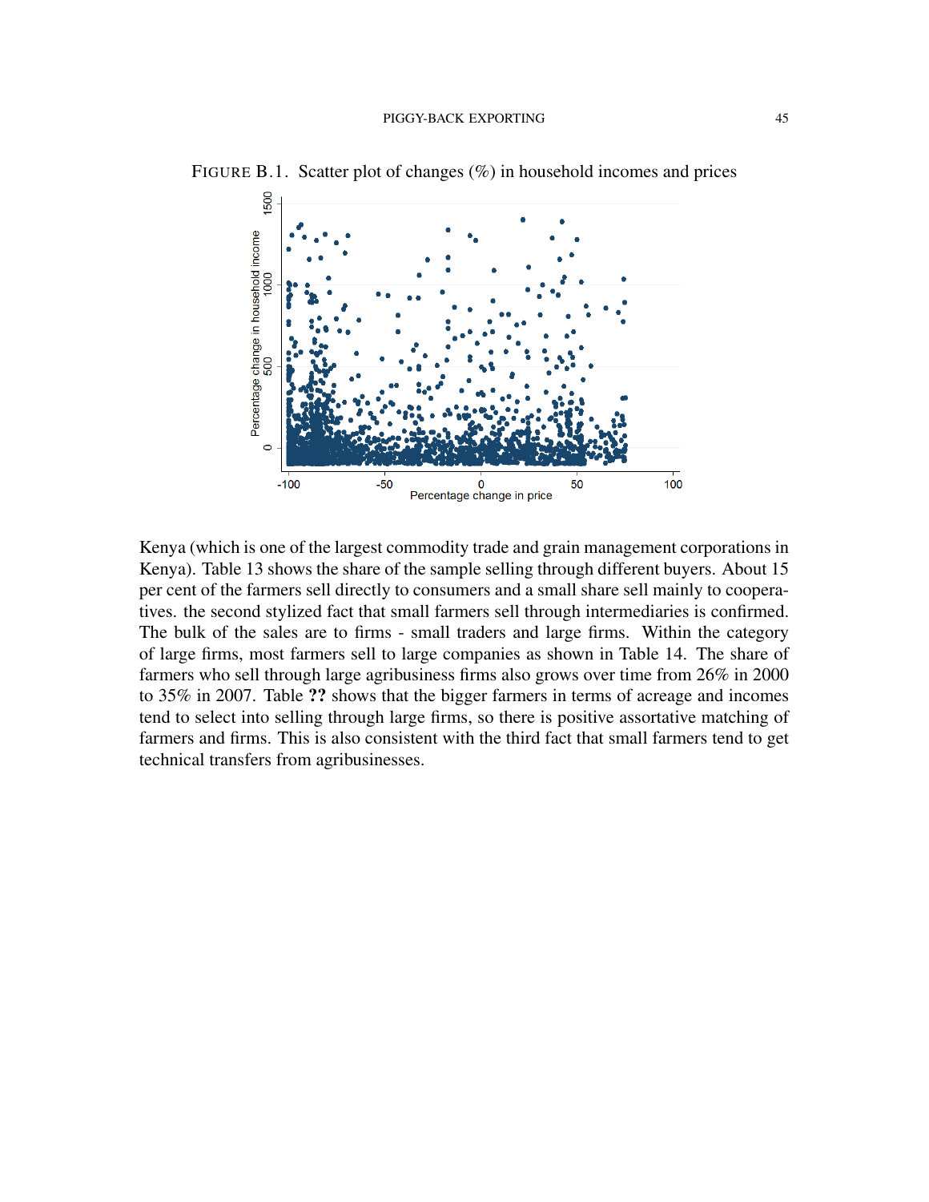FIGURE B.1. Scatter plot of changes (%) in household incomes and prices

Kenya (which is one of the largest commodity trade and grain management corporations in Kenya). Table 13 shows the share of the sample selling through different buyers. About 15 per cent of the farmers sell directly to consumers and a small share sell mainly to cooperatives. the second stylized fact that small farmers sell through intermediaries is confirmed. The bulk of the sales are to firms - small traders and large firms. Within the category of large firms, most farmers sell to large companies as shown in Table 14. The share of farmers who sell through large agribusiness firms also grows over time from 26% in 2000 to 35% in 2007. Table **??** shows that the bigger farmers in terms of acreage and incomes tend to select into selling through large firms, so there is positive assortative matching of farmers and firms. This is also consistent with the third fact that small farmers tend to get technical transfers from agribusinesses.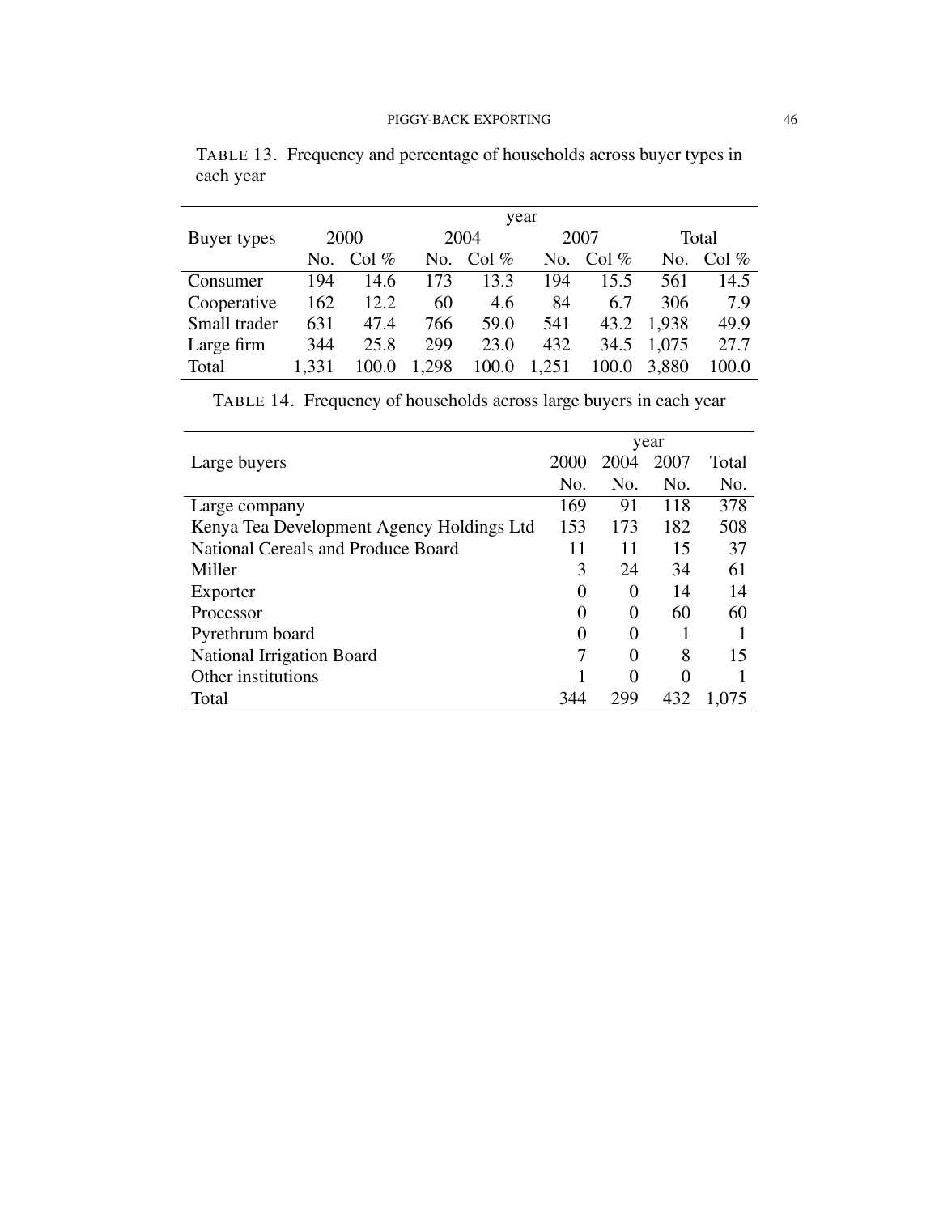TABLE 13. Frequency and percentage of households across buyer types in each year

| | year | | | | | | | |
|---|---|---|---|---|---|---|---|---|
| Buyer types | 2000 | | 2004 | | 2007 | | Total | |
| | No. | Col % | No. | Col % | No. | Col % | No. | Col % |
| Consumer | 194 | 14.6 | 173 | 13.3 | 194 | 15.5 | 561 | 14.5 |
| Cooperative | 162 | 12.2 | 60 | 4.6 | 84 | 6.7 | 306 | 7.9 |
| Small trader | 631 | 47.4 | 766 | 59.0 | 541 | 43.2 | 1,938 | 49.9 |
| Large firm | 344 | 25.8 | 299 | 23.0 | 432 | 34.5 | 1,075 | 27.7 |
| Total | 1,331 | 100.0 | 1,298 | 100.0 | 1,251 | 100.0 | 3,880 | 100.0 |

TABLE 14. Frequency of households across large buyers in each year

| | year | | | |
|---|---|---|---|---|
| Large buyers | 2000 | 2004 | 2007 | Total |
| | No. | No. | No. | No. |
| Large company | 169 | 91 | 118 | 378 |
| Kenya Tea Development Agency Holdings Ltd | 153 | 173 | 182 | 508 |
| National Cereals and Produce Board | 11 | 11 | 15 | 37 |
| Miller | 3 | 24 | 34 | 61 |
| Exporter | 0 | 0 | 14 | 14 |
| Processor | 0 | 0 | 60 | 60 |
| Pyrethrum board | 0 | 0 | 1 | 1 |
| National Irrigation Board | 7 | 0 | 8 | 15 |
| Other institutions | 1 | 0 | 0 | 1 |
| Total | 344 | 299 | 432 | 1,075 |